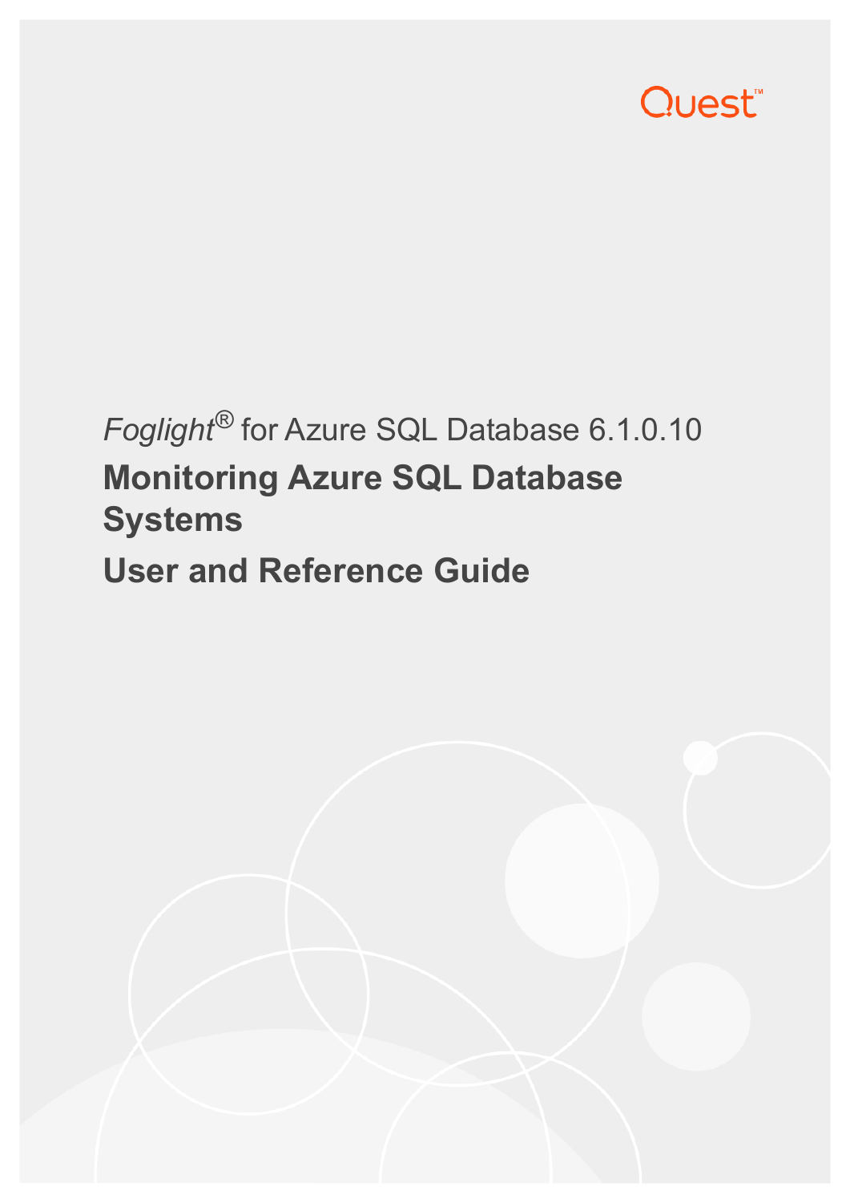Quest™

*Foglight*® for Azure SQL Database 6.1.0.10

# Monitoring Azure SQL Database Systems

# User and Reference Guide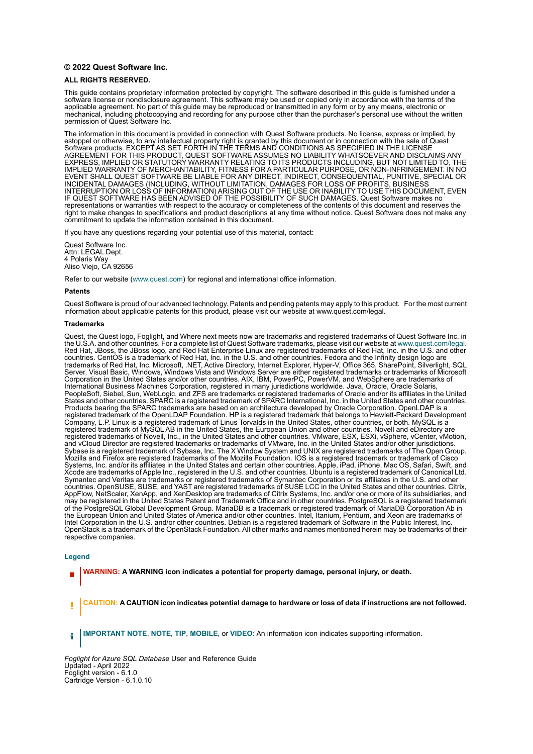**© 2022 Quest Software Inc.**

**ALL RIGHTS RESERVED.**

This guide contains proprietary information protected by copyright. The software described in this guide is furnished under a software license or nondisclosure agreement. This software may be used or copied only in accordance with the terms of the applicable agreement. No part of this guide may be reproduced or transmitted in any form or by any means, electronic or mechanical, including photocopying and recording for any purpose other than the purchaser's personal use without the written permission of Quest Software Inc.

The information in this document is provided in connection with Quest Software products. No license, express or implied, by estoppel or otherwise, to any intellectual property right is granted by this document or in connection with the sale of Quest Software products. EXCEPT AS SET FORTH IN THE TERMS AND CONDITIONS AS SPECIFIED IN THE LICENSE AGREEMENT FOR THIS PRODUCT, QUEST SOFTWARE ASSUMES NO LIABILITY WHATSOEVER AND DISCLAIMS ANY EXPRESS, IMPLIED OR STATUTORY WARRANTY RELATING TO ITS PRODUCTS INCLUDING, BUT NOT LIMITED TO, THE IMPLIED WARRANTY OF MERCHANTABILITY, FITNESS FOR A PARTICULAR PURPOSE, OR NON-INFRINGEMENT. IN NO EVENT SHALL QUEST SOFTWARE BE LIABLE FOR ANY DIRECT, INDIRECT, CONSEQUENTIAL, PUNITIVE, SPECIAL OR INCIDENTAL DAMAGES (INCLUDING, WITHOUT LIMITATION, DAMAGES FOR LOSS OF PROFITS, BUSINESS INTERRUPTION OR LOSS OF INFORMATION) ARISING OUT OF THE USE OR INABILITY TO USE THIS DOCUMENT, EVEN IF QUEST SOFTWARE HAS BEEN ADVISED OF THE POSSIBILITY OF SUCH DAMAGES. Quest Software makes no representations or warranties with respect to the accuracy or completeness of the contents of this document and reserves the right to make changes to specifications and product descriptions at any time without notice. Quest Software does not make any commitment to update the information contained in this document.

If you have any questions regarding your potential use of this material, contact:

Quest Software Inc.
Attn: LEGAL Dept.
4 Polaris Way
Aliso Viejo, CA 92656

Refer to our website (www.quest.com) for regional and international office information.

**Patents**

Quest Software is proud of our advanced technology. Patents and pending patents may apply to this product. For the most current information about applicable patents for this product, please visit our website at www.quest.com/legal.

**Trademarks**

Quest, the Quest logo, Foglight, and Where next meets now are trademarks and registered trademarks of Quest Software Inc. in the U.S.A. and other countries. For a complete list of Quest Software trademarks, please visit our website at www.quest.com/legal. Red Hat, JBoss, the JBoss logo, and Red Hat Enterprise Linux are registered trademarks of Red Hat, Inc. in the U.S. and other countries. CentOS is a trademark of Red Hat, Inc. in the U.S. and other countries. Fedora and the Infinity design logo are trademarks of Red Hat, Inc. Microsoft, .NET, Active Directory, Internet Explorer, Hyper-V, Office 365, SharePoint, Silverlight, SQL Server, Visual Basic, Windows, Windows Vista and Windows Server are either registered trademarks or trademarks of Microsoft Corporation in the United States and/or other countries. AIX, IBM, PowerPC, PowerVM, and WebSphere are trademarks of International Business Machines Corporation, registered in many jurisdictions worldwide. Java, Oracle, Oracle Solaris, PeopleSoft, Siebel, Sun, WebLogic, and ZFS are trademarks or registered trademarks of Oracle and/or its affiliates in the United States and other countries. SPARC is a registered trademark of SPARC International, Inc. in the United States and other countries. Products bearing the SPARC trademarks are based on an architecture developed by Oracle Corporation. OpenLDAP is a registered trademark of the OpenLDAP Foundation. HP is a registered trademark that belongs to Hewlett-Packard Development Company, L.P. Linux is a registered trademark of Linus Torvalds in the United States, other countries, or both. MySQL is a registered trademark of MySQL AB in the United States, the European Union and other countries. Novell and eDirectory are registered trademarks of Novell, Inc., in the United States and other countries. VMware, ESX, ESXi, vSphere, vCenter, vMotion, and vCloud Director are registered trademarks or trademarks of VMware, Inc. in the United States and/or other jurisdictions. Sybase is a registered trademark of Sybase, Inc. The X Window System and UNIX are registered trademarks of The Open Group. Mozilla and Firefox are registered trademarks of the Mozilla Foundation. IOS is a registered trademark or trademark of Cisco Systems, Inc. and/or its affiliates in the United States and certain other countries. Apple, iPad, iPhone, Mac OS, Safari, Swift, and Xcode are trademarks of Apple Inc., registered in the U.S. and other countries. Ubuntu is a registered trademark of Canonical Ltd. Symantec and Veritas are trademarks or registered trademarks of Symantec Corporation or its affiliates in the U.S. and other countries. OpenSUSE, SUSE, and YAST are registered trademarks of SUSE LCC in the United States and other countries. Citrix, AppFlow, NetScaler, XenApp, and XenDesktop are trademarks of Citrix Systems, Inc. and/or one or more of its subsidiaries, and may be registered in the United States Patent and Trademark Office and in other countries. PostgreSQL is a registered trademark of the PostgreSQL Global Development Group. MariaDB is a trademark or registered trademark of MariaDB Corporation Ab in the European Union and United States of America and/or other countries. Intel, Itanium, Pentium, and Xeon are trademarks of Intel Corporation in the U.S. and/or other countries. Debian is a registered trademark of Software in the Public Interest, Inc. OpenStack is a trademark of the OpenStack Foundation. All other marks and names mentioned herein may be trademarks of their respective companies.

**Legend**

**WARNING: A WARNING icon indicates a potential for property damage, personal injury, or death.**

**CAUTION: A CAUTION icon indicates potential damage to hardware or loss of data if instructions are not followed.**

**IMPORTANT NOTE**, **NOTE**, **TIP**, **MOBILE**, or **VIDEO:** An information icon indicates supporting information.

*Foglight for Azure SQL Database* User and Reference Guide
Updated - April 2022
Foglight version - 6.1.0
Cartridge Version - 6.1.0.10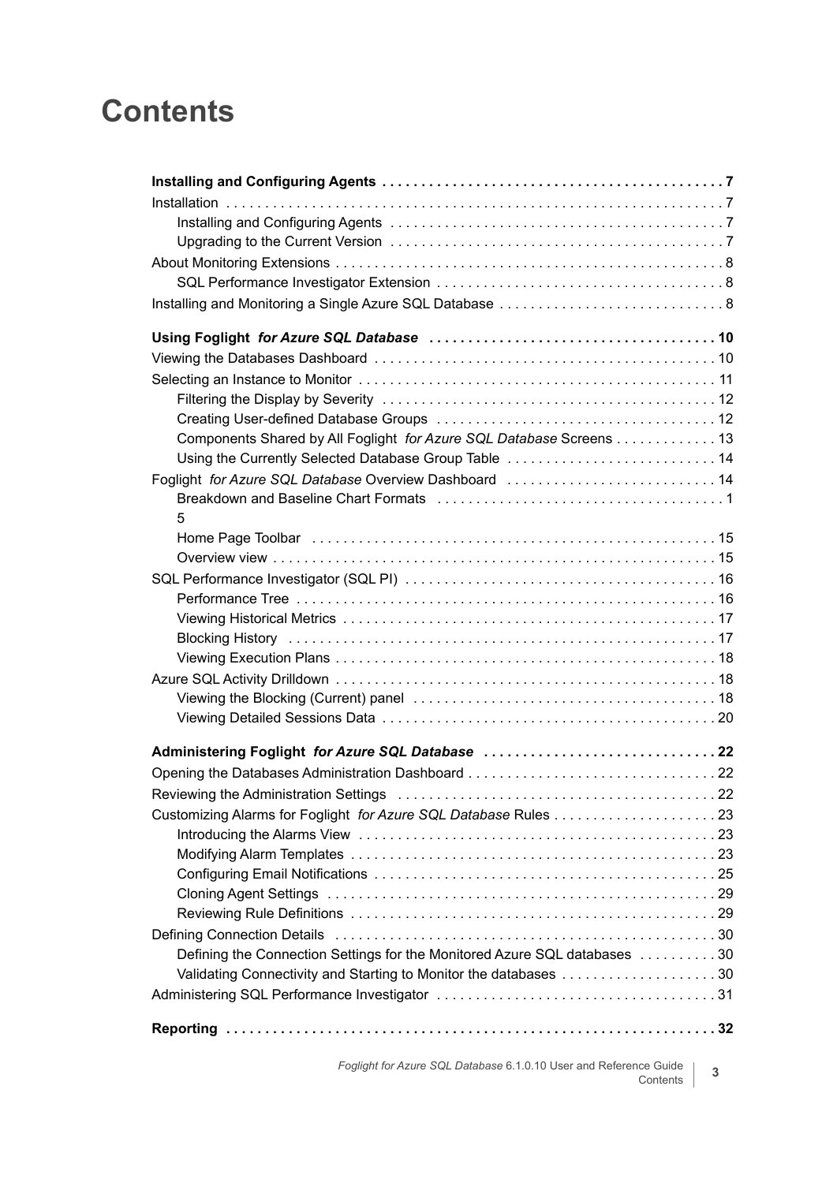# Contents

**Installing and Configuring Agents . . . . . . . . . . . . . . . . . . . . . . . . . . . . . . . . . . . . . . . . . . . 7**
Installation . . . . . . . . . . . . . . . . . . . . . . . . . . . . . . . . . . . . . . . . . . . . . . . . . . . . . . . . . . . . . . . . 7
  Installing and Configuring Agents . . . . . . . . . . . . . . . . . . . . . . . . . . . . . . . . . . . . . . . . . . 7
  Upgrading to the Current Version . . . . . . . . . . . . . . . . . . . . . . . . . . . . . . . . . . . . . . . . . . 7
About Monitoring Extensions . . . . . . . . . . . . . . . . . . . . . . . . . . . . . . . . . . . . . . . . . . . . . . . . . 8
  SQL Performance Investigator Extension . . . . . . . . . . . . . . . . . . . . . . . . . . . . . . . . . . . . 8
Installing and Monitoring a Single Azure SQL Database . . . . . . . . . . . . . . . . . . . . . . . . . . . . 8

**Using Foglight *for Azure SQL Database* . . . . . . . . . . . . . . . . . . . . . . . . . . . . . . . . . . . . 10**
Viewing the Databases Dashboard . . . . . . . . . . . . . . . . . . . . . . . . . . . . . . . . . . . . . . . . . . . 10
Selecting an Instance to Monitor . . . . . . . . . . . . . . . . . . . . . . . . . . . . . . . . . . . . . . . . . . . . . 11
  Filtering the Display by Severity . . . . . . . . . . . . . . . . . . . . . . . . . . . . . . . . . . . . . . . . . . . 12
  Creating User-defined Database Groups . . . . . . . . . . . . . . . . . . . . . . . . . . . . . . . . . . . . 12
  Components Shared by All Foglight *for Azure SQL Database* Screens . . . . . . . . . . . . . 13
  Using the Currently Selected Database Group Table . . . . . . . . . . . . . . . . . . . . . . . . . . . 14
Foglight *for Azure SQL Database* Overview Dashboard . . . . . . . . . . . . . . . . . . . . . . . . . . 14
  Breakdown and Baseline Chart Formats . . . . . . . . . . . . . . . . . . . . . . . . . . . . . . . . . . . . . 15
  Home Page Toolbar . . . . . . . . . . . . . . . . . . . . . . . . . . . . . . . . . . . . . . . . . . . . . . . . . . . . 15
  Overview view . . . . . . . . . . . . . . . . . . . . . . . . . . . . . . . . . . . . . . . . . . . . . . . . . . . . . . . . 15
SQL Performance Investigator (SQL PI) . . . . . . . . . . . . . . . . . . . . . . . . . . . . . . . . . . . . . . . 16
  Performance Tree . . . . . . . . . . . . . . . . . . . . . . . . . . . . . . . . . . . . . . . . . . . . . . . . . . . . . . 16
  Viewing Historical Metrics . . . . . . . . . . . . . . . . . . . . . . . . . . . . . . . . . . . . . . . . . . . . . . . . 17
  Blocking History . . . . . . . . . . . . . . . . . . . . . . . . . . . . . . . . . . . . . . . . . . . . . . . . . . . . . . . 17
  Viewing Execution Plans . . . . . . . . . . . . . . . . . . . . . . . . . . . . . . . . . . . . . . . . . . . . . . . . . 18
Azure SQL Activity Drilldown . . . . . . . . . . . . . . . . . . . . . . . . . . . . . . . . . . . . . . . . . . . . . . . . 18
  Viewing the Blocking (Current) panel . . . . . . . . . . . . . . . . . . . . . . . . . . . . . . . . . . . . . . . 18
  Viewing Detailed Sessions Data . . . . . . . . . . . . . . . . . . . . . . . . . . . . . . . . . . . . . . . . . . . 20

**Administering Foglight *for Azure SQL Database* . . . . . . . . . . . . . . . . . . . . . . . . . . . . . . 22**
Opening the Databases Administration Dashboard . . . . . . . . . . . . . . . . . . . . . . . . . . . . . . . 22
Reviewing the Administration Settings . . . . . . . . . . . . . . . . . . . . . . . . . . . . . . . . . . . . . . . . 22
Customizing Alarms for Foglight *for Azure SQL Database* Rules . . . . . . . . . . . . . . . . . . . . 23
  Introducing the Alarms View . . . . . . . . . . . . . . . . . . . . . . . . . . . . . . . . . . . . . . . . . . . . . . 23
  Modifying Alarm Templates . . . . . . . . . . . . . . . . . . . . . . . . . . . . . . . . . . . . . . . . . . . . . . . 23
  Configuring Email Notifications . . . . . . . . . . . . . . . . . . . . . . . . . . . . . . . . . . . . . . . . . . . . 25
  Cloning Agent Settings . . . . . . . . . . . . . . . . . . . . . . . . . . . . . . . . . . . . . . . . . . . . . . . . . . 29
  Reviewing Rule Definitions . . . . . . . . . . . . . . . . . . . . . . . . . . . . . . . . . . . . . . . . . . . . . . . 29
Defining Connection Details . . . . . . . . . . . . . . . . . . . . . . . . . . . . . . . . . . . . . . . . . . . . . . . . . 30
  Defining the Connection Settings for the Monitored Azure SQL databases . . . . . . . . . . 30
  Validating Connectivity and Starting to Monitor the databases . . . . . . . . . . . . . . . . . . . 30
Administering SQL Performance Investigator . . . . . . . . . . . . . . . . . . . . . . . . . . . . . . . . . . . . 31

**Reporting . . . . . . . . . . . . . . . . . . . . . . . . . . . . . . . . . . . . . . . . . . . . . . . . . . . . . . . . . . . . . . . 32**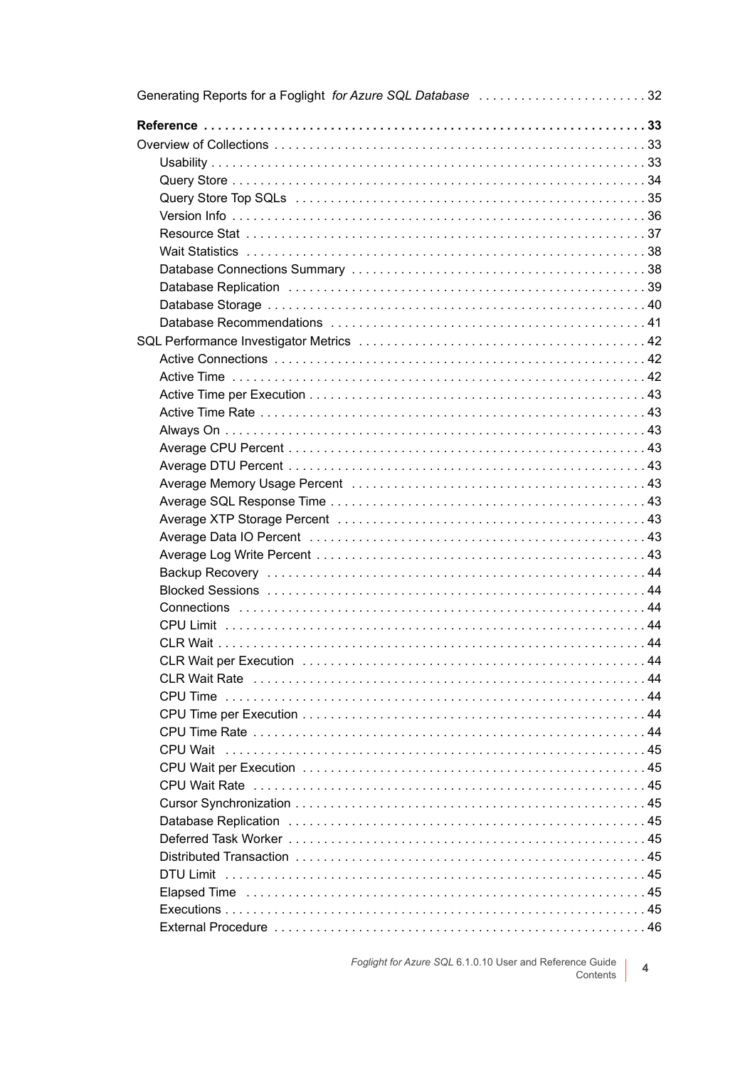Generating Reports for a Foglight *for Azure SQL Database* . . . . . . . . . . . . . . . . . . . . . . . . 32

**Reference . . . . . . . . . . . . . . . . . . . . . . . . . . . . . . . . . . . . . . . . . . . . . . . . . . . . . . . . . . . . . . . . 33**

Overview of Collections . . . . . . . . . . . . . . . . . . . . . . . . . . . . . . . . . . . . . . . . . . . . . . . . . . . . . 33
- Usability . . . . . . . . . . . . . . . . . . . . . . . . . . . . . . . . . . . . . . . . . . . . . . . . . . . . . . . . . . . . . . 33
- Query Store . . . . . . . . . . . . . . . . . . . . . . . . . . . . . . . . . . . . . . . . . . . . . . . . . . . . . . . . . . . 34
- Query Store Top SQLs . . . . . . . . . . . . . . . . . . . . . . . . . . . . . . . . . . . . . . . . . . . . . . . . . . . 35
- Version Info . . . . . . . . . . . . . . . . . . . . . . . . . . . . . . . . . . . . . . . . . . . . . . . . . . . . . . . . . . . 36
- Resource Stat . . . . . . . . . . . . . . . . . . . . . . . . . . . . . . . . . . . . . . . . . . . . . . . . . . . . . . . . . 37
- Wait Statistics . . . . . . . . . . . . . . . . . . . . . . . . . . . . . . . . . . . . . . . . . . . . . . . . . . . . . . . . . 38
- Database Connections Summary . . . . . . . . . . . . . . . . . . . . . . . . . . . . . . . . . . . . . . . . . . 38
- Database Replication . . . . . . . . . . . . . . . . . . . . . . . . . . . . . . . . . . . . . . . . . . . . . . . . . . . 39
- Database Storage . . . . . . . . . . . . . . . . . . . . . . . . . . . . . . . . . . . . . . . . . . . . . . . . . . . . . . 40
- Database Recommendations . . . . . . . . . . . . . . . . . . . . . . . . . . . . . . . . . . . . . . . . . . . . . 41

SQL Performance Investigator Metrics . . . . . . . . . . . . . . . . . . . . . . . . . . . . . . . . . . . . . . . . . 42
- Active Connections . . . . . . . . . . . . . . . . . . . . . . . . . . . . . . . . . . . . . . . . . . . . . . . . . . . . . 42
- Active Time . . . . . . . . . . . . . . . . . . . . . . . . . . . . . . . . . . . . . . . . . . . . . . . . . . . . . . . . . . . 42
- Active Time per Execution . . . . . . . . . . . . . . . . . . . . . . . . . . . . . . . . . . . . . . . . . . . . . . . . 43
- Active Time Rate . . . . . . . . . . . . . . . . . . . . . . . . . . . . . . . . . . . . . . . . . . . . . . . . . . . . . . . 43
- Always On . . . . . . . . . . . . . . . . . . . . . . . . . . . . . . . . . . . . . . . . . . . . . . . . . . . . . . . . . . . . 43
- Average CPU Percent . . . . . . . . . . . . . . . . . . . . . . . . . . . . . . . . . . . . . . . . . . . . . . . . . . . 43
- Average DTU Percent . . . . . . . . . . . . . . . . . . . . . . . . . . . . . . . . . . . . . . . . . . . . . . . . . . . 43
- Average Memory Usage Percent . . . . . . . . . . . . . . . . . . . . . . . . . . . . . . . . . . . . . . . . . . 43
- Average SQL Response Time . . . . . . . . . . . . . . . . . . . . . . . . . . . . . . . . . . . . . . . . . . . . . 43
- Average XTP Storage Percent . . . . . . . . . . . . . . . . . . . . . . . . . . . . . . . . . . . . . . . . . . . . 43
- Average Data IO Percent . . . . . . . . . . . . . . . . . . . . . . . . . . . . . . . . . . . . . . . . . . . . . . . . 43
- Average Log Write Percent . . . . . . . . . . . . . . . . . . . . . . . . . . . . . . . . . . . . . . . . . . . . . . . 43
- Backup Recovery . . . . . . . . . . . . . . . . . . . . . . . . . . . . . . . . . . . . . . . . . . . . . . . . . . . . . . 44
- Blocked Sessions . . . . . . . . . . . . . . . . . . . . . . . . . . . . . . . . . . . . . . . . . . . . . . . . . . . . . . 44
- Connections . . . . . . . . . . . . . . . . . . . . . . . . . . . . . . . . . . . . . . . . . . . . . . . . . . . . . . . . . . 44
- CPU Limit . . . . . . . . . . . . . . . . . . . . . . . . . . . . . . . . . . . . . . . . . . . . . . . . . . . . . . . . . . . . 44
- CLR Wait . . . . . . . . . . . . . . . . . . . . . . . . . . . . . . . . . . . . . . . . . . . . . . . . . . . . . . . . . . . . . 44
- CLR Wait per Execution . . . . . . . . . . . . . . . . . . . . . . . . . . . . . . . . . . . . . . . . . . . . . . . . . 44
- CLR Wait Rate . . . . . . . . . . . . . . . . . . . . . . . . . . . . . . . . . . . . . . . . . . . . . . . . . . . . . . . . 44
- CPU Time . . . . . . . . . . . . . . . . . . . . . . . . . . . . . . . . . . . . . . . . . . . . . . . . . . . . . . . . . . . . 44
- CPU Time per Execution . . . . . . . . . . . . . . . . . . . . . . . . . . . . . . . . . . . . . . . . . . . . . . . . . 44
- CPU Time Rate . . . . . . . . . . . . . . . . . . . . . . . . . . . . . . . . . . . . . . . . . . . . . . . . . . . . . . . . 44
- CPU Wait . . . . . . . . . . . . . . . . . . . . . . . . . . . . . . . . . . . . . . . . . . . . . . . . . . . . . . . . . . . . . 45
- CPU Wait per Execution . . . . . . . . . . . . . . . . . . . . . . . . . . . . . . . . . . . . . . . . . . . . . . . . . 45
- CPU Wait Rate . . . . . . . . . . . . . . . . . . . . . . . . . . . . . . . . . . . . . . . . . . . . . . . . . . . . . . . . 45
- Cursor Synchronization . . . . . . . . . . . . . . . . . . . . . . . . . . . . . . . . . . . . . . . . . . . . . . . . . . 45
- Database Replication . . . . . . . . . . . . . . . . . . . . . . . . . . . . . . . . . . . . . . . . . . . . . . . . . . . 45
- Deferred Task Worker . . . . . . . . . . . . . . . . . . . . . . . . . . . . . . . . . . . . . . . . . . . . . . . . . . . 45
- Distributed Transaction . . . . . . . . . . . . . . . . . . . . . . . . . . . . . . . . . . . . . . . . . . . . . . . . . . 45
- DTU Limit . . . . . . . . . . . . . . . . . . . . . . . . . . . . . . . . . . . . . . . . . . . . . . . . . . . . . . . . . . . . 45
- Elapsed Time . . . . . . . . . . . . . . . . . . . . . . . . . . . . . . . . . . . . . . . . . . . . . . . . . . . . . . . . . 45
- Executions . . . . . . . . . . . . . . . . . . . . . . . . . . . . . . . . . . . . . . . . . . . . . . . . . . . . . . . . . . . . 45
- External Procedure . . . . . . . . . . . . . . . . . . . . . . . . . . . . . . . . . . . . . . . . . . . . . . . . . . . . . 46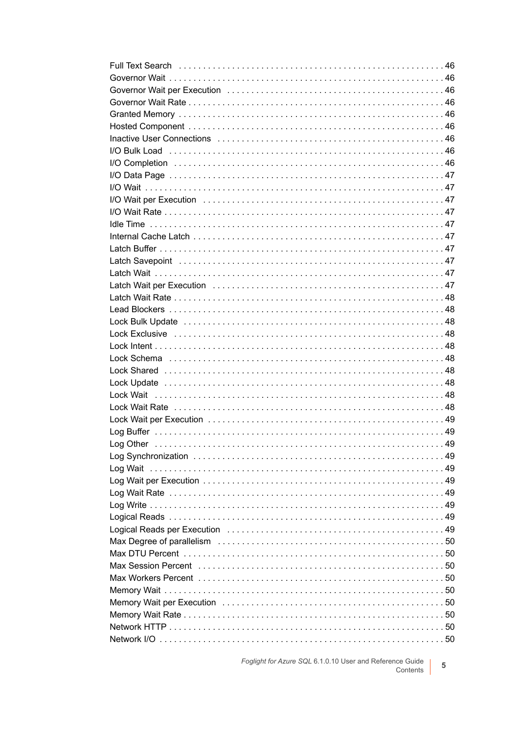Full Text Search . . . . . . . . . . 46
Governor Wait . . . . . . . . . . 46
Governor Wait per Execution . . . . . . . . . . 46
Governor Wait Rate . . . . . . . . . . 46
Granted Memory . . . . . . . . . . 46
Hosted Component . . . . . . . . . . 46
Inactive User Connections . . . . . . . . . . 46
I/O Bulk Load . . . . . . . . . . 46
I/O Completion . . . . . . . . . . 46
I/O Data Page . . . . . . . . . . 47
I/O Wait . . . . . . . . . . 47
I/O Wait per Execution . . . . . . . . . . 47
I/O Wait Rate . . . . . . . . . . 47
Idle Time . . . . . . . . . . 47
Internal Cache Latch . . . . . . . . . . 47
Latch Buffer . . . . . . . . . . 47
Latch Savepoint . . . . . . . . . . 47
Latch Wait . . . . . . . . . . 47
Latch Wait per Execution . . . . . . . . . . 47
Latch Wait Rate . . . . . . . . . . 48
Lead Blockers . . . . . . . . . . 48
Lock Bulk Update . . . . . . . . . . 48
Lock Exclusive . . . . . . . . . . 48
Lock Intent . . . . . . . . . . 48
Lock Schema . . . . . . . . . . 48
Lock Shared . . . . . . . . . . 48
Lock Update . . . . . . . . . . 48
Lock Wait . . . . . . . . . . 48
Lock Wait Rate . . . . . . . . . . 48
Lock Wait per Execution . . . . . . . . . . 49
Log Buffer . . . . . . . . . . 49
Log Other . . . . . . . . . . 49
Log Synchronization . . . . . . . . . . 49
Log Wait . . . . . . . . . . 49
Log Wait per Execution . . . . . . . . . . 49
Log Wait Rate . . . . . . . . . . 49
Log Write . . . . . . . . . . 49
Logical Reads . . . . . . . . . . 49
Logical Reads per Execution . . . . . . . . . . 49
Max Degree of parallelism . . . . . . . . . . 50
Max DTU Percent . . . . . . . . . . 50
Max Session Percent . . . . . . . . . . 50
Max Workers Percent . . . . . . . . . . 50
Memory Wait . . . . . . . . . . 50
Memory Wait per Execution . . . . . . . . . . 50
Memory Wait Rate . . . . . . . . . . 50
Network HTTP . . . . . . . . . . 50
Network I/O . . . . . . . . . . 50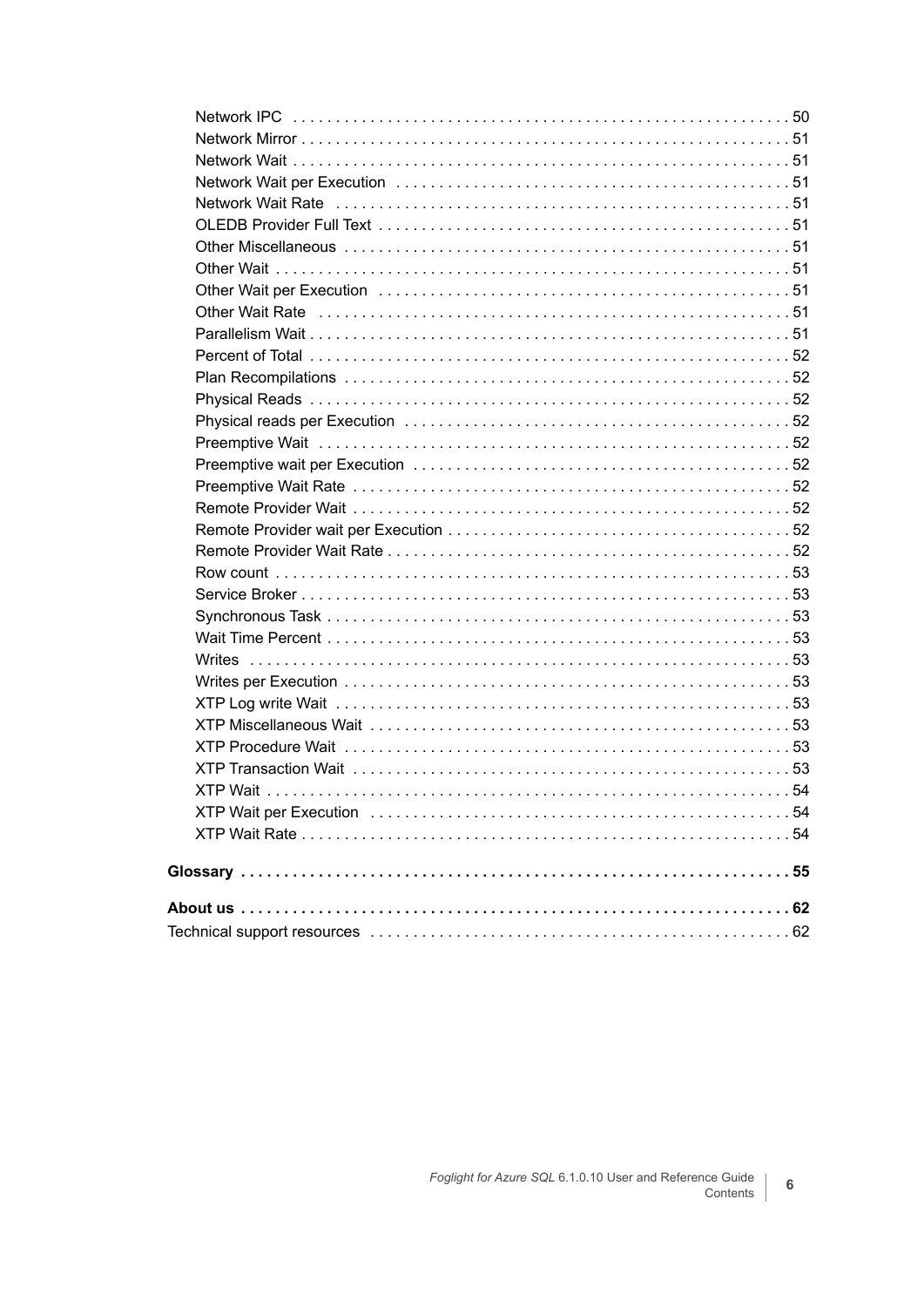Network IPC . . . . . . . . . . . . . . . . . . . . . . . . . . . . . . . . . . . . . . . . . . . . . . . . . . . . . . . . . 50
Network Mirror . . . . . . . . . . . . . . . . . . . . . . . . . . . . . . . . . . . . . . . . . . . . . . . . . . . . . . . . . 51
Network Wait . . . . . . . . . . . . . . . . . . . . . . . . . . . . . . . . . . . . . . . . . . . . . . . . . . . . . . . . . . 51
Network Wait per Execution . . . . . . . . . . . . . . . . . . . . . . . . . . . . . . . . . . . . . . . . . . . . . . 51
Network Wait Rate . . . . . . . . . . . . . . . . . . . . . . . . . . . . . . . . . . . . . . . . . . . . . . . . . . . . . 51
OLEDB Provider Full Text . . . . . . . . . . . . . . . . . . . . . . . . . . . . . . . . . . . . . . . . . . . . . . . . 51
Other Miscellaneous . . . . . . . . . . . . . . . . . . . . . . . . . . . . . . . . . . . . . . . . . . . . . . . . . . . . 51
Other Wait . . . . . . . . . . . . . . . . . . . . . . . . . . . . . . . . . . . . . . . . . . . . . . . . . . . . . . . . . . . . 51
Other Wait per Execution . . . . . . . . . . . . . . . . . . . . . . . . . . . . . . . . . . . . . . . . . . . . . . . . . 51
Other Wait Rate . . . . . . . . . . . . . . . . . . . . . . . . . . . . . . . . . . . . . . . . . . . . . . . . . . . . . . . . 51
Parallelism Wait . . . . . . . . . . . . . . . . . . . . . . . . . . . . . . . . . . . . . . . . . . . . . . . . . . . . . . . . 51
Percent of Total . . . . . . . . . . . . . . . . . . . . . . . . . . . . . . . . . . . . . . . . . . . . . . . . . . . . . . . . 52
Plan Recompilations . . . . . . . . . . . . . . . . . . . . . . . . . . . . . . . . . . . . . . . . . . . . . . . . . . . . . 52
Physical Reads . . . . . . . . . . . . . . . . . . . . . . . . . . . . . . . . . . . . . . . . . . . . . . . . . . . . . . . . . 52
Physical reads per Execution . . . . . . . . . . . . . . . . . . . . . . . . . . . . . . . . . . . . . . . . . . . . . . 52
Preemptive Wait . . . . . . . . . . . . . . . . . . . . . . . . . . . . . . . . . . . . . . . . . . . . . . . . . . . . . . . . 52
Preemptive wait per Execution . . . . . . . . . . . . . . . . . . . . . . . . . . . . . . . . . . . . . . . . . . . . . 52
Preemptive Wait Rate . . . . . . . . . . . . . . . . . . . . . . . . . . . . . . . . . . . . . . . . . . . . . . . . . . . . 52
Remote Provider Wait . . . . . . . . . . . . . . . . . . . . . . . . . . . . . . . . . . . . . . . . . . . . . . . . . . . . 52
Remote Provider wait per Execution . . . . . . . . . . . . . . . . . . . . . . . . . . . . . . . . . . . . . . . . . 52
Remote Provider Wait Rate . . . . . . . . . . . . . . . . . . . . . . . . . . . . . . . . . . . . . . . . . . . . . . . . 52
Row count . . . . . . . . . . . . . . . . . . . . . . . . . . . . . . . . . . . . . . . . . . . . . . . . . . . . . . . . . . . . . 53
Service Broker . . . . . . . . . . . . . . . . . . . . . . . . . . . . . . . . . . . . . . . . . . . . . . . . . . . . . . . . . . 53
Synchronous Task . . . . . . . . . . . . . . . . . . . . . . . . . . . . . . . . . . . . . . . . . . . . . . . . . . . . . . . 53
Wait Time Percent . . . . . . . . . . . . . . . . . . . . . . . . . . . . . . . . . . . . . . . . . . . . . . . . . . . . . . . 53
Writes . . . . . . . . . . . . . . . . . . . . . . . . . . . . . . . . . . . . . . . . . . . . . . . . . . . . . . . . . . . . . . . . 53
Writes per Execution . . . . . . . . . . . . . . . . . . . . . . . . . . . . . . . . . . . . . . . . . . . . . . . . . . . . . 53
XTP Log write Wait . . . . . . . . . . . . . . . . . . . . . . . . . . . . . . . . . . . . . . . . . . . . . . . . . . . . . . 53
XTP Miscellaneous Wait . . . . . . . . . . . . . . . . . . . . . . . . . . . . . . . . . . . . . . . . . . . . . . . . . . 53
XTP Procedure Wait . . . . . . . . . . . . . . . . . . . . . . . . . . . . . . . . . . . . . . . . . . . . . . . . . . . . . 53
XTP Transaction Wait . . . . . . . . . . . . . . . . . . . . . . . . . . . . . . . . . . . . . . . . . . . . . . . . . . . . 53
XTP Wait . . . . . . . . . . . . . . . . . . . . . . . . . . . . . . . . . . . . . . . . . . . . . . . . . . . . . . . . . . . . . . 54
XTP Wait per Execution . . . . . . . . . . . . . . . . . . . . . . . . . . . . . . . . . . . . . . . . . . . . . . . . . . . 54
XTP Wait Rate . . . . . . . . . . . . . . . . . . . . . . . . . . . . . . . . . . . . . . . . . . . . . . . . . . . . . . . . . . 54

**Glossary . . . . . . . . . . . . . . . . . . . . . . . . . . . . . . . . . . . . . . . . . . . . . . . . . . . . . . . . . . . . . . . 55**

**About us . . . . . . . . . . . . . . . . . . . . . . . . . . . . . . . . . . . . . . . . . . . . . . . . . . . . . . . . . . . . . . . 62**

Technical support resources . . . . . . . . . . . . . . . . . . . . . . . . . . . . . . . . . . . . . . . . . . . . . . . . . 62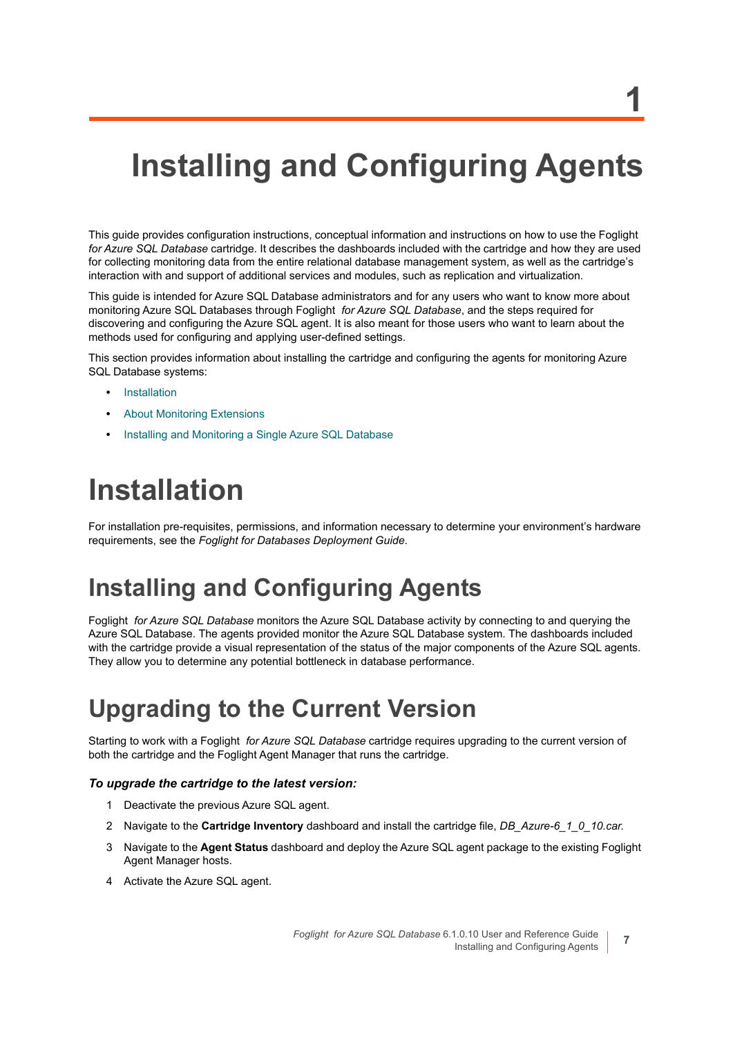# 1

# Installing and Configuring Agents

This guide provides configuration instructions, conceptual information and instructions on how to use the Foglight *for Azure SQL Database* cartridge. It describes the dashboards included with the cartridge and how they are used for collecting monitoring data from the entire relational database management system, as well as the cartridge's interaction with and support of additional services and modules, such as replication and virtualization.

This guide is intended for Azure SQL Database administrators and for any users who want to know more about monitoring Azure SQL Databases through Foglight *for Azure SQL Database*, and the steps required for discovering and configuring the Azure SQL agent. It is also meant for those users who want to learn about the methods used for configuring and applying user-defined settings.

This section provides information about installing the cartridge and configuring the agents for monitoring Azure SQL Database systems:

- Installation
- About Monitoring Extensions
- Installing and Monitoring a Single Azure SQL Database

## Installation

For installation pre-requisites, permissions, and information necessary to determine your environment's hardware requirements, see the *Foglight for Databases Deployment Guide*.

## Installing and Configuring Agents

Foglight *for Azure SQL Database* monitors the Azure SQL Database activity by connecting to and querying the Azure SQL Database. The agents provided monitor the Azure SQL Database system. The dashboards included with the cartridge provide a visual representation of the status of the major components of the Azure SQL agents. They allow you to determine any potential bottleneck in database performance.

## Upgrading to the Current Version

Starting to work with a Foglight *for Azure SQL Database* cartridge requires upgrading to the current version of both the cartridge and the Foglight Agent Manager that runs the cartridge.

#### *To upgrade the cartridge to the latest version:*

1. Deactivate the previous Azure SQL agent.
2. Navigate to the **Cartridge Inventory** dashboard and install the cartridge file, *DB_Azure-6_1_0_10.car.*
3. Navigate to the **Agent Status** dashboard and deploy the Azure SQL agent package to the existing Foglight Agent Manager hosts.
4. Activate the Azure SQL agent.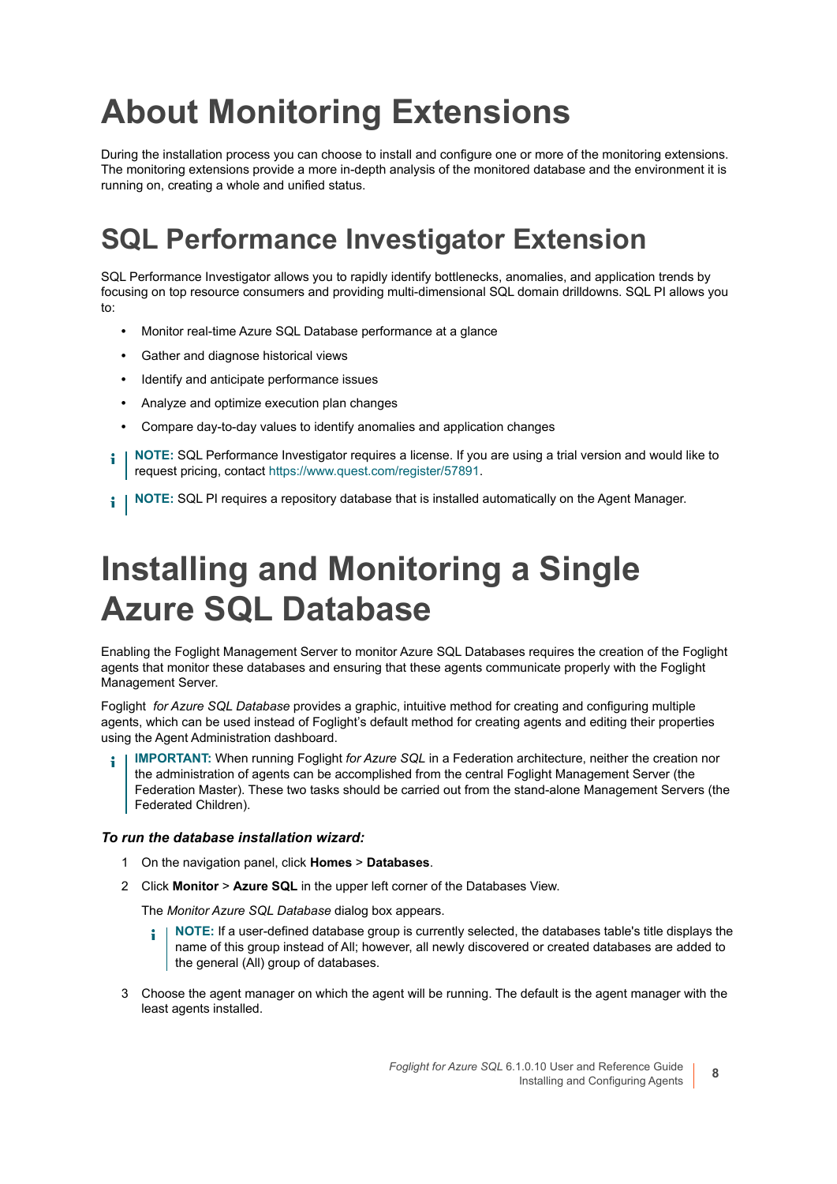# About Monitoring Extensions

During the installation process you can choose to install and configure one or more of the monitoring extensions. The monitoring extensions provide a more in-depth analysis of the monitored database and the environment it is running on, creating a whole and unified status.

## SQL Performance Investigator Extension

SQL Performance Investigator allows you to rapidly identify bottlenecks, anomalies, and application trends by focusing on top resource consumers and providing multi-dimensional SQL domain drilldowns. SQL PI allows you to:

- Monitor real-time Azure SQL Database performance at a glance
- Gather and diagnose historical views
- Identify and anticipate performance issues
- Analyze and optimize execution plan changes
- Compare day-to-day values to identify anomalies and application changes

> **NOTE:** SQL Performance Investigator requires a license. If you are using a trial version and would like to request pricing, contact https://www.quest.com/register/57891.

> **NOTE:** SQL PI requires a repository database that is installed automatically on the Agent Manager.

# Installing and Monitoring a Single Azure SQL Database

Enabling the Foglight Management Server to monitor Azure SQL Databases requires the creation of the Foglight agents that monitor these databases and ensuring that these agents communicate properly with the Foglight Management Server.

Foglight *for Azure SQL Database* provides a graphic, intuitive method for creating and configuring multiple agents, which can be used instead of Foglight's default method for creating agents and editing their properties using the Agent Administration dashboard.

> **IMPORTANT:** When running Foglight *for Azure SQL* in a Federation architecture, neither the creation nor the administration of agents can be accomplished from the central Foglight Management Server (the Federation Master). These two tasks should be carried out from the stand-alone Management Servers (the Federated Children).

***To run the database installation wizard:***

1. On the navigation panel, click **Homes** > **Databases**.
2. Click **Monitor** > **Azure SQL** in the upper left corner of the Databases View.

   The *Monitor Azure SQL Database* dialog box appears.

   > **NOTE:** If a user-defined database group is currently selected, the databases table's title displays the name of this group instead of All; however, all newly discovered or created databases are added to the general (All) group of databases.

3. Choose the agent manager on which the agent will be running. The default is the agent manager with the least agents installed.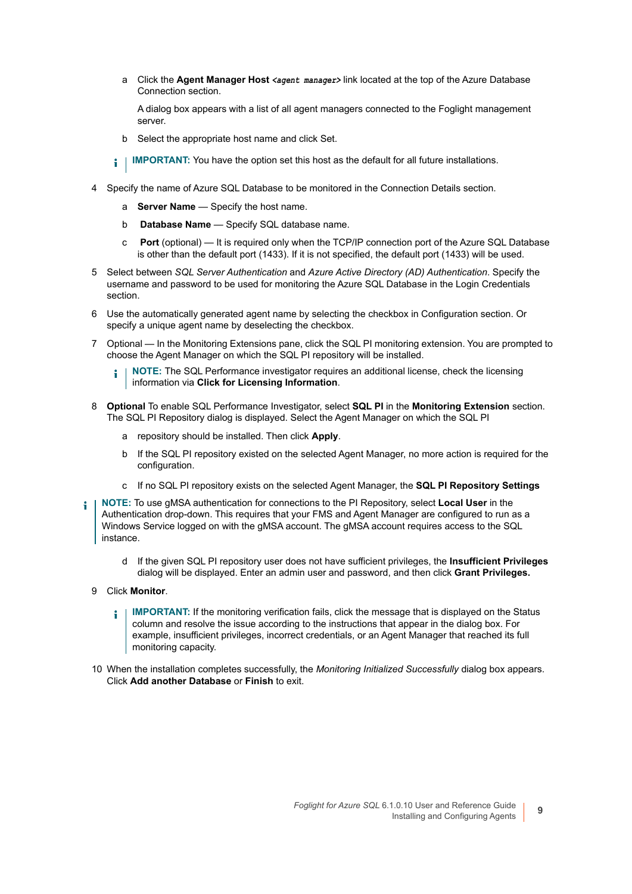a Click the **Agent Manager Host** *`<agent manager>`* link located at the top of the Azure Database Connection section.

   A dialog box appears with a list of all agent managers connected to the Foglight management server.

b Select the appropriate host name and click Set.

> **IMPORTANT:** You have the option set this host as the default for all future installations.

4 Specify the name of Azure SQL Database to be monitored in the Connection Details section.

   a **Server Name** — Specify the host name.

   b **Database Name** — Specify SQL database name.

   c **Port** (optional) — It is required only when the TCP/IP connection port of the Azure SQL Database is other than the default port (1433). If it is not specified, the default port (1433) will be used.

5 Select between *SQL Server Authentication* and *Azure Active Directory (AD) Authentication*. Specify the username and password to be used for monitoring the Azure SQL Database in the Login Credentials section.

6 Use the automatically generated agent name by selecting the checkbox in Configuration section. Or specify a unique agent name by deselecting the checkbox.

7 Optional — In the Monitoring Extensions pane, click the SQL PI monitoring extension. You are prompted to choose the Agent Manager on which the SQL PI repository will be installed.

> **NOTE:** The SQL Performance investigator requires an additional license, check the licensing information via **Click for Licensing Information**.

8 **Optional** To enable SQL Performance Investigator, select **SQL PI** in the **Monitoring Extension** section. The SQL PI Repository dialog is displayed. Select the Agent Manager on which the SQL PI

   a repository should be installed. Then click **Apply**.

   b If the SQL PI repository existed on the selected Agent Manager, no more action is required for the configuration.

   c If no SQL PI repository exists on the selected Agent Manager, the **SQL PI Repository Settings**

> **NOTE:** To use gMSA authentication for connections to the PI Repository, select **Local User** in the Authentication drop-down. This requires that your FMS and Agent Manager are configured to run as a Windows Service logged on with the gMSA account. The gMSA account requires access to the SQL instance.

   d If the given SQL PI repository user does not have sufficient privileges, the **Insufficient Privileges** dialog will be displayed. Enter an admin user and password, and then click **Grant Privileges.**

9 Click **Monitor**.

> **IMPORTANT:** If the monitoring verification fails, click the message that is displayed on the Status column and resolve the issue according to the instructions that appear in the dialog box. For example, insufficient privileges, incorrect credentials, or an Agent Manager that reached its full monitoring capacity.

10 When the installation completes successfully, the *Monitoring Initialized Successfully* dialog box appears. Click **Add another Database** or **Finish** to exit.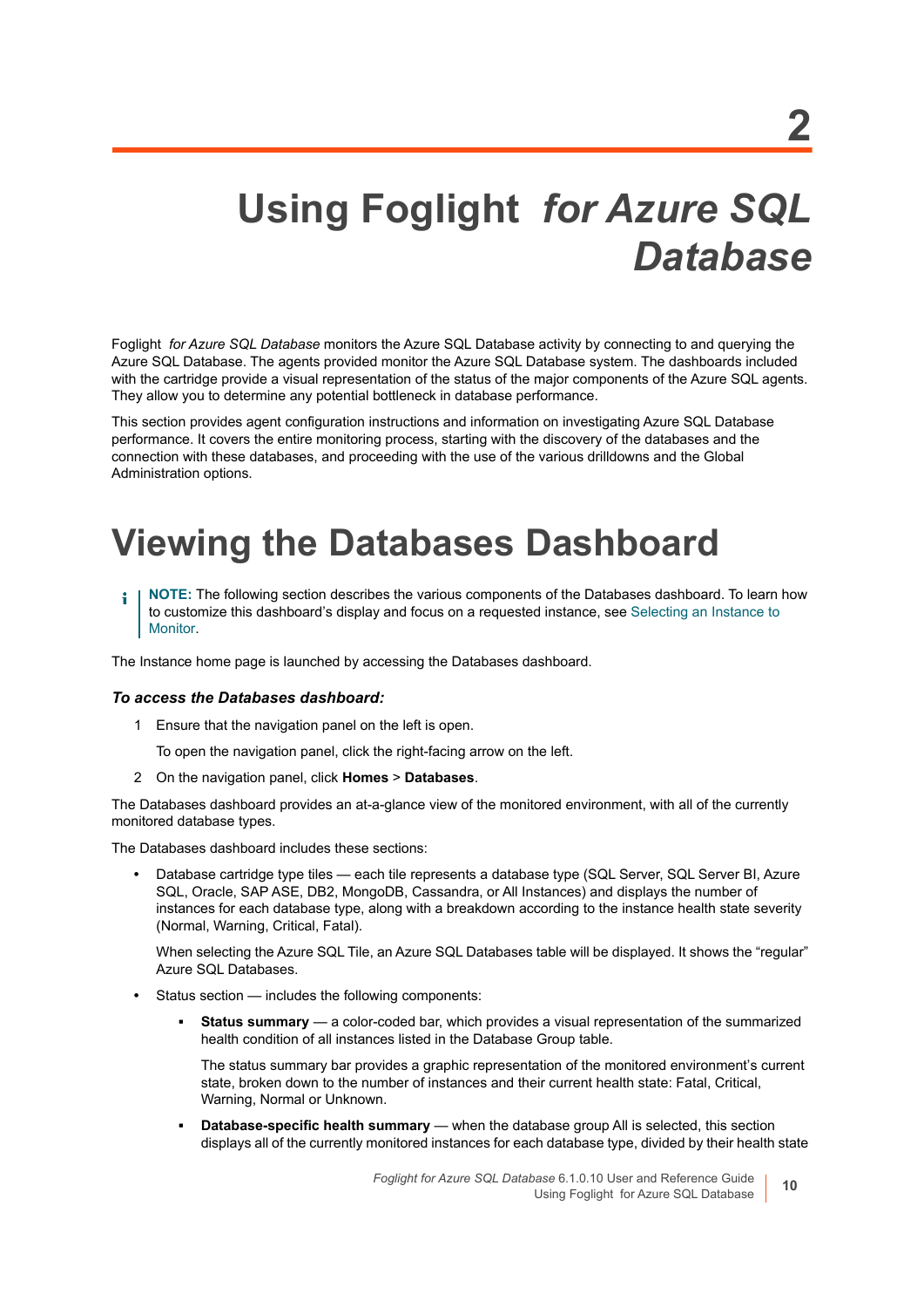# 2

# Using Foglight *for Azure SQL Database*

Foglight *for Azure SQL Database* monitors the Azure SQL Database activity by connecting to and querying the Azure SQL Database. The agents provided monitor the Azure SQL Database system. The dashboards included with the cartridge provide a visual representation of the status of the major components of the Azure SQL agents. They allow you to determine any potential bottleneck in database performance.

This section provides agent configuration instructions and information on investigating Azure SQL Database performance. It covers the entire monitoring process, starting with the discovery of the databases and the connection with these databases, and proceeding with the use of the various drilldowns and the Global Administration options.

## Viewing the Databases Dashboard

> **NOTE:** The following section describes the various components of the Databases dashboard. To learn how to customize this dashboard's display and focus on a requested instance, see Selecting an Instance to Monitor.

The Instance home page is launched by accessing the Databases dashboard.

***To access the Databases dashboard:***

1. Ensure that the navigation panel on the left is open.

   To open the navigation panel, click the right-facing arrow on the left.

2. On the navigation panel, click **Homes** > **Databases**.

The Databases dashboard provides an at-a-glance view of the monitored environment, with all of the currently monitored database types.

The Databases dashboard includes these sections:

- Database cartridge type tiles — each tile represents a database type (SQL Server, SQL Server BI, Azure SQL, Oracle, SAP ASE, DB2, MongoDB, Cassandra, or All Instances) and displays the number of instances for each database type, along with a breakdown according to the instance health state severity (Normal, Warning, Critical, Fatal).

  When selecting the Azure SQL Tile, an Azure SQL Databases table will be displayed. It shows the "regular" Azure SQL Databases.

- Status section — includes the following components:
  - **Status summary** — a color-coded bar, which provides a visual representation of the summarized health condition of all instances listed in the Database Group table.

    The status summary bar provides a graphic representation of the monitored environment's current state, broken down to the number of instances and their current health state: Fatal, Critical, Warning, Normal or Unknown.

  - **Database-specific health summary** — when the database group All is selected, this section displays all of the currently monitored instances for each database type, divided by their health state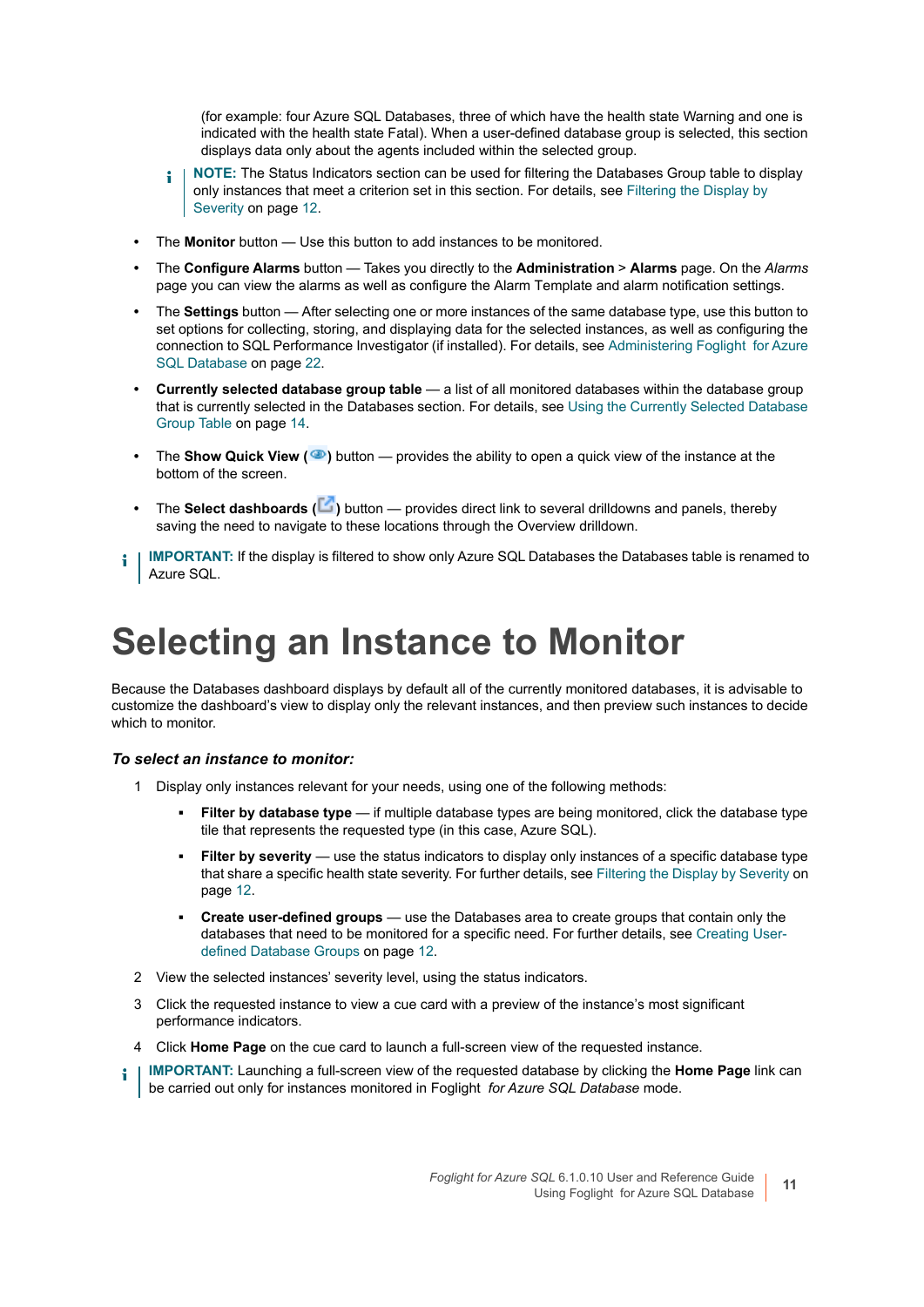(for example: four Azure SQL Databases, three of which have the health state Warning and one is indicated with the health state Fatal). When a user-defined database group is selected, this section displays data only about the agents included within the selected group.

> **NOTE:** The Status Indicators section can be used for filtering the Databases Group table to display only instances that meet a criterion set in this section. For details, see Filtering the Display by Severity on page 12.

- The **Monitor** button — Use this button to add instances to be monitored.
- The **Configure Alarms** button — Takes you directly to the **Administration** > **Alarms** page. On the *Alarms* page you can view the alarms as well as configure the Alarm Template and alarm notification settings.
- The **Settings** button — After selecting one or more instances of the same database type, use this button to set options for collecting, storing, and displaying data for the selected instances, as well as configuring the connection to SQL Performance Investigator (if installed). For details, see Administering Foglight for Azure SQL Database on page 22.
- **Currently selected database group table** — a list of all monitored databases within the database group that is currently selected in the Databases section. For details, see Using the Currently Selected Database Group Table on page 14.
- The **Show Quick View** ( ) button — provides the ability to open a quick view of the instance at the bottom of the screen.
- The **Select dashboards** ( ) button — provides direct link to several drilldowns and panels, thereby saving the need to navigate to these locations through the Overview drilldown.

> **IMPORTANT:** If the display is filtered to show only Azure SQL Databases the Databases table is renamed to Azure SQL.

# Selecting an Instance to Monitor

Because the Databases dashboard displays by default all of the currently monitored databases, it is advisable to customize the dashboard's view to display only the relevant instances, and then preview such instances to decide which to monitor.

### *To select an instance to monitor:*

1. Display only instances relevant for your needs, using one of the following methods:
   - **Filter by database type** — if multiple database types are being monitored, click the database type tile that represents the requested type (in this case, Azure SQL).
   - **Filter by severity** — use the status indicators to display only instances of a specific database type that share a specific health state severity. For further details, see Filtering the Display by Severity on page 12.
   - **Create user-defined groups** — use the Databases area to create groups that contain only the databases that need to be monitored for a specific need. For further details, see Creating User-defined Database Groups on page 12.
2. View the selected instances' severity level, using the status indicators.
3. Click the requested instance to view a cue card with a preview of the instance's most significant performance indicators.
4. Click **Home Page** on the cue card to launch a full-screen view of the requested instance.

> **IMPORTANT:** Launching a full-screen view of the requested database by clicking the **Home Page** link can be carried out only for instances monitored in Foglight *for Azure SQL Database* mode.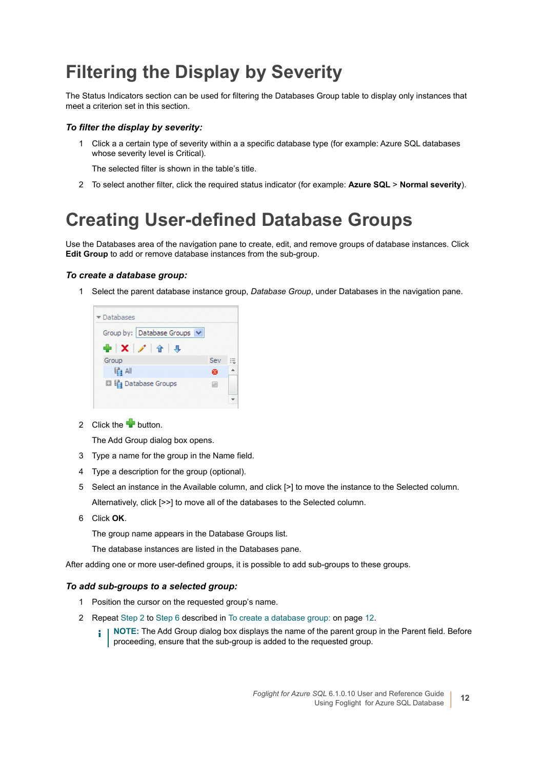# Filtering the Display by Severity

The Status Indicators section can be used for filtering the Databases Group table to display only instances that meet a criterion set in this section.

### *To filter the display by severity:*

1. Click a a certain type of severity within a a specific database type (for example: Azure SQL databases whose severity level is Critical).

   The selected filter is shown in the table's title.

2. To select another filter, click the required status indicator (for example: **Azure SQL** > **Normal severity**).

# Creating User-defined Database Groups

Use the Databases area of the navigation pane to create, edit, and remove groups of database instances. Click **Edit Group** to add or remove database instances from the sub-group.

### *To create a database group:*

1. Select the parent database instance group, *Database Group*, under Databases in the navigation pane.

2. Click the button.

   The Add Group dialog box opens.

3. Type a name for the group in the Name field.
4. Type a description for the group (optional).
5. Select an instance in the Available column, and click [>] to move the instance to the Selected column.

   Alternatively, click [>>] to move all of the databases to the Selected column.

6. Click **OK**.

   The group name appears in the Database Groups list.

   The database instances are listed in the Databases pane.

After adding one or more user-defined groups, it is possible to add sub-groups to these groups.

### *To add sub-groups to a selected group:*

1. Position the cursor on the requested group's name.
2. Repeat Step 2 to Step 6 described in To create a database group: on page 12.

   **NOTE:** The Add Group dialog box displays the name of the parent group in the Parent field. Before proceeding, ensure that the sub-group is added to the requested group.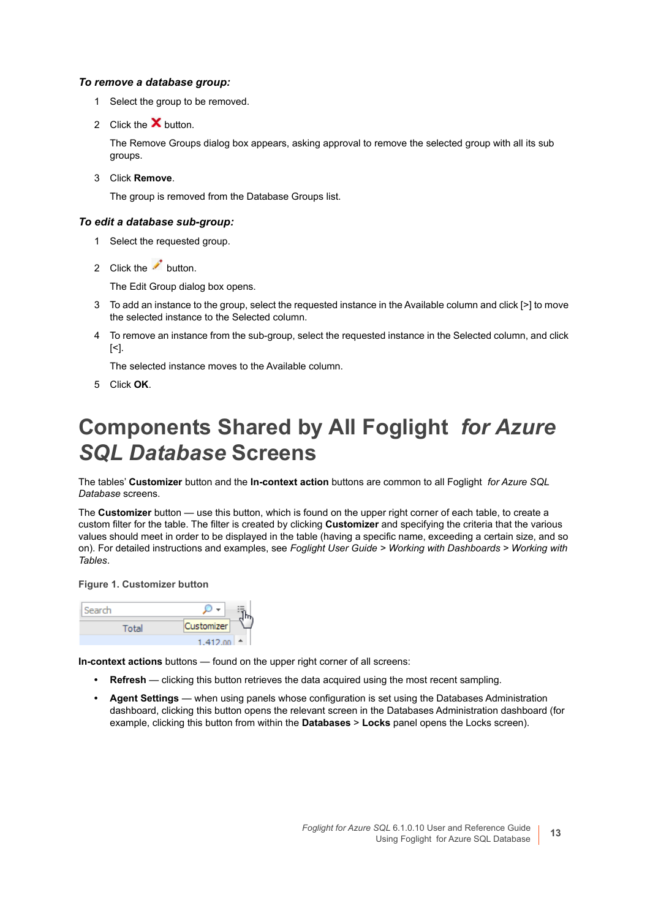***To remove a database group:***

1. Select the group to be removed.
2. Click the ❌ button.

   The Remove Groups dialog box appears, asking approval to remove the selected group with all its sub groups.
3. Click **Remove**.

   The group is removed from the Database Groups list.

***To edit a database sub-group:***

1. Select the requested group.
2. Click the ✏️ button.

   The Edit Group dialog box opens.
3. To add an instance to the group, select the requested instance in the Available column and click [>] to move the selected instance to the Selected column.
4. To remove an instance from the sub-group, select the requested instance in the Selected column, and click [<].

   The selected instance moves to the Available column.
5. Click **OK**.

# Components Shared by All Foglight *for Azure SQL Database* Screens

The tables' **Customizer** button and the **In-context action** buttons are common to all Foglight *for Azure SQL Database* screens.

The **Customizer** button — use this button, which is found on the upper right corner of each table, to create a custom filter for the table. The filter is created by clicking **Customizer** and specifying the criteria that the various values should meet in order to be displayed in the table (having a specific name, exceeding a certain size, and so on). For detailed instructions and examples, see *Foglight User Guide > Working with Dashboards > Working with Tables*.

**Figure 1. Customizer button**

**In-context actions** buttons — found on the upper right corner of all screens:

- **Refresh** — clicking this button retrieves the data acquired using the most recent sampling.
- **Agent Settings** — when using panels whose configuration is set using the Databases Administration dashboard, clicking this button opens the relevant screen in the Databases Administration dashboard (for example, clicking this button from within the **Databases** > **Locks** panel opens the Locks screen).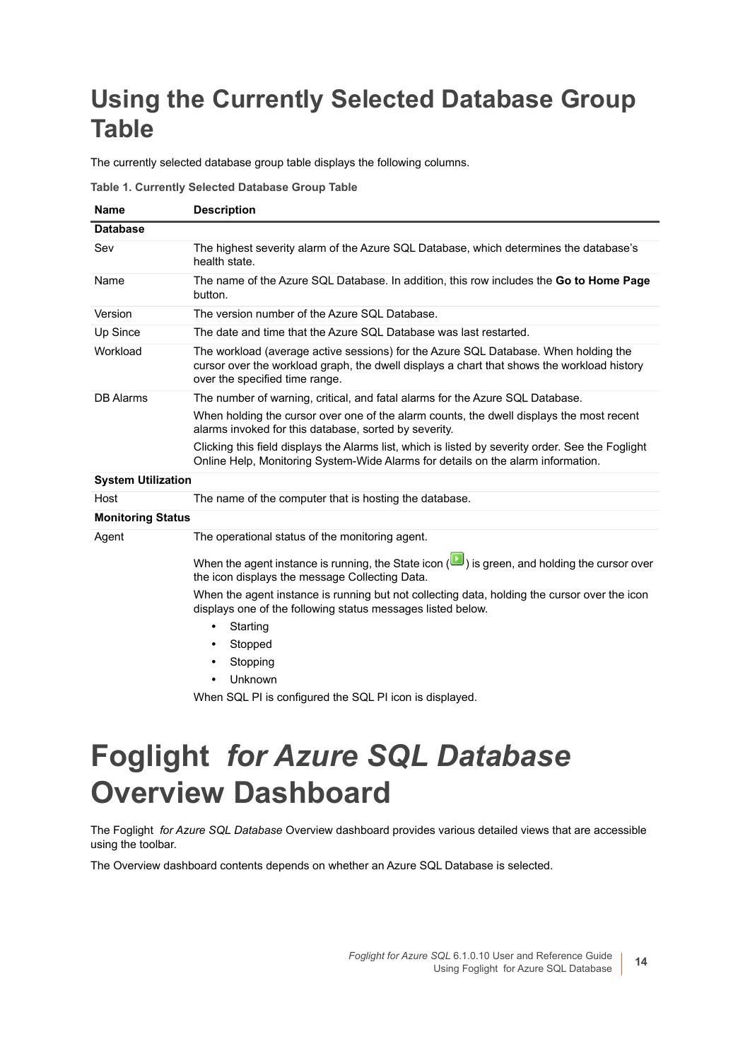# Using the Currently Selected Database Group Table

The currently selected database group table displays the following columns.

**Table 1. Currently Selected Database Group Table**

| Name | Description |
|---|---|
| **Database** | |
| Sev | The highest severity alarm of the Azure SQL Database, which determines the database's health state. |
| Name | The name of the Azure SQL Database. In addition, this row includes the **Go to Home Page** button. |
| Version | The version number of the Azure SQL Database. |
| Up Since | The date and time that the Azure SQL Database was last restarted. |
| Workload | The workload (average active sessions) for the Azure SQL Database. When holding the cursor over the workload graph, the dwell displays a chart that shows the workload history over the specified time range. |
| DB Alarms | The number of warning, critical, and fatal alarms for the Azure SQL Database.<br>When holding the cursor over one of the alarm counts, the dwell displays the most recent alarms invoked for this database, sorted by severity.<br>Clicking this field displays the Alarms list, which is listed by severity order. See the Foglight Online Help, Monitoring System-Wide Alarms for details on the alarm information. |
| **System Utilization** | |
| Host | The name of the computer that is hosting the database. |
| **Monitoring Status** | |
| Agent | The operational status of the monitoring agent.<br>When the agent instance is running, the State icon ( ) is green, and holding the cursor over the icon displays the message Collecting Data.<br>When the agent instance is running but not collecting data, holding the cursor over the icon displays one of the following status messages listed below.<br>• Starting<br>• Stopped<br>• Stopping<br>• Unknown<br>When SQL PI is configured the SQL PI icon is displayed. |

# Foglight *for Azure SQL Database* Overview Dashboard

The Foglight *for Azure SQL Database* Overview dashboard provides various detailed views that are accessible using the toolbar.

The Overview dashboard contents depends on whether an Azure SQL Database is selected.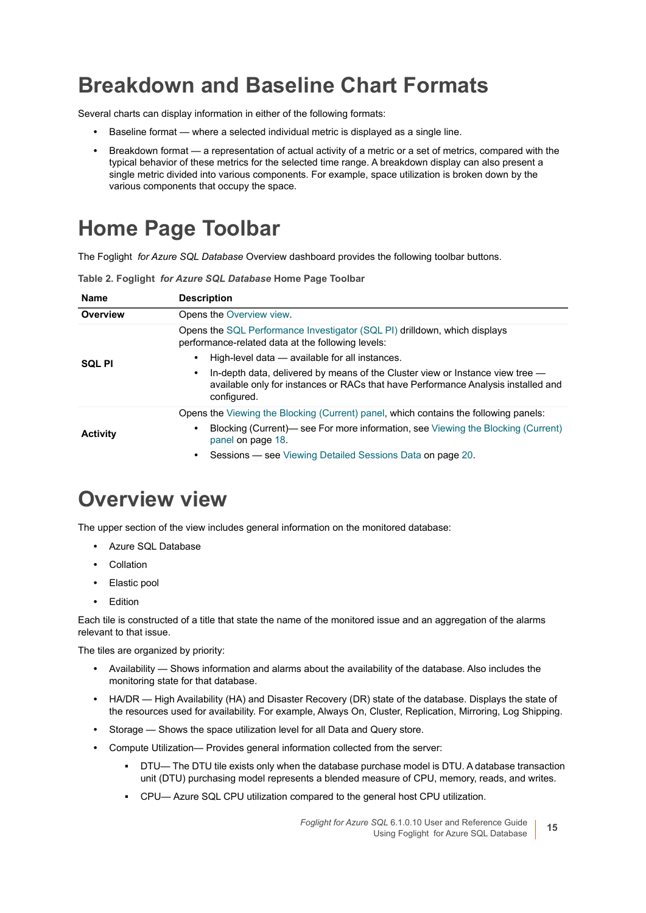# Breakdown and Baseline Chart Formats

Several charts can display information in either of the following formats:

- Baseline format — where a selected individual metric is displayed as a single line.
- Breakdown format — a representation of actual activity of a metric or a set of metrics, compared with the typical behavior of these metrics for the selected time range. A breakdown display can also present a single metric divided into various components. For example, space utilization is broken down by the various components that occupy the space.

# Home Page Toolbar

The Foglight *for Azure SQL Database* Overview dashboard provides the following toolbar buttons.

**Table 2. Foglight *for Azure SQL Database* Home Page Toolbar**

| Name | Description |
|---|---|
| **Overview** | Opens the Overview view. |
| **SQL PI** | Opens the SQL Performance Investigator (SQL PI) drilldown, which displays performance-related data at the following levels:<br>• High-level data — available for all instances.<br>• In-depth data, delivered by means of the Cluster view or Instance view tree — available only for instances or RACs that have Performance Analysis installed and configured. |
| **Activity** | Opens the Viewing the Blocking (Current) panel, which contains the following panels:<br>• Blocking (Current)— see For more information, see Viewing the Blocking (Current) panel on page 18.<br>• Sessions — see Viewing Detailed Sessions Data on page 20. |

# Overview view

The upper section of the view includes general information on the monitored database:

- Azure SQL Database
- Collation
- Elastic pool
- Edition

Each tile is constructed of a title that state the name of the monitored issue and an aggregation of the alarms relevant to that issue.

The tiles are organized by priority:

- Availability — Shows information and alarms about the availability of the database. Also includes the monitoring state for that database.
- HA/DR — High Availability (HA) and Disaster Recovery (DR) state of the database. Displays the state of the resources used for availability. For example, Always On, Cluster, Replication, Mirroring, Log Shipping.
- Storage — Shows the space utilization level for all Data and Query store.
- Compute Utilization— Provides general information collected from the server:
  - DTU— The DTU tile exists only when the database purchase model is DTU. A database transaction unit (DTU) purchasing model represents a blended measure of CPU, memory, reads, and writes.
  - CPU— Azure SQL CPU utilization compared to the general host CPU utilization.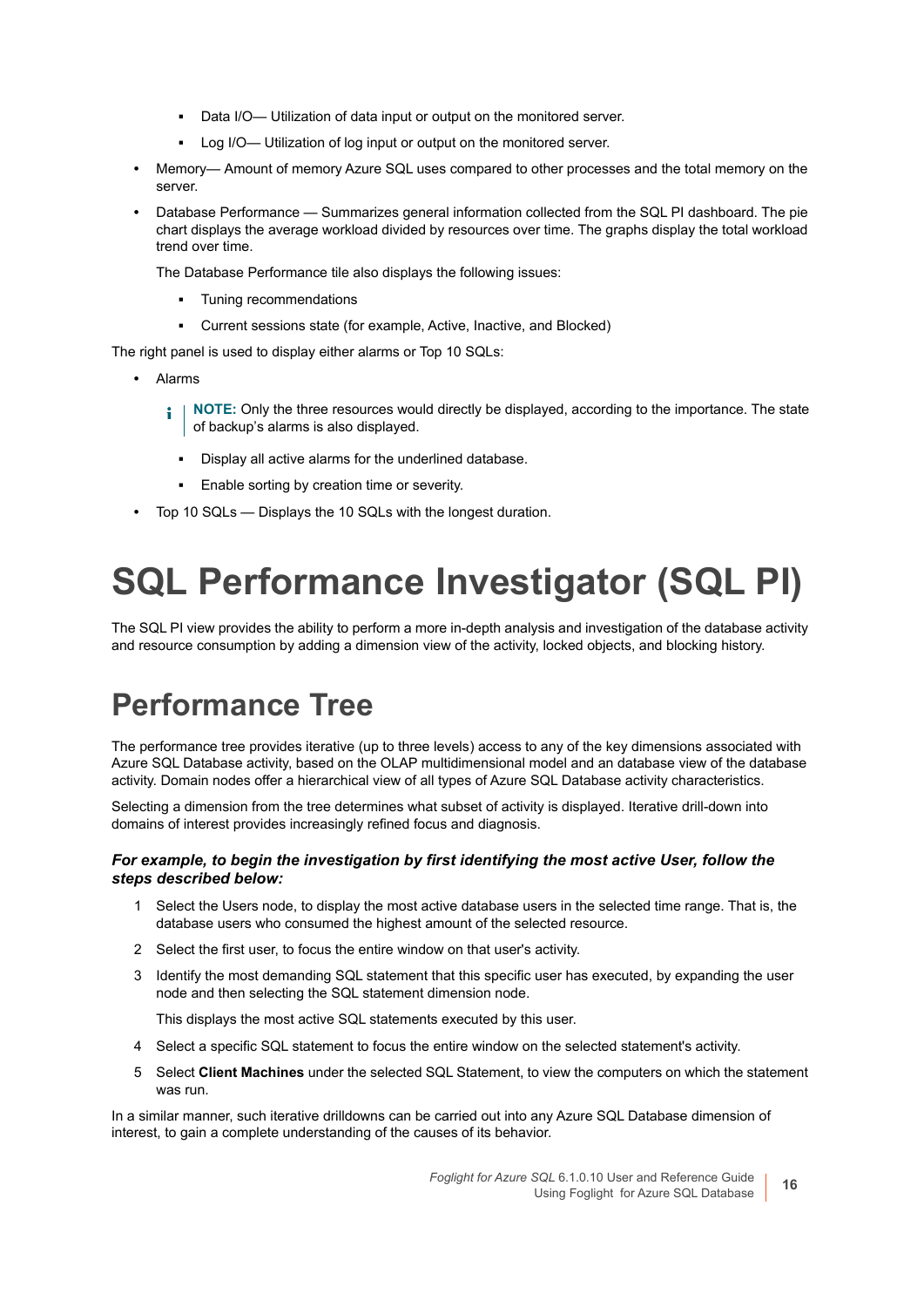- Data I/O— Utilization of data input or output on the monitored server.
    - Log I/O— Utilization of log input or output on the monitored server.
- Memory— Amount of memory Azure SQL uses compared to other processes and the total memory on the server.
- Database Performance — Summarizes general information collected from the SQL PI dashboard. The pie chart displays the average workload divided by resources over time. The graphs display the total workload trend over time.

  The Database Performance tile also displays the following issues:

    - Tuning recommendations
    - Current sessions state (for example, Active, Inactive, and Blocked)

The right panel is used to display either alarms or Top 10 SQLs:

- Alarms

  > **NOTE:** Only the three resources would directly be displayed, according to the importance. The state of backup's alarms is also displayed.

    - Display all active alarms for the underlined database.
    - Enable sorting by creation time or severity.
- Top 10 SQLs — Displays the 10 SQLs with the longest duration.

# SQL Performance Investigator (SQL PI)

The SQL PI view provides the ability to perform a more in-depth analysis and investigation of the database activity and resource consumption by adding a dimension view of the activity, locked objects, and blocking history.

## Performance Tree

The performance tree provides iterative (up to three levels) access to any of the key dimensions associated with Azure SQL Database activity, based on the OLAP multidimensional model and an database view of the database activity. Domain nodes offer a hierarchical view of all types of Azure SQL Database activity characteristics.

Selecting a dimension from the tree determines what subset of activity is displayed. Iterative drill-down into domains of interest provides increasingly refined focus and diagnosis.

#### *For example, to begin the investigation by first identifying the most active User, follow the steps described below:*

1. Select the Users node, to display the most active database users in the selected time range. That is, the database users who consumed the highest amount of the selected resource.
2. Select the first user, to focus the entire window on that user's activity.
3. Identify the most demanding SQL statement that this specific user has executed, by expanding the user node and then selecting the SQL statement dimension node.

   This displays the most active SQL statements executed by this user.
4. Select a specific SQL statement to focus the entire window on the selected statement's activity.
5. Select **Client Machines** under the selected SQL Statement, to view the computers on which the statement was run.

In a similar manner, such iterative drilldowns can be carried out into any Azure SQL Database dimension of interest, to gain a complete understanding of the causes of its behavior.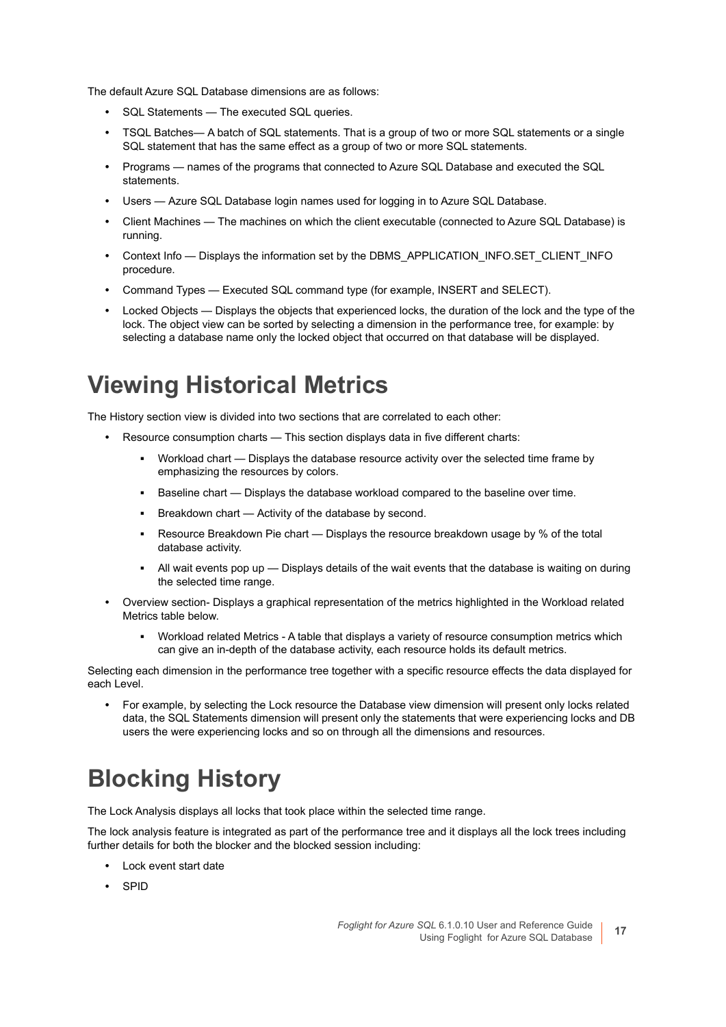The default Azure SQL Database dimensions are as follows:

- SQL Statements — The executed SQL queries.
- TSQL Batches— A batch of SQL statements. That is a group of two or more SQL statements or a single SQL statement that has the same effect as a group of two or more SQL statements.
- Programs — names of the programs that connected to Azure SQL Database and executed the SQL statements.
- Users — Azure SQL Database login names used for logging in to Azure SQL Database.
- Client Machines — The machines on which the client executable (connected to Azure SQL Database) is running.
- Context Info — Displays the information set by the DBMS_APPLICATION_INFO.SET_CLIENT_INFO procedure.
- Command Types — Executed SQL command type (for example, INSERT and SELECT).
- Locked Objects — Displays the objects that experienced locks, the duration of the lock and the type of the lock. The object view can be sorted by selecting a dimension in the performance tree, for example: by selecting a database name only the locked object that occurred on that database will be displayed.

# Viewing Historical Metrics

The History section view is divided into two sections that are correlated to each other:

- Resource consumption charts — This section displays data in five different charts:
  - Workload chart — Displays the database resource activity over the selected time frame by emphasizing the resources by colors.
  - Baseline chart — Displays the database workload compared to the baseline over time.
  - Breakdown chart — Activity of the database by second.
  - Resource Breakdown Pie chart — Displays the resource breakdown usage by % of the total database activity.
  - All wait events pop up — Displays details of the wait events that the database is waiting on during the selected time range.
- Overview section- Displays a graphical representation of the metrics highlighted in the Workload related Metrics table below.
  - Workload related Metrics - A table that displays a variety of resource consumption metrics which can give an in-depth of the database activity, each resource holds its default metrics.

Selecting each dimension in the performance tree together with a specific resource effects the data displayed for each Level.

- For example, by selecting the Lock resource the Database view dimension will present only locks related data, the SQL Statements dimension will present only the statements that were experiencing locks and DB users the were experiencing locks and so on through all the dimensions and resources.

# Blocking History

The Lock Analysis displays all locks that took place within the selected time range.

The lock analysis feature is integrated as part of the performance tree and it displays all the lock trees including further details for both the blocker and the blocked session including:

- Lock event start date
- SPID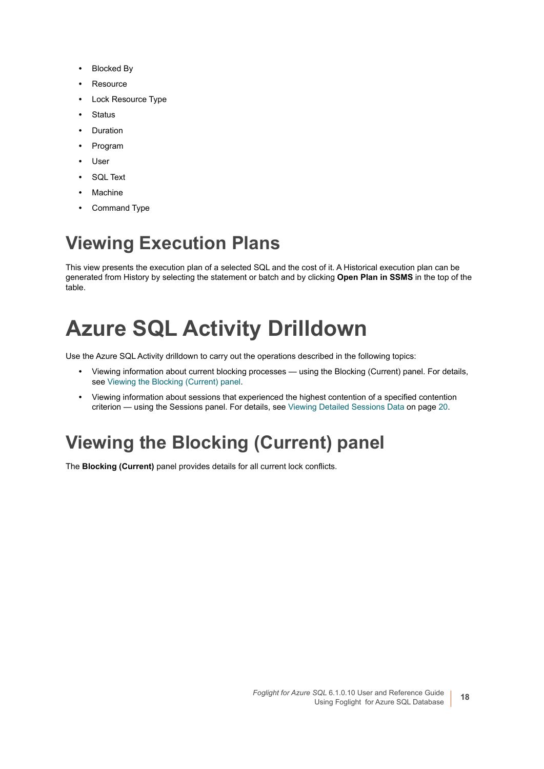- Blocked By
- Resource
- Lock Resource Type
- Status
- Duration
- Program
- User
- SQL Text
- Machine
- Command Type

## Viewing Execution Plans

This view presents the execution plan of a selected SQL and the cost of it. A Historical execution plan can be generated from History by selecting the statement or batch and by clicking **Open Plan in SSMS** in the top of the table.

# Azure SQL Activity Drilldown

Use the Azure SQL Activity drilldown to carry out the operations described in the following topics:

- Viewing information about current blocking processes — using the Blocking (Current) panel. For details, see Viewing the Blocking (Current) panel.
- Viewing information about sessions that experienced the highest contention of a specified contention criterion — using the Sessions panel. For details, see Viewing Detailed Sessions Data on page 20.

## Viewing the Blocking (Current) panel

The **Blocking (Current)** panel provides details for all current lock conflicts.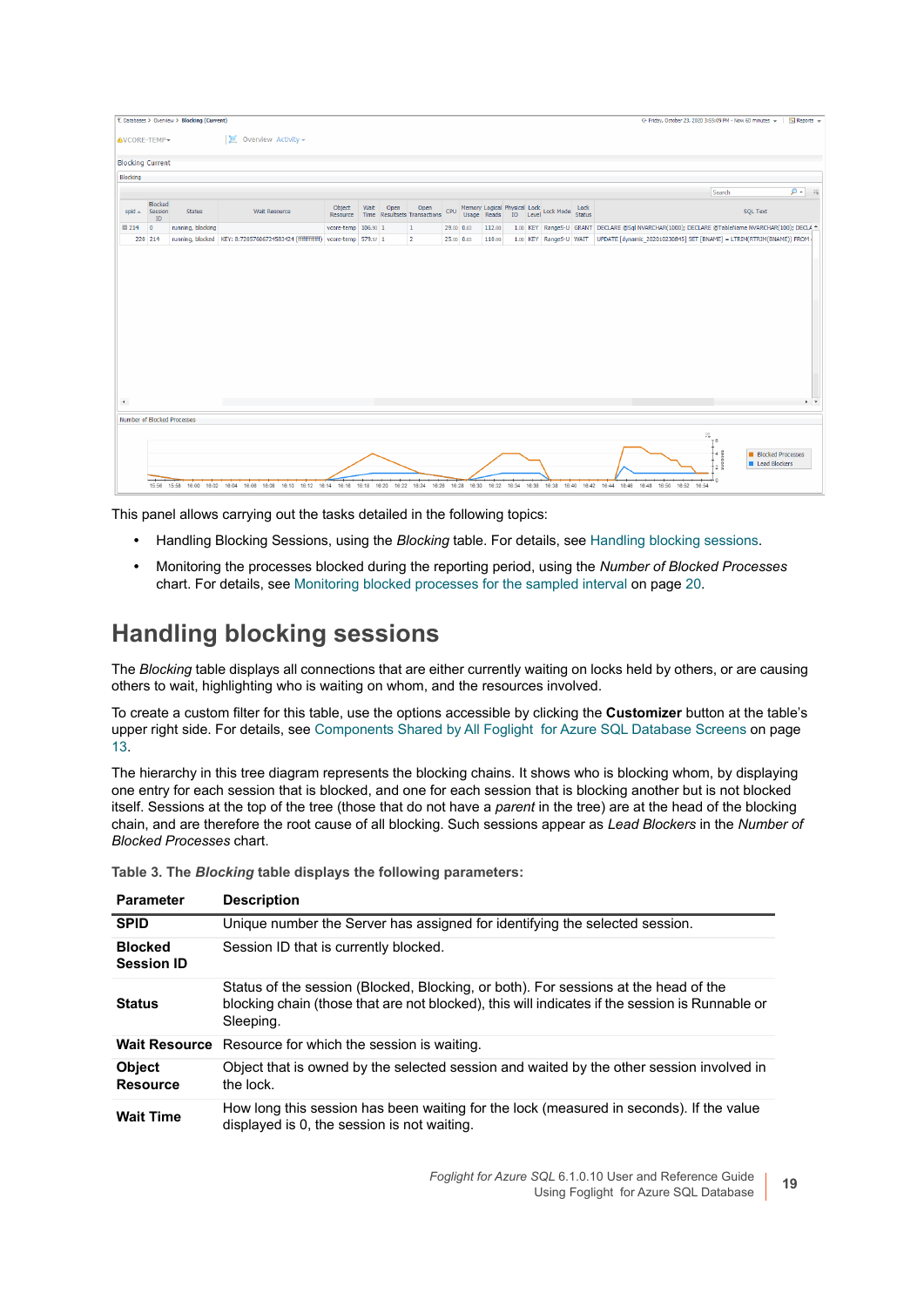This panel allows carrying out the tasks detailed in the following topics:

- Handling Blocking Sessions, using the *Blocking* table. For details, see Handling blocking sessions.
- Monitoring the processes blocked during the reporting period, using the *Number of Blocked Processes* chart. For details, see Monitoring blocked processes for the sampled interval on page 20.

# Handling blocking sessions

The *Blocking* table displays all connections that are either currently waiting on locks held by others, or are causing others to wait, highlighting who is waiting on whom, and the resources involved.

To create a custom filter for this table, use the options accessible by clicking the **Customizer** button at the table's upper right side. For details, see Components Shared by All Foglight for Azure SQL Database Screens on page 13.

The hierarchy in this tree diagram represents the blocking chains. It shows who is blocking whom, by displaying one entry for each session that is blocked, and one for each session that is blocking another but is not blocked itself. Sessions at the top of the tree (those that do not have a *parent* in the tree) are at the head of the blocking chain, and are therefore the root cause of all blocking. Such sessions appear as *Lead Blockers* in the *Number of Blocked Processes* chart.

**Table 3. The *Blocking* table displays the following parameters:**

| Parameter | Description |
|---|---|
| **SPID** | Unique number the Server has assigned for identifying the selected session. |
| **Blocked Session ID** | Session ID that is currently blocked. |
| **Status** | Status of the session (Blocked, Blocking, or both). For sessions at the head of the blocking chain (those that are not blocked), this will indicates if the session is Runnable or Sleeping. |
| **Wait Resource** | Resource for which the session is waiting. |
| **Object Resource** | Object that is owned by the selected session and waited by the other session involved in the lock. |
| **Wait Time** | How long this session has been waiting for the lock (measured in seconds). If the value displayed is 0, the session is not waiting. |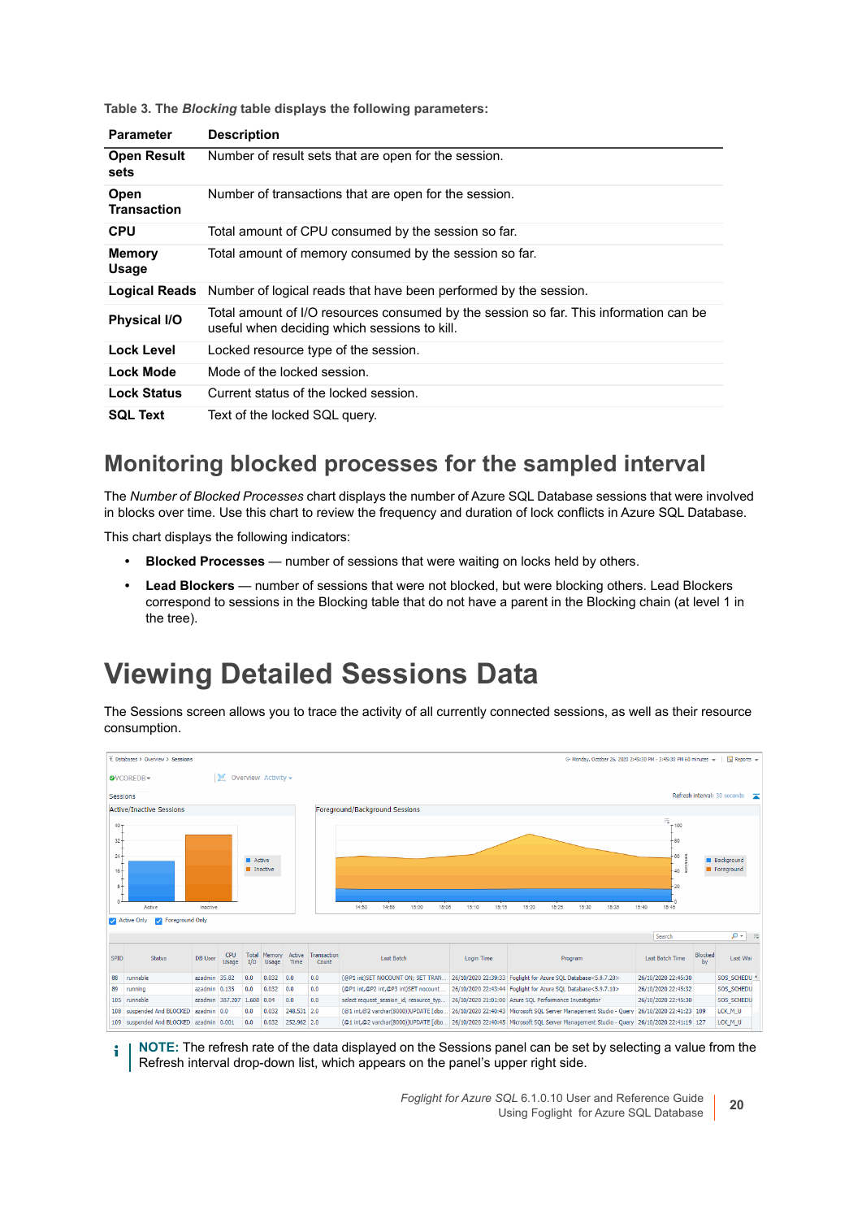Table 3. The *Blocking* table displays the following parameters:

| Parameter | Description |
|---|---|
| **Open Result sets** | Number of result sets that are open for the session. |
| **Open Transaction** | Number of transactions that are open for the session. |
| **CPU** | Total amount of CPU consumed by the session so far. |
| **Memory Usage** | Total amount of memory consumed by the session so far. |
| **Logical Reads** | Number of logical reads that have been performed by the session. |
| **Physical I/O** | Total amount of I/O resources consumed by the session so far. This information can be useful when deciding which sessions to kill. |
| **Lock Level** | Locked resource type of the session. |
| **Lock Mode** | Mode of the locked session. |
| **Lock Status** | Current status of the locked session. |
| **SQL Text** | Text of the locked SQL query. |

## Monitoring blocked processes for the sampled interval

The *Number of Blocked Processes* chart displays the number of Azure SQL Database sessions that were involved in blocks over time. Use this chart to review the frequency and duration of lock conflicts in Azure SQL Database.

This chart displays the following indicators:

- **Blocked Processes** — number of sessions that were waiting on locks held by others.
- **Lead Blockers** — number of sessions that were not blocked, but were blocking others. Lead Blockers correspond to sessions in the Blocking table that do not have a parent in the Blocking chain (at level 1 in the tree).

# Viewing Detailed Sessions Data

The Sessions screen allows you to trace the activity of all currently connected sessions, as well as their resource consumption.

**NOTE:** The refresh rate of the data displayed on the Sessions panel can be set by selecting a value from the Refresh interval drop-down list, which appears on the panel's upper right side.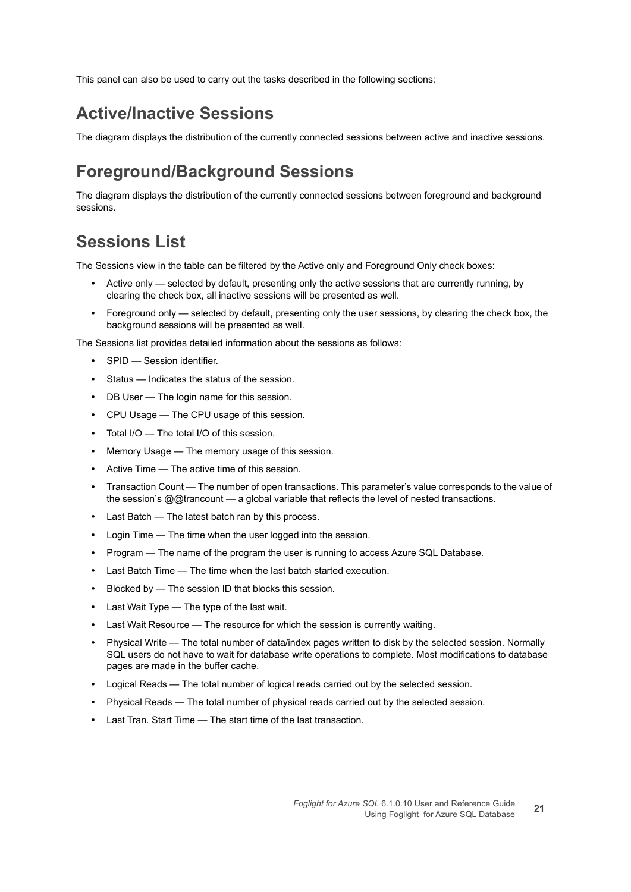This panel can also be used to carry out the tasks described in the following sections:

## Active/Inactive Sessions

The diagram displays the distribution of the currently connected sessions between active and inactive sessions.

## Foreground/Background Sessions

The diagram displays the distribution of the currently connected sessions between foreground and background sessions.

## Sessions List

The Sessions view in the table can be filtered by the Active only and Foreground Only check boxes:

- Active only — selected by default, presenting only the active sessions that are currently running, by clearing the check box, all inactive sessions will be presented as well.
- Foreground only — selected by default, presenting only the user sessions, by clearing the check box, the background sessions will be presented as well.

The Sessions list provides detailed information about the sessions as follows:

- SPID — Session identifier.
- Status — Indicates the status of the session.
- DB User — The login name for this session.
- CPU Usage — The CPU usage of this session.
- Total I/O — The total I/O of this session.
- Memory Usage — The memory usage of this session.
- Active Time — The active time of this session.
- Transaction Count — The number of open transactions. This parameter's value corresponds to the value of the session's @@trancount — a global variable that reflects the level of nested transactions.
- Last Batch — The latest batch ran by this process.
- Login Time — The time when the user logged into the session.
- Program — The name of the program the user is running to access Azure SQL Database.
- Last Batch Time — The time when the last batch started execution.
- Blocked by — The session ID that blocks this session.
- Last Wait Type — The type of the last wait.
- Last Wait Resource — The resource for which the session is currently waiting.
- Physical Write — The total number of data/index pages written to disk by the selected session. Normally SQL users do not have to wait for database write operations to complete. Most modifications to database pages are made in the buffer cache.
- Logical Reads — The total number of logical reads carried out by the selected session.
- Physical Reads — The total number of physical reads carried out by the selected session.
- Last Tran. Start Time — The start time of the last transaction.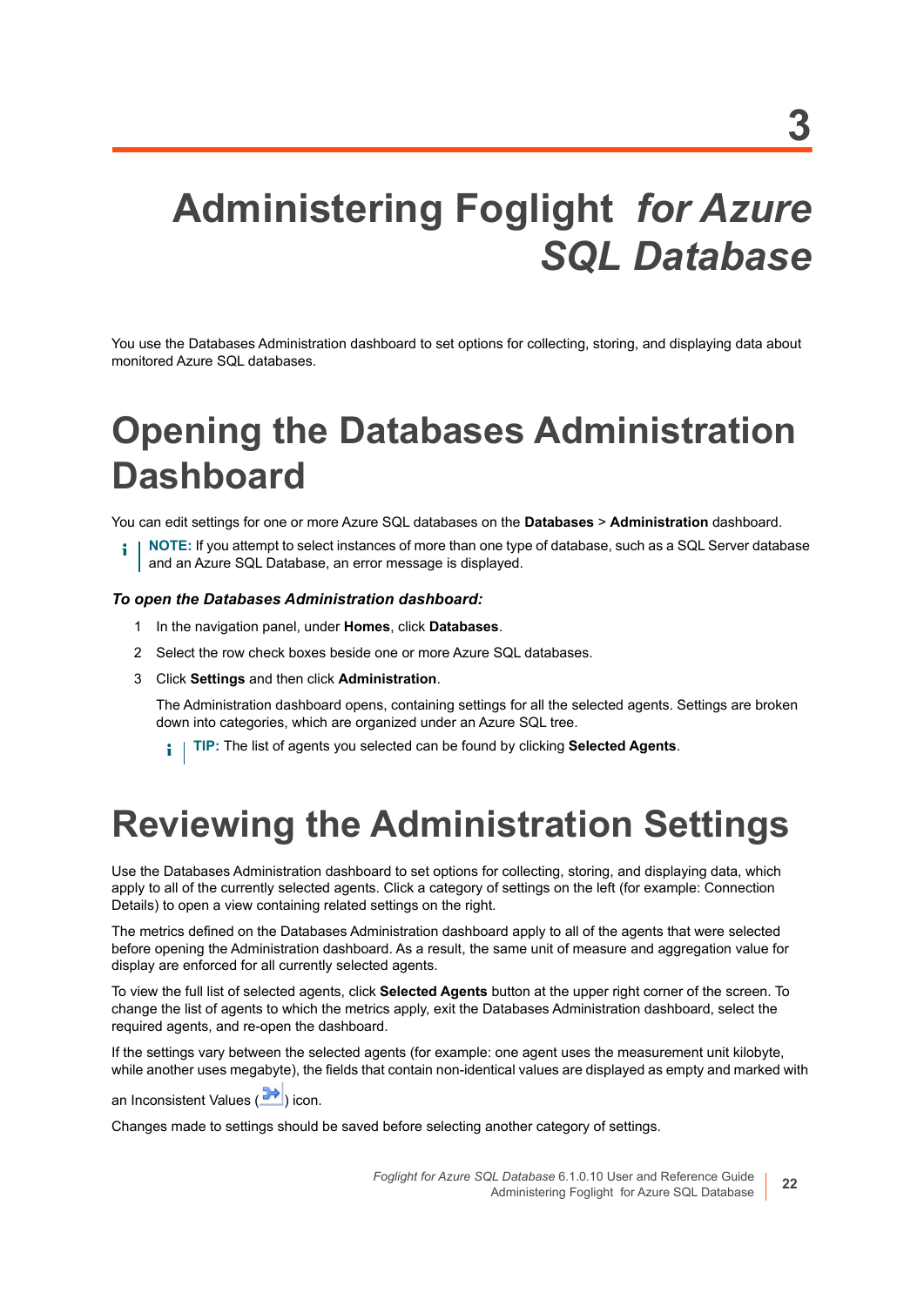# 3

# Administering Foglight *for Azure SQL Database*

You use the Databases Administration dashboard to set options for collecting, storing, and displaying data about monitored Azure SQL databases.

## Opening the Databases Administration Dashboard

You can edit settings for one or more Azure SQL databases on the **Databases** > **Administration** dashboard.

> **NOTE:** If you attempt to select instances of more than one type of database, such as a SQL Server database and an Azure SQL Database, an error message is displayed.

### *To open the Databases Administration dashboard:*

1. In the navigation panel, under **Homes**, click **Databases**.
2. Select the row check boxes beside one or more Azure SQL databases.
3. Click **Settings** and then click **Administration**.

   The Administration dashboard opens, containing settings for all the selected agents. Settings are broken down into categories, which are organized under an Azure SQL tree.

   > **TIP:** The list of agents you selected can be found by clicking **Selected Agents**.

## Reviewing the Administration Settings

Use the Databases Administration dashboard to set options for collecting, storing, and displaying data, which apply to all of the currently selected agents. Click a category of settings on the left (for example: Connection Details) to open a view containing related settings on the right.

The metrics defined on the Databases Administration dashboard apply to all of the agents that were selected before opening the Administration dashboard. As a result, the same unit of measure and aggregation value for display are enforced for all currently selected agents.

To view the full list of selected agents, click **Selected Agents** button at the upper right corner of the screen. To change the list of agents to which the metrics apply, exit the Databases Administration dashboard, select the required agents, and re-open the dashboard.

If the settings vary between the selected agents (for example: one agent uses the measurement unit kilobyte, while another uses megabyte), the fields that contain non-identical values are displayed as empty and marked with an Inconsistent Values ( ) icon.

Changes made to settings should be saved before selecting another category of settings.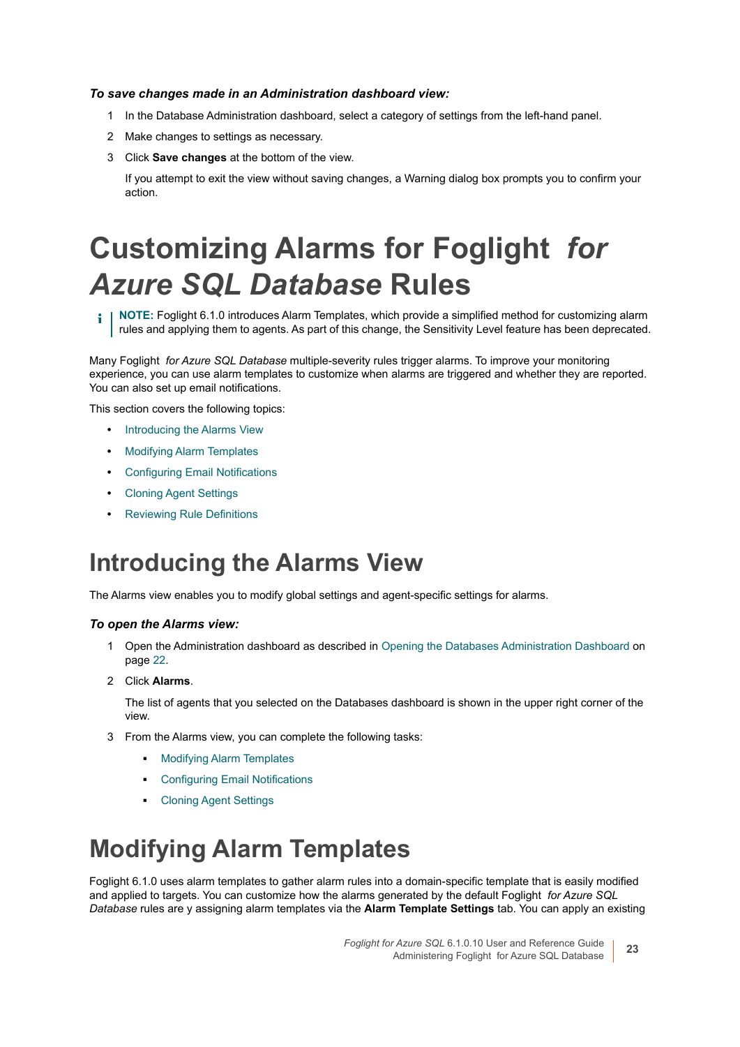***To save changes made in an Administration dashboard view:***

1. In the Database Administration dashboard, select a category of settings from the left-hand panel.
2. Make changes to settings as necessary.
3. Click **Save changes** at the bottom of the view.

   If you attempt to exit the view without saving changes, a Warning dialog box prompts you to confirm your action.

# Customizing Alarms for Foglight *for Azure SQL Database* Rules

> **NOTE:** Foglight 6.1.0 introduces Alarm Templates, which provide a simplified method for customizing alarm rules and applying them to agents. As part of this change, the Sensitivity Level feature has been deprecated.

Many Foglight *for Azure SQL Database* multiple-severity rules trigger alarms. To improve your monitoring experience, you can use alarm templates to customize when alarms are triggered and whether they are reported. You can also set up email notifications.

This section covers the following topics:

- Introducing the Alarms View
- Modifying Alarm Templates
- Configuring Email Notifications
- Cloning Agent Settings
- Reviewing Rule Definitions

## Introducing the Alarms View

The Alarms view enables you to modify global settings and agent-specific settings for alarms.

***To open the Alarms view:***

1. Open the Administration dashboard as described in Opening the Databases Administration Dashboard on page 22.
2. Click **Alarms**.

   The list of agents that you selected on the Databases dashboard is shown in the upper right corner of the view.
3. From the Alarms view, you can complete the following tasks:
   - Modifying Alarm Templates
   - Configuring Email Notifications
   - Cloning Agent Settings

## Modifying Alarm Templates

Foglight 6.1.0 uses alarm templates to gather alarm rules into a domain-specific template that is easily modified and applied to targets. You can customize how the alarms generated by the default Foglight *for Azure SQL Database* rules are y assigning alarm templates via the **Alarm Template Settings** tab. You can apply an existing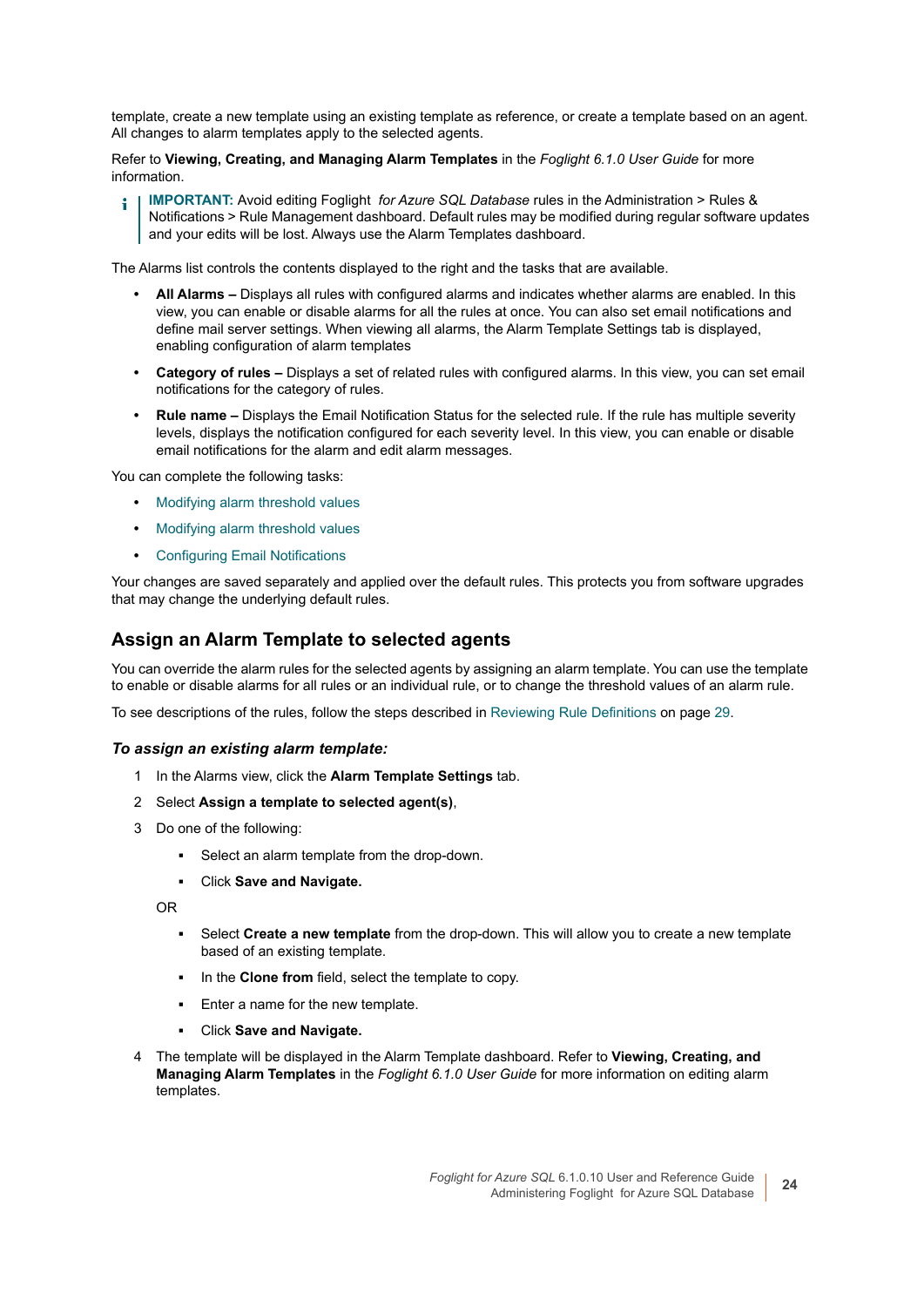template, create a new template using an existing template as reference, or create a template based on an agent. All changes to alarm templates apply to the selected agents.

Refer to **Viewing, Creating, and Managing Alarm Templates** in the *Foglight 6.1.0 User Guide* for more information.

> **IMPORTANT:** Avoid editing Foglight *for Azure SQL Database* rules in the Administration > Rules & Notifications > Rule Management dashboard. Default rules may be modified during regular software updates and your edits will be lost. Always use the Alarm Templates dashboard.

The Alarms list controls the contents displayed to the right and the tasks that are available.

- **All Alarms –** Displays all rules with configured alarms and indicates whether alarms are enabled. In this view, you can enable or disable alarms for all the rules at once. You can also set email notifications and define mail server settings. When viewing all alarms, the Alarm Template Settings tab is displayed, enabling configuration of alarm templates
- **Category of rules –** Displays a set of related rules with configured alarms. In this view, you can set email notifications for the category of rules.
- **Rule name –** Displays the Email Notification Status for the selected rule. If the rule has multiple severity levels, displays the notification configured for each severity level. In this view, you can enable or disable email notifications for the alarm and edit alarm messages.

You can complete the following tasks:

- Modifying alarm threshold values
- Modifying alarm threshold values
- Configuring Email Notifications

Your changes are saved separately and applied over the default rules. This protects you from software upgrades that may change the underlying default rules.

## Assign an Alarm Template to selected agents

You can override the alarm rules for the selected agents by assigning an alarm template. You can use the template to enable or disable alarms for all rules or an individual rule, or to change the threshold values of an alarm rule.

To see descriptions of the rules, follow the steps described in Reviewing Rule Definitions on page 29.

### *To assign an existing alarm template:*

1. In the Alarms view, click the **Alarm Template Settings** tab.
2. Select **Assign a template to selected agent(s)**,
3. Do one of the following:
   - Select an alarm template from the drop-down.
   - Click **Save and Navigate.**

   OR

   - Select **Create a new template** from the drop-down. This will allow you to create a new template based of an existing template.
   - In the **Clone from** field, select the template to copy.
   - Enter a name for the new template.
   - Click **Save and Navigate.**
4. The template will be displayed in the Alarm Template dashboard. Refer to **Viewing, Creating, and Managing Alarm Templates** in the *Foglight 6.1.0 User Guide* for more information on editing alarm templates.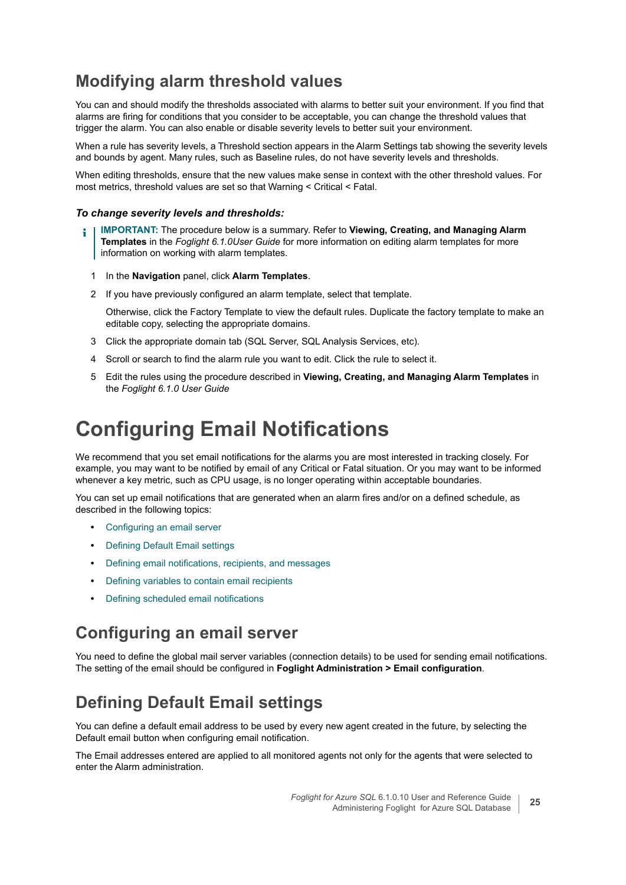## Modifying alarm threshold values

You can and should modify the thresholds associated with alarms to better suit your environment. If you find that alarms are firing for conditions that you consider to be acceptable, you can change the threshold values that trigger the alarm. You can also enable or disable severity levels to better suit your environment.

When a rule has severity levels, a Threshold section appears in the Alarm Settings tab showing the severity levels and bounds by agent. Many rules, such as Baseline rules, do not have severity levels and thresholds.

When editing thresholds, ensure that the new values make sense in context with the other threshold values. For most metrics, threshold values are set so that Warning < Critical < Fatal.

#### *To change severity levels and thresholds:*

> **IMPORTANT:** The procedure below is a summary. Refer to **Viewing, Creating, and Managing Alarm Templates** in the *Foglight 6.1.0User Guide* for more information on editing alarm templates for more information on working with alarm templates.

1. In the **Navigation** panel, click **Alarm Templates**.
2. If you have previously configured an alarm template, select that template.

   Otherwise, click the Factory Template to view the default rules. Duplicate the factory template to make an editable copy, selecting the appropriate domains.
3. Click the appropriate domain tab (SQL Server, SQL Analysis Services, etc).
4. Scroll or search to find the alarm rule you want to edit. Click the rule to select it.
5. Edit the rules using the procedure described in **Viewing, Creating, and Managing Alarm Templates** in the *Foglight 6.1.0 User Guide*

# Configuring Email Notifications

We recommend that you set email notifications for the alarms you are most interested in tracking closely. For example, you may want to be notified by email of any Critical or Fatal situation. Or you may want to be informed whenever a key metric, such as CPU usage, is no longer operating within acceptable boundaries.

You can set up email notifications that are generated when an alarm fires and/or on a defined schedule, as described in the following topics:

- Configuring an email server
- Defining Default Email settings
- Defining email notifications, recipients, and messages
- Defining variables to contain email recipients
- Defining scheduled email notifications

## Configuring an email server

You need to define the global mail server variables (connection details) to be used for sending email notifications. The setting of the email should be configured in **Foglight Administration > Email configuration**.

## Defining Default Email settings

You can define a default email address to be used by every new agent created in the future, by selecting the Default email button when configuring email notification.

The Email addresses entered are applied to all monitored agents not only for the agents that were selected to enter the Alarm administration.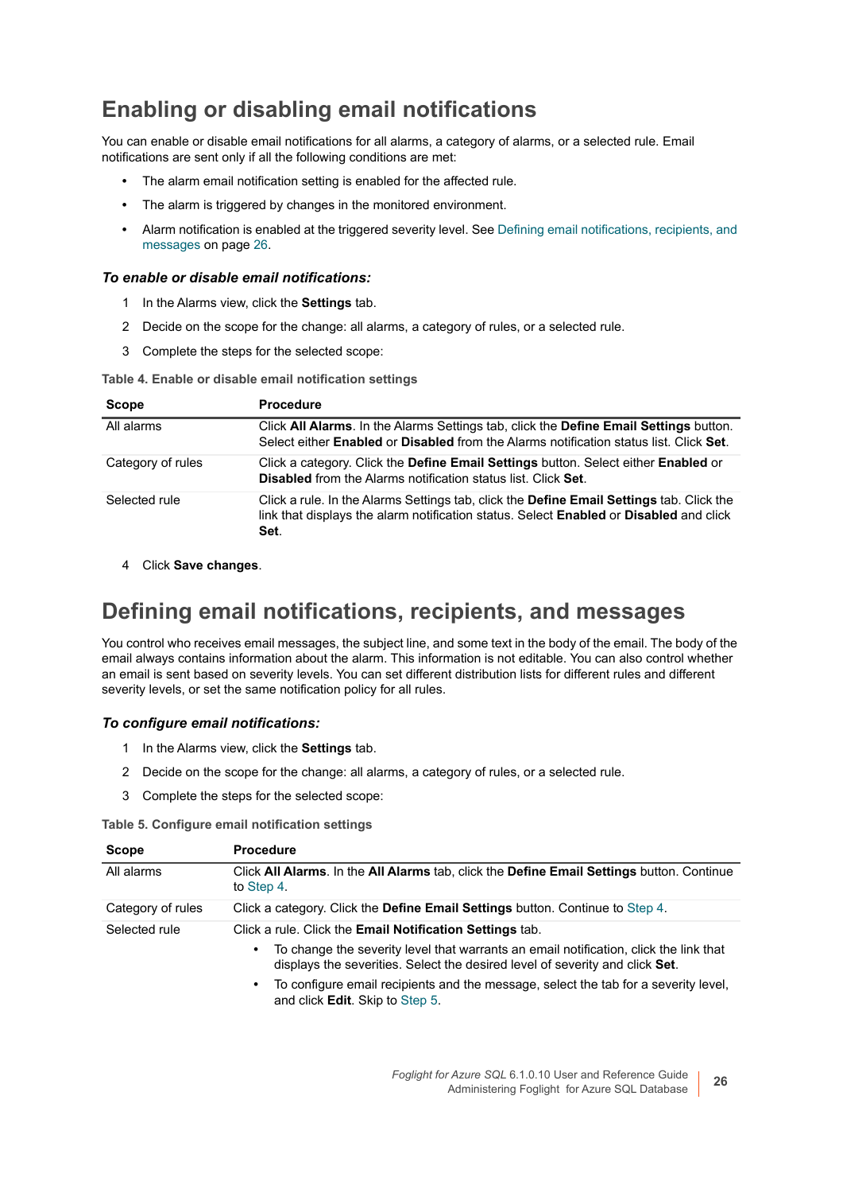# Enabling or disabling email notifications

You can enable or disable email notifications for all alarms, a category of alarms, or a selected rule. Email notifications are sent only if all the following conditions are met:

- The alarm email notification setting is enabled for the affected rule.
- The alarm is triggered by changes in the monitored environment.
- Alarm notification is enabled at the triggered severity level. See Defining email notifications, recipients, and messages on page 26.

### *To enable or disable email notifications:*

1. In the Alarms view, click the **Settings** tab.
2. Decide on the scope for the change: all alarms, a category of rules, or a selected rule.
3. Complete the steps for the selected scope:

**Table 4. Enable or disable email notification settings**

| Scope | Procedure |
|---|---|
| All alarms | Click **All Alarms**. In the Alarms Settings tab, click the **Define Email Settings** button. Select either **Enabled** or **Disabled** from the Alarms notification status list. Click **Set**. |
| Category of rules | Click a category. Click the **Define Email Settings** button. Select either **Enabled** or **Disabled** from the Alarms notification status list. Click **Set**. |
| Selected rule | Click a rule. In the Alarms Settings tab, click the **Define Email Settings** tab. Click the link that displays the alarm notification status. Select **Enabled** or **Disabled** and click **Set**. |

4. Click **Save changes**.

# Defining email notifications, recipients, and messages

You control who receives email messages, the subject line, and some text in the body of the email. The body of the email always contains information about the alarm. This information is not editable. You can also control whether an email is sent based on severity levels. You can set different distribution lists for different rules and different severity levels, or set the same notification policy for all rules.

### *To configure email notifications:*

1. In the Alarms view, click the **Settings** tab.
2. Decide on the scope for the change: all alarms, a category of rules, or a selected rule.
3. Complete the steps for the selected scope:

**Table 5. Configure email notification settings**

| Scope | Procedure |
|---|---|
| All alarms | Click **All Alarms**. In the **All Alarms** tab, click the **Define Email Settings** button. Continue to Step 4. |
| Category of rules | Click a category. Click the **Define Email Settings** button. Continue to Step 4. |
| Selected rule | Click a rule. Click the **Email Notification Settings** tab.<br>• To change the severity level that warrants an email notification, click the link that displays the severities. Select the desired level of severity and click **Set**.<br>• To configure email recipients and the message, select the tab for a severity level, and click **Edit**. Skip to Step 5. |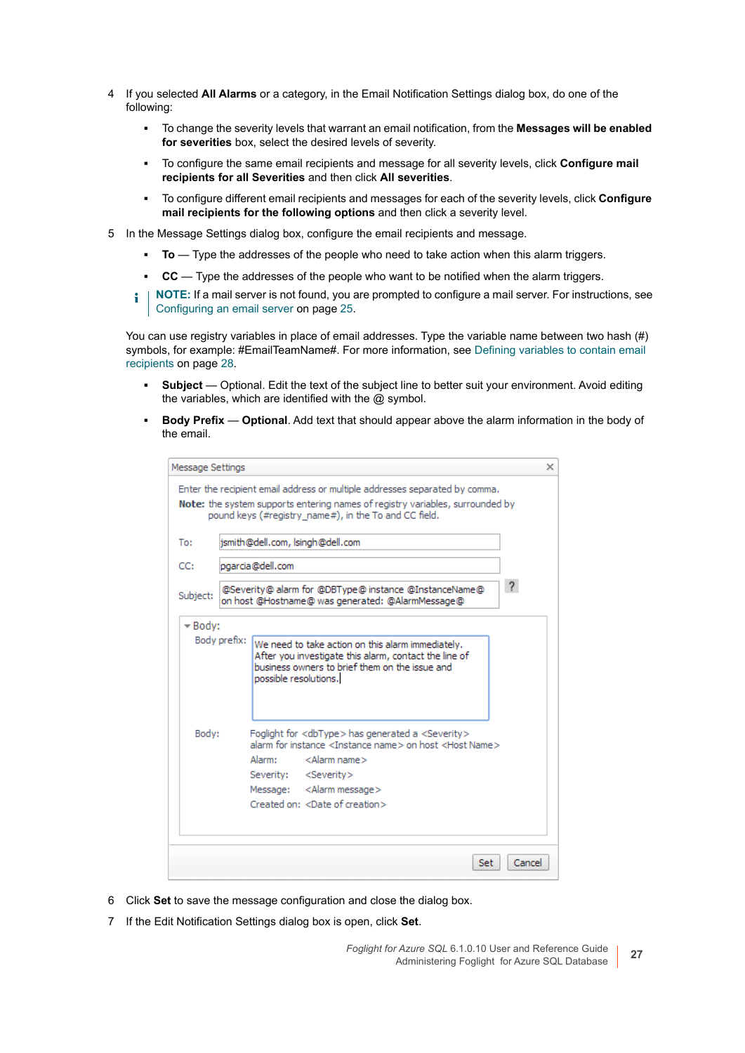4 If you selected **All Alarms** or a category, in the Email Notification Settings dialog box, do one of the following:

- To change the severity levels that warrant an email notification, from the **Messages will be enabled for severities** box, select the desired levels of severity.
- To configure the same email recipients and message for all severity levels, click **Configure mail recipients for all Severities** and then click **All severities**.
- To configure different email recipients and messages for each of the severity levels, click **Configure mail recipients for the following options** and then click a severity level.

5 In the Message Settings dialog box, configure the email recipients and message.

- **To** — Type the addresses of the people who need to take action when this alarm triggers.
- **CC** — Type the addresses of the people who want to be notified when the alarm triggers.

**NOTE:** If a mail server is not found, you are prompted to configure a mail server. For instructions, see Configuring an email server on page 25.

You can use registry variables in place of email addresses. Type the variable name between two hash (#) symbols, for example: #EmailTeamName#. For more information, see Defining variables to contain email recipients on page 28.

- **Subject** — Optional. Edit the text of the subject line to better suit your environment. Avoid editing the variables, which are identified with the @ symbol.
- **Body Prefix** — **Optional**. Add text that should appear above the alarm information in the body of the email.

Message Settings

Enter the recipient email address or multiple addresses separated by comma.
**Note:** the system supports entering names of registry variables, surrounded by pound keys (#registry_name#), in the To and CC field.

To: jsmith@dell.com, lsingh@dell.com

CC: pgarcia@dell.com

Subject: @Severity@ alarm for @DBType@ instance @InstanceName@ on host @Hostname@ was generated: @AlarmMessage@

Body:

Body prefix: We need to take action on this alarm immediately. After you investigate this alarm, contact the line of business owners to brief them on the issue and possible resolutions.

Body: Foglight for <dbType> has generated a <Severity> alarm for instance <Instance name> on host <Host Name>
Alarm: <Alarm name>
Severity: <Severity>
Message: <Alarm message>
Created on: <Date of creation>

Set   Cancel

6 Click **Set** to save the message configuration and close the dialog box.

7 If the Edit Notification Settings dialog box is open, click **Set**.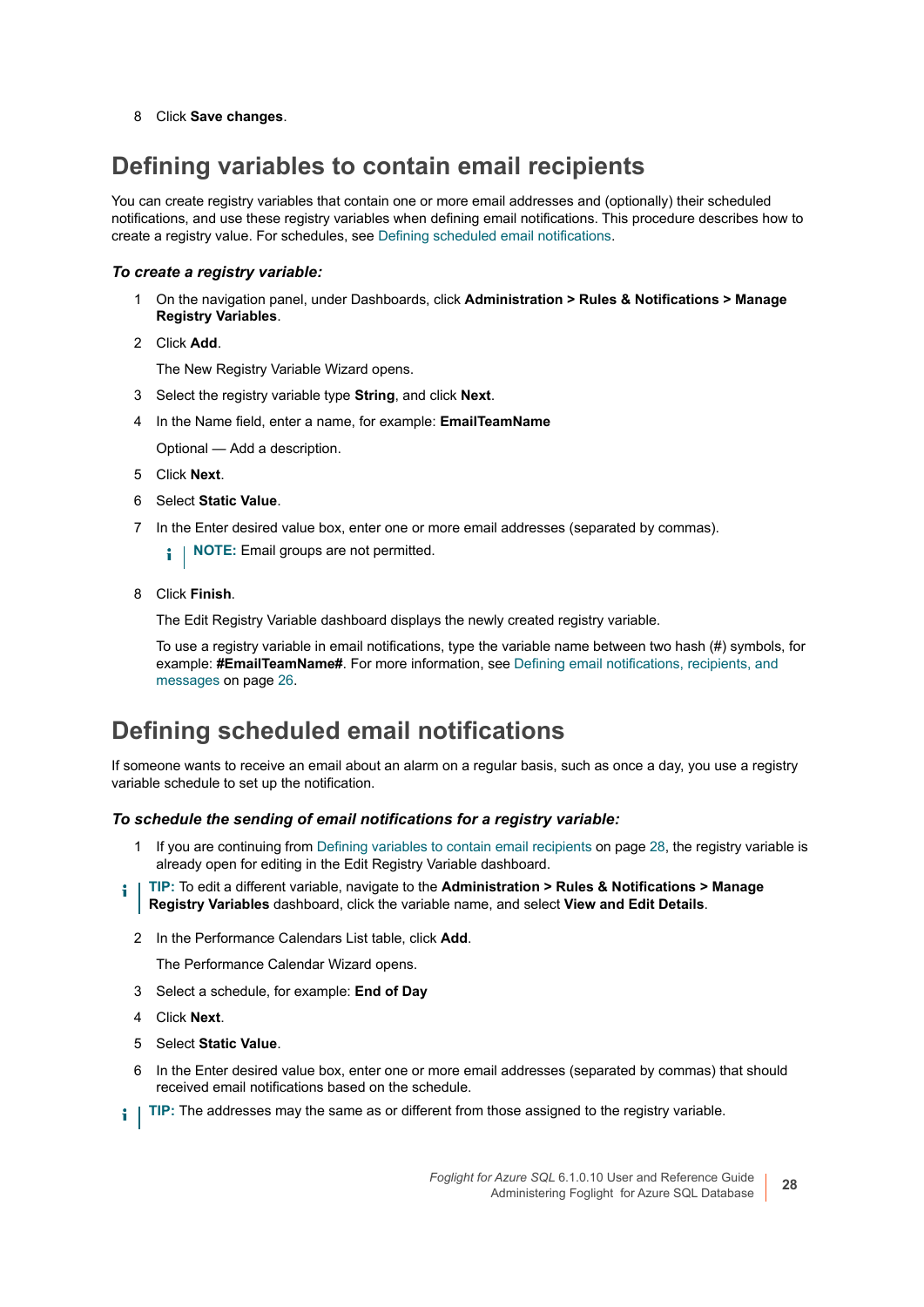8 Click **Save changes**.

## Defining variables to contain email recipients

You can create registry variables that contain one or more email addresses and (optionally) their scheduled notifications, and use these registry variables when defining email notifications. This procedure describes how to create a registry value. For schedules, see Defining scheduled email notifications.

#### *To create a registry variable:*

1 On the navigation panel, under Dashboards, click **Administration > Rules & Notifications > Manage Registry Variables**.

2 Click **Add**.

The New Registry Variable Wizard opens.

3 Select the registry variable type **String**, and click **Next**.

4 In the Name field, enter a name, for example: **EmailTeamName**

Optional — Add a description.

5 Click **Next**.

6 Select **Static Value**.

7 In the Enter desired value box, enter one or more email addresses (separated by commas).

**NOTE:** Email groups are not permitted.

8 Click **Finish**.

The Edit Registry Variable dashboard displays the newly created registry variable.

To use a registry variable in email notifications, type the variable name between two hash (#) symbols, for example: **#EmailTeamName#**. For more information, see Defining email notifications, recipients, and messages on page 26.

## Defining scheduled email notifications

If someone wants to receive an email about an alarm on a regular basis, such as once a day, you use a registry variable schedule to set up the notification.

#### *To schedule the sending of email notifications for a registry variable:*

1 If you are continuing from Defining variables to contain email recipients on page 28, the registry variable is already open for editing in the Edit Registry Variable dashboard.

**TIP:** To edit a different variable, navigate to the **Administration > Rules & Notifications > Manage Registry Variables** dashboard, click the variable name, and select **View and Edit Details**.

2 In the Performance Calendars List table, click **Add**.

The Performance Calendar Wizard opens.

3 Select a schedule, for example: **End of Day**

4 Click **Next**.

5 Select **Static Value**.

6 In the Enter desired value box, enter one or more email addresses (separated by commas) that should received email notifications based on the schedule.

**TIP:** The addresses may the same as or different from those assigned to the registry variable.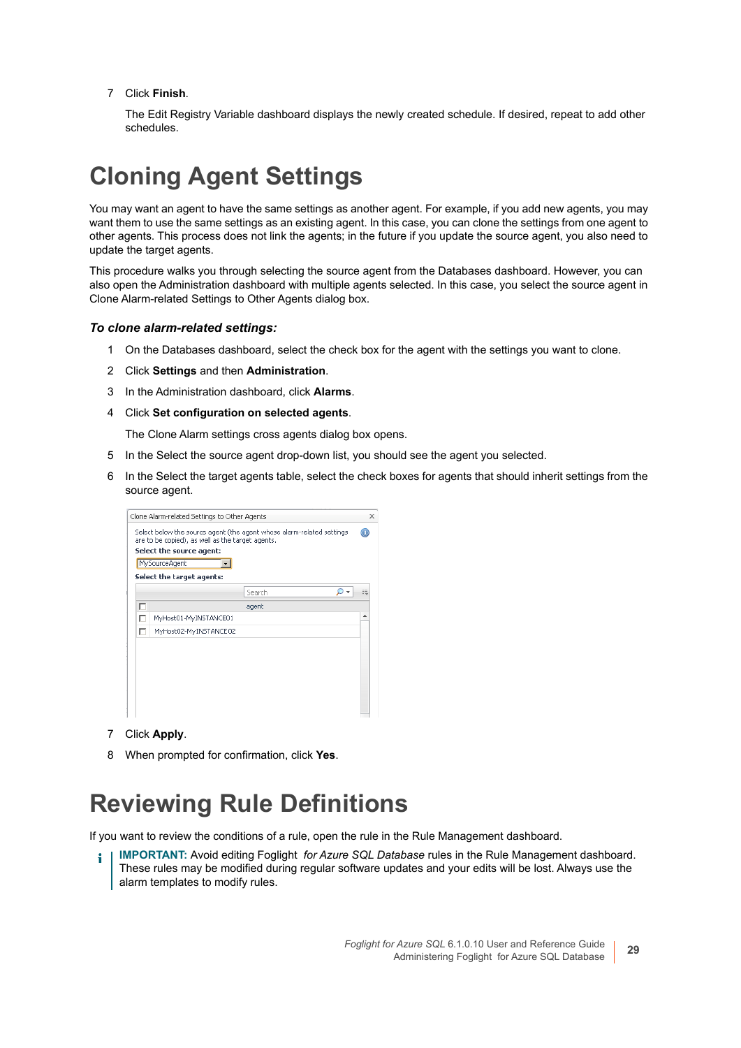7 Click **Finish**.

   The Edit Registry Variable dashboard displays the newly created schedule. If desired, repeat to add other schedules.

# Cloning Agent Settings

You may want an agent to have the same settings as another agent. For example, if you add new agents, you may want them to use the same settings as an existing agent. In this case, you can clone the settings from one agent to other agents. This process does not link the agents; in the future if you update the source agent, you also need to update the target agents.

This procedure walks you through selecting the source agent from the Databases dashboard. However, you can also open the Administration dashboard with multiple agents selected. In this case, you select the source agent in Clone Alarm-related Settings to Other Agents dialog box.

### *To clone alarm-related settings:*

1. On the Databases dashboard, select the check box for the agent with the settings you want to clone.
2. Click **Settings** and then **Administration**.
3. In the Administration dashboard, click **Alarms**.
4. Click **Set configuration on selected agents**.

   The Clone Alarm settings cross agents dialog box opens.
5. In the Select the source agent drop-down list, you should see the agent you selected.
6. In the Select the target agents table, select the check boxes for agents that should inherit settings from the source agent.
7. Click **Apply**.
8. When prompted for confirmation, click **Yes**.

# Reviewing Rule Definitions

If you want to review the conditions of a rule, open the rule in the Rule Management dashboard.

**IMPORTANT:** Avoid editing Foglight *for Azure SQL Database* rules in the Rule Management dashboard. These rules may be modified during regular software updates and your edits will be lost. Always use the alarm templates to modify rules.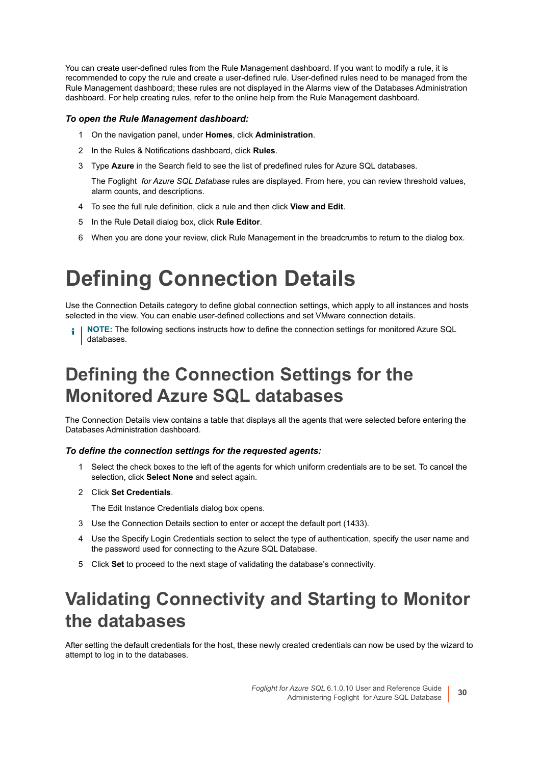You can create user-defined rules from the Rule Management dashboard. If you want to modify a rule, it is recommended to copy the rule and create a user-defined rule. User-defined rules need to be managed from the Rule Management dashboard; these rules are not displayed in the Alarms view of the Databases Administration dashboard. For help creating rules, refer to the online help from the Rule Management dashboard.

***To open the Rule Management dashboard:***

1. On the navigation panel, under **Homes**, click **Administration**.
2. In the Rules & Notifications dashboard, click **Rules**.
3. Type **Azure** in the Search field to see the list of predefined rules for Azure SQL databases.

   The Foglight *for Azure SQL Database* rules are displayed. From here, you can review threshold values, alarm counts, and descriptions.
4. To see the full rule definition, click a rule and then click **View and Edit**.
5. In the Rule Detail dialog box, click **Rule Editor**.
6. When you are done your review, click Rule Management in the breadcrumbs to return to the dialog box.

# Defining Connection Details

Use the Connection Details category to define global connection settings, which apply to all instances and hosts selected in the view. You can enable user-defined collections and set VMware connection details.

**NOTE:** The following sections instructs how to define the connection settings for monitored Azure SQL databases.

## Defining the Connection Settings for the Monitored Azure SQL databases

The Connection Details view contains a table that displays all the agents that were selected before entering the Databases Administration dashboard.

***To define the connection settings for the requested agents:***

1. Select the check boxes to the left of the agents for which uniform credentials are to be set. To cancel the selection, click **Select None** and select again.
2. Click **Set Credentials**.

   The Edit Instance Credentials dialog box opens.
3. Use the Connection Details section to enter or accept the default port (1433).
4. Use the Specify Login Credentials section to select the type of authentication, specify the user name and the password used for connecting to the Azure SQL Database.
5. Click **Set** to proceed to the next stage of validating the database's connectivity.

## Validating Connectivity and Starting to Monitor the databases

After setting the default credentials for the host, these newly created credentials can now be used by the wizard to attempt to log in to the databases.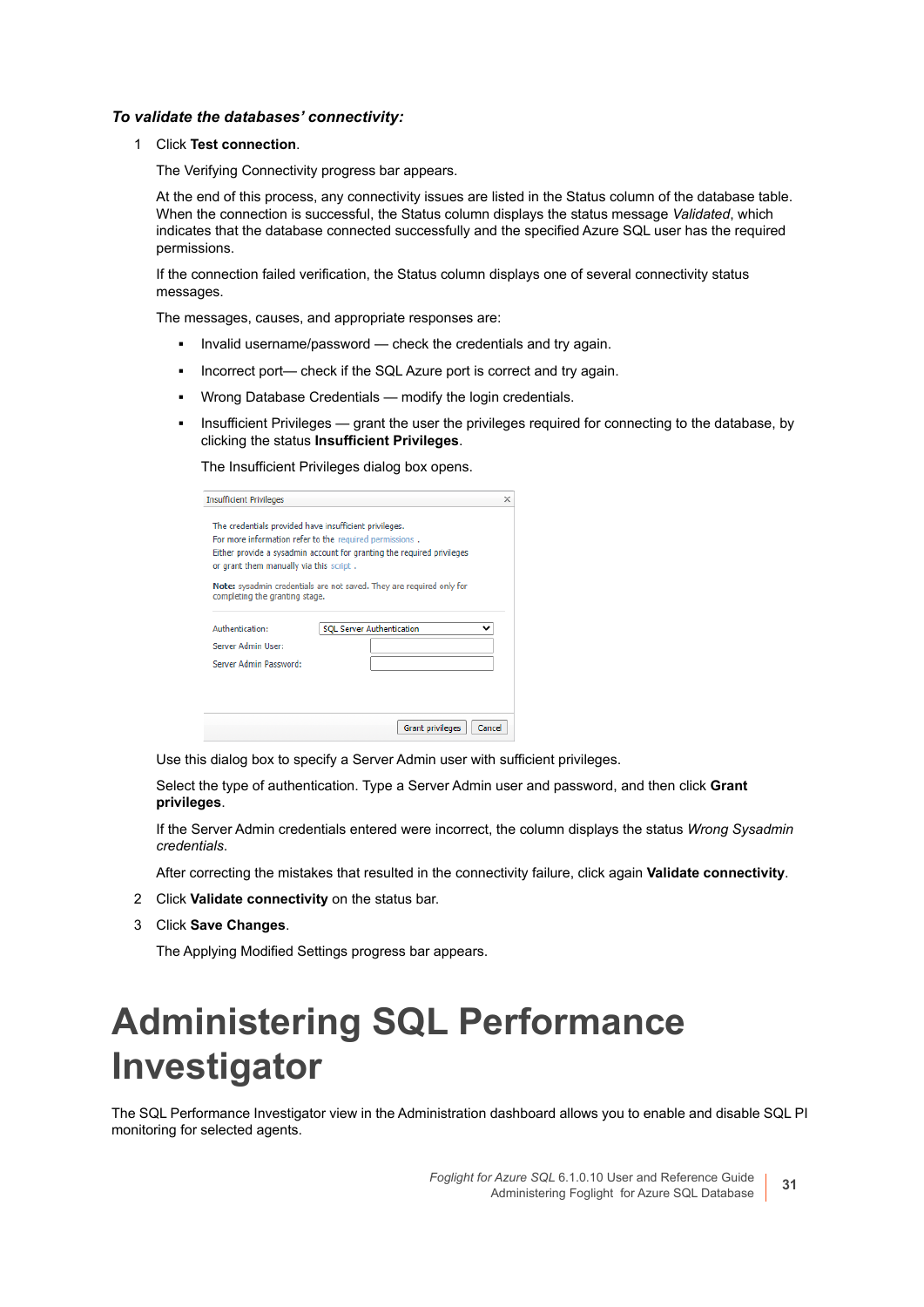*To validate the databases’ connectivity:*

1. Click **Test connection**.

   The Verifying Connectivity progress bar appears.

   At the end of this process, any connectivity issues are listed in the Status column of the database table. When the connection is successful, the Status column displays the status message *Validated*, which indicates that the database connected successfully and the specified Azure SQL user has the required permissions.

   If the connection failed verification, the Status column displays one of several connectivity status messages.

   The messages, causes, and appropriate responses are:

   - Invalid username/password — check the credentials and try again.
   - Incorrect port— check if the SQL Azure port is correct and try again.
   - Wrong Database Credentials — modify the login credentials.
   - Insufficient Privileges — grant the user the privileges required for connecting to the database, by clicking the status **Insufficient Privileges**.

     The Insufficient Privileges dialog box opens.

     Insufficient Privileges

     The credentials provided have insufficient privileges.
     For more information refer to the required permissions .
     Either provide a sysadmin account for granting the required privileges or grant them manually via this script .

     **Note:** sysadmin credentials are not saved. They are required only for completing the granting stage.

     Authentication: SQL Server Authentication
     Server Admin User:
     Server Admin Password:

     Grant privileges | Cancel

   Use this dialog box to specify a Server Admin user with sufficient privileges.

   Select the type of authentication. Type a Server Admin user and password, and then click **Grant privileges**.

   If the Server Admin credentials entered were incorrect, the column displays the status *Wrong Sysadmin credentials*.

   After correcting the mistakes that resulted in the connectivity failure, click again **Validate connectivity**.

2. Click **Validate connectivity** on the status bar.
3. Click **Save Changes**.

   The Applying Modified Settings progress bar appears.

# Administering SQL Performance Investigator

The SQL Performance Investigator view in the Administration dashboard allows you to enable and disable SQL PI monitoring for selected agents.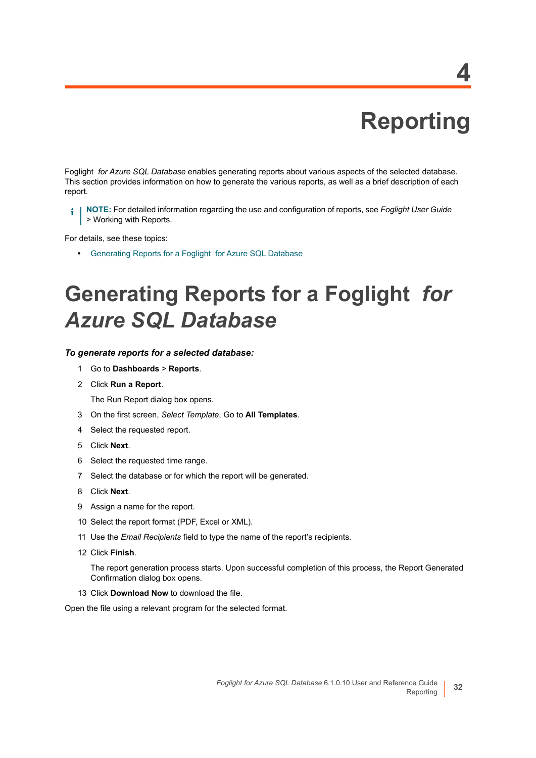# 4 Reporting

Foglight *for Azure SQL Database* enables generating reports about various aspects of the selected database. This section provides information on how to generate the various reports, as well as a brief description of each report.

> **NOTE:** For detailed information regarding the use and configuration of reports, see *Foglight User Guide* > Working with Reports.

For details, see these topics:

- Generating Reports for a Foglight for Azure SQL Database

## Generating Reports for a Foglight *for Azure SQL Database*

***To generate reports for a selected database:***

1. Go to **Dashboards** > **Reports**.
2. Click **Run a Report**.

   The Run Report dialog box opens.
3. On the first screen, *Select Template*, Go to **All Templates**.
4. Select the requested report.
5. Click **Next**.
6. Select the requested time range.
7. Select the database or for which the report will be generated.
8. Click **Next**.
9. Assign a name for the report.
10. Select the report format (PDF, Excel or XML).
11. Use the *Email Recipients* field to type the name of the report's recipients.
12. Click **Finish**.

    The report generation process starts. Upon successful completion of this process, the Report Generated Confirmation dialog box opens.
13. Click **Download Now** to download the file.

Open the file using a relevant program for the selected format.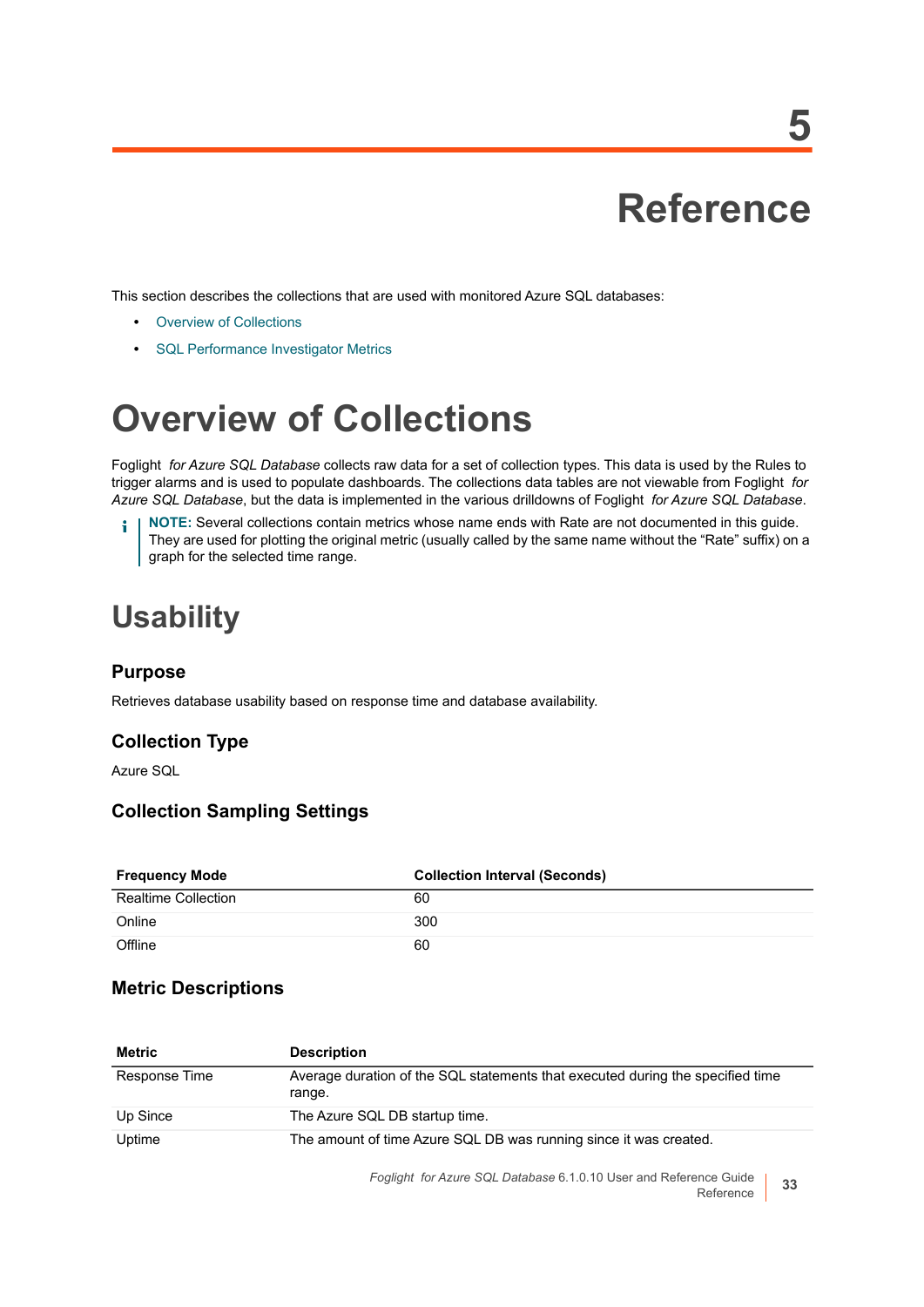# 5

# Reference

This section describes the collections that are used with monitored Azure SQL databases:

- Overview of Collections
- SQL Performance Investigator Metrics

# Overview of Collections

Foglight *for Azure SQL Database* collects raw data for a set of collection types. This data is used by the Rules to trigger alarms and is used to populate dashboards. The collections data tables are not viewable from Foglight *for Azure SQL Database*, but the data is implemented in the various drilldowns of Foglight *for Azure SQL Database*.

**NOTE:** Several collections contain metrics whose name ends with Rate are not documented in this guide. They are used for plotting the original metric (usually called by the same name without the “Rate” suffix) on a graph for the selected time range.

## Usability

### Purpose

Retrieves database usability based on response time and database availability.

### Collection Type

Azure SQL

### Collection Sampling Settings

| Frequency Mode | Collection Interval (Seconds) |
|---|---|
| Realtime Collection | 60 |
| Online | 300 |
| Offline | 60 |

### Metric Descriptions

| Metric | Description |
|---|---|
| Response Time | Average duration of the SQL statements that executed during the specified time range. |
| Up Since | The Azure SQL DB startup time. |
| Uptime | The amount of time Azure SQL DB was running since it was created. |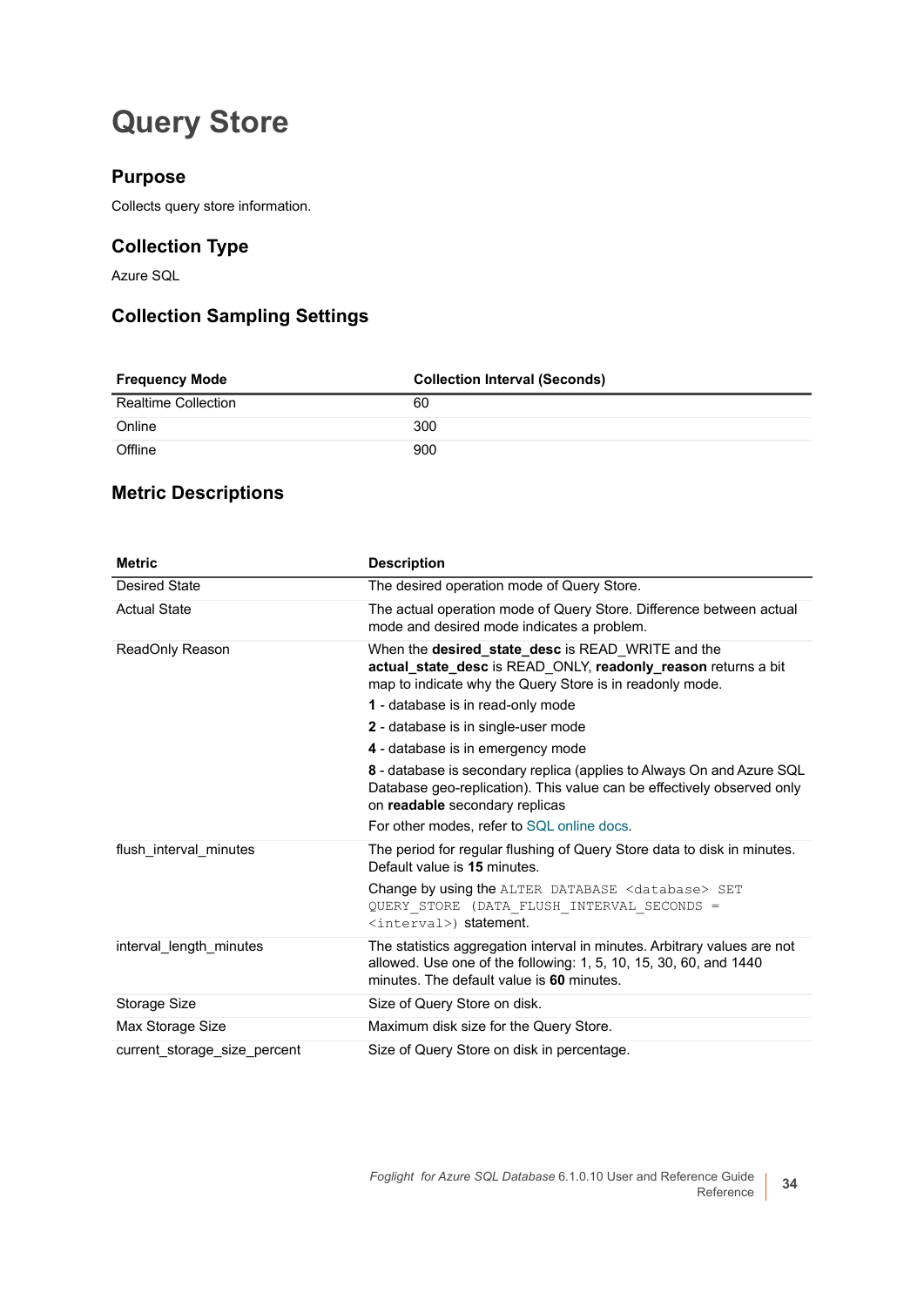# Query Store

## Purpose

Collects query store information.

## Collection Type

Azure SQL

## Collection Sampling Settings

| Frequency Mode | Collection Interval (Seconds) |
|---|---|
| Realtime Collection | 60 |
| Online | 300 |
| Offline | 900 |

## Metric Descriptions

| Metric | Description |
|---|---|
| Desired State | The desired operation mode of Query Store. |
| Actual State | The actual operation mode of Query Store. Difference between actual mode and desired mode indicates a problem. |
| ReadOnly Reason | When the **desired_state_desc** is READ_WRITE and the **actual_state_desc** is READ_ONLY, **readonly_reason** returns a bit map to indicate why the Query Store is in readonly mode.<br>**1** - database is in read-only mode<br>**2** - database is in single-user mode<br>**4** - database is in emergency mode<br>**8** - database is secondary replica (applies to Always On and Azure SQL Database geo-replication). This value can be effectively observed only on **readable** secondary replicas<br>For other modes, refer to SQL online docs. |
| flush_interval_minutes | The period for regular flushing of Query Store data to disk in minutes. Default value is **15** minutes.<br>Change by using the `ALTER DATABASE <database> SET QUERY_STORE (DATA_FLUSH_INTERVAL_SECONDS = <interval>)` statement. |
| interval_length_minutes | The statistics aggregation interval in minutes. Arbitrary values are not allowed. Use one of the following: 1, 5, 10, 15, 30, 60, and 1440 minutes. The default value is **60** minutes. |
| Storage Size | Size of Query Store on disk. |
| Max Storage Size | Maximum disk size for the Query Store. |
| current_storage_size_percent | Size of Query Store on disk in percentage. |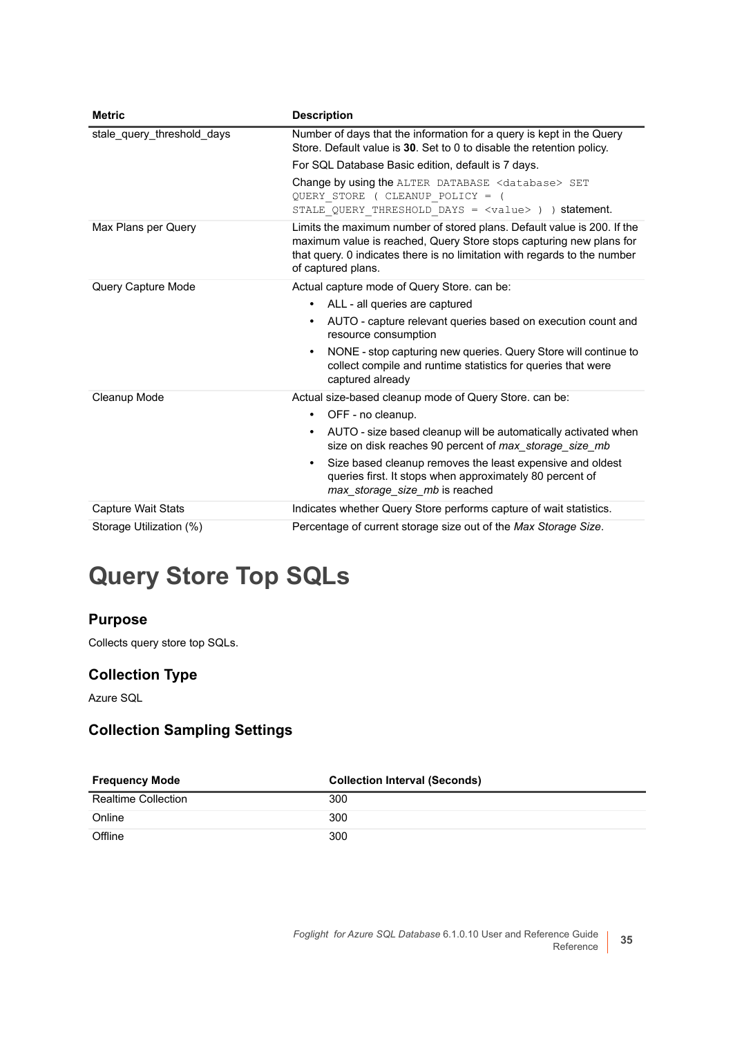| Metric | Description |
| --- | --- |
| stale_query_threshold_days | Number of days that the information for a query is kept in the Query Store. Default value is **30**. Set to 0 to disable the retention policy.<br>For SQL Database Basic edition, default is 7 days.<br>Change by using the `ALTER DATABASE <database> SET QUERY_STORE ( CLEANUP_POLICY = ( STALE_QUERY_THRESHOLD_DAYS = <value> ) )` statement. |
| Max Plans per Query | Limits the maximum number of stored plans. Default value is 200. If the maximum value is reached, Query Store stops capturing new plans for that query. 0 indicates there is no limitation with regards to the number of captured plans. |
| Query Capture Mode | Actual capture mode of Query Store. can be:<br>• ALL - all queries are captured<br>• AUTO - capture relevant queries based on execution count and resource consumption<br>• NONE - stop capturing new queries. Query Store will continue to collect compile and runtime statistics for queries that were captured already |
| Cleanup Mode | Actual size-based cleanup mode of Query Store. can be:<br>• OFF - no cleanup.<br>• AUTO - size based cleanup will be automatically activated when size on disk reaches 90 percent of *max_storage_size_mb*<br>• Size based cleanup removes the least expensive and oldest queries first. It stops when approximately 80 percent of *max_storage_size_mb* is reached |
| Capture Wait Stats | Indicates whether Query Store performs capture of wait statistics. |
| Storage Utilization (%) | Percentage of current storage size out of the *Max Storage Size*. |

# Query Store Top SQLs

## Purpose

Collects query store top SQLs.

## Collection Type

Azure SQL

## Collection Sampling Settings

| Frequency Mode | Collection Interval (Seconds) |
| --- | --- |
| Realtime Collection | 300 |
| Online | 300 |
| Offline | 300 |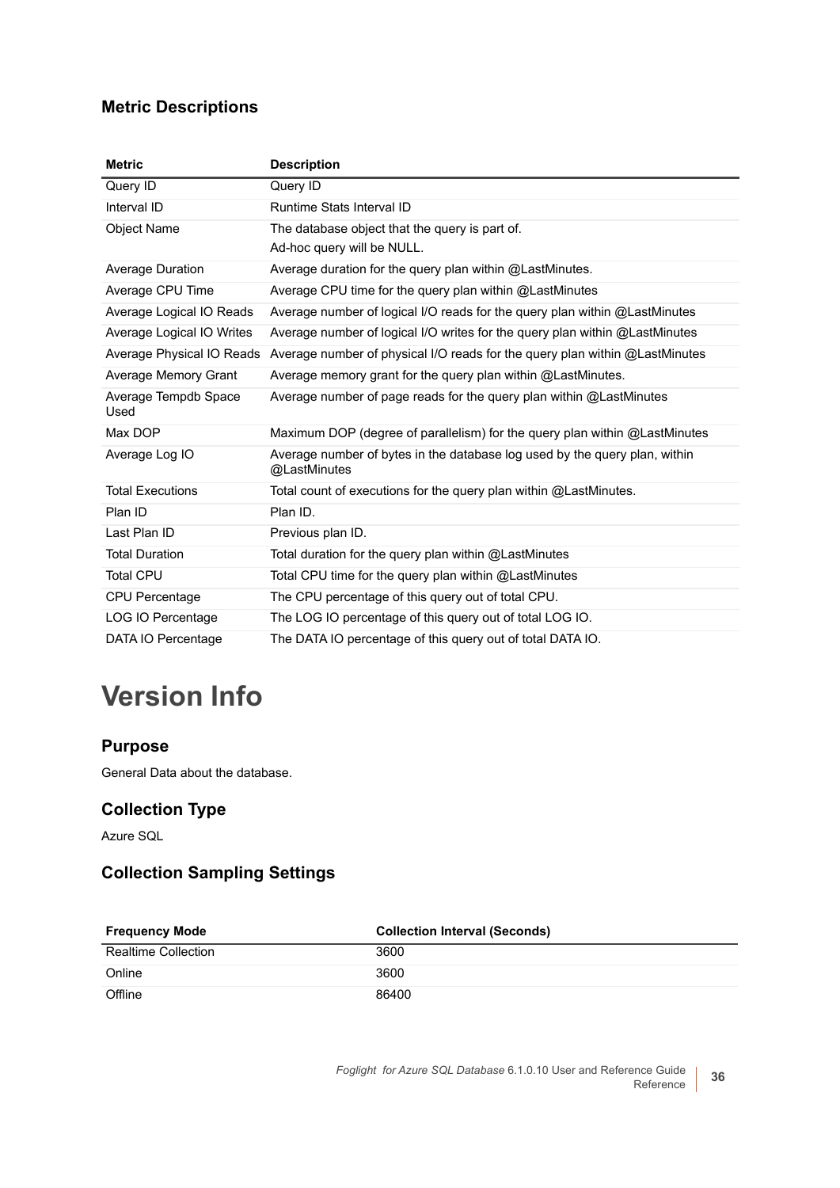### Metric Descriptions

| Metric | Description |
| --- | --- |
| Query ID | Query ID |
| Interval ID | Runtime Stats Interval ID |
| Object Name | The database object that the query is part of.<br>Ad-hoc query will be NULL. |
| Average Duration | Average duration for the query plan within @LastMinutes. |
| Average CPU Time | Average CPU time for the query plan within @LastMinutes |
| Average Logical IO Reads | Average number of logical I/O reads for the query plan within @LastMinutes |
| Average Logical IO Writes | Average number of logical I/O writes for the query plan within @LastMinutes |
| Average Physical IO Reads | Average number of physical I/O reads for the query plan within @LastMinutes |
| Average Memory Grant | Average memory grant for the query plan within @LastMinutes. |
| Average Tempdb Space Used | Average number of page reads for the query plan within @LastMinutes |
| Max DOP | Maximum DOP (degree of parallelism) for the query plan within @LastMinutes |
| Average Log IO | Average number of bytes in the database log used by the query plan, within @LastMinutes |
| Total Executions | Total count of executions for the query plan within @LastMinutes. |
| Plan ID | Plan ID. |
| Last Plan ID | Previous plan ID. |
| Total Duration | Total duration for the query plan within @LastMinutes |
| Total CPU | Total CPU time for the query plan within @LastMinutes |
| CPU Percentage | The CPU percentage of this query out of total CPU. |
| LOG IO Percentage | The LOG IO percentage of this query out of total LOG IO. |
| DATA IO Percentage | The DATA IO percentage of this query out of total DATA IO. |

# Version Info

### Purpose

General Data about the database.

### Collection Type

Azure SQL

### Collection Sampling Settings

| Frequency Mode | Collection Interval (Seconds) |
| --- | --- |
| Realtime Collection | 3600 |
| Online | 3600 |
| Offline | 86400 |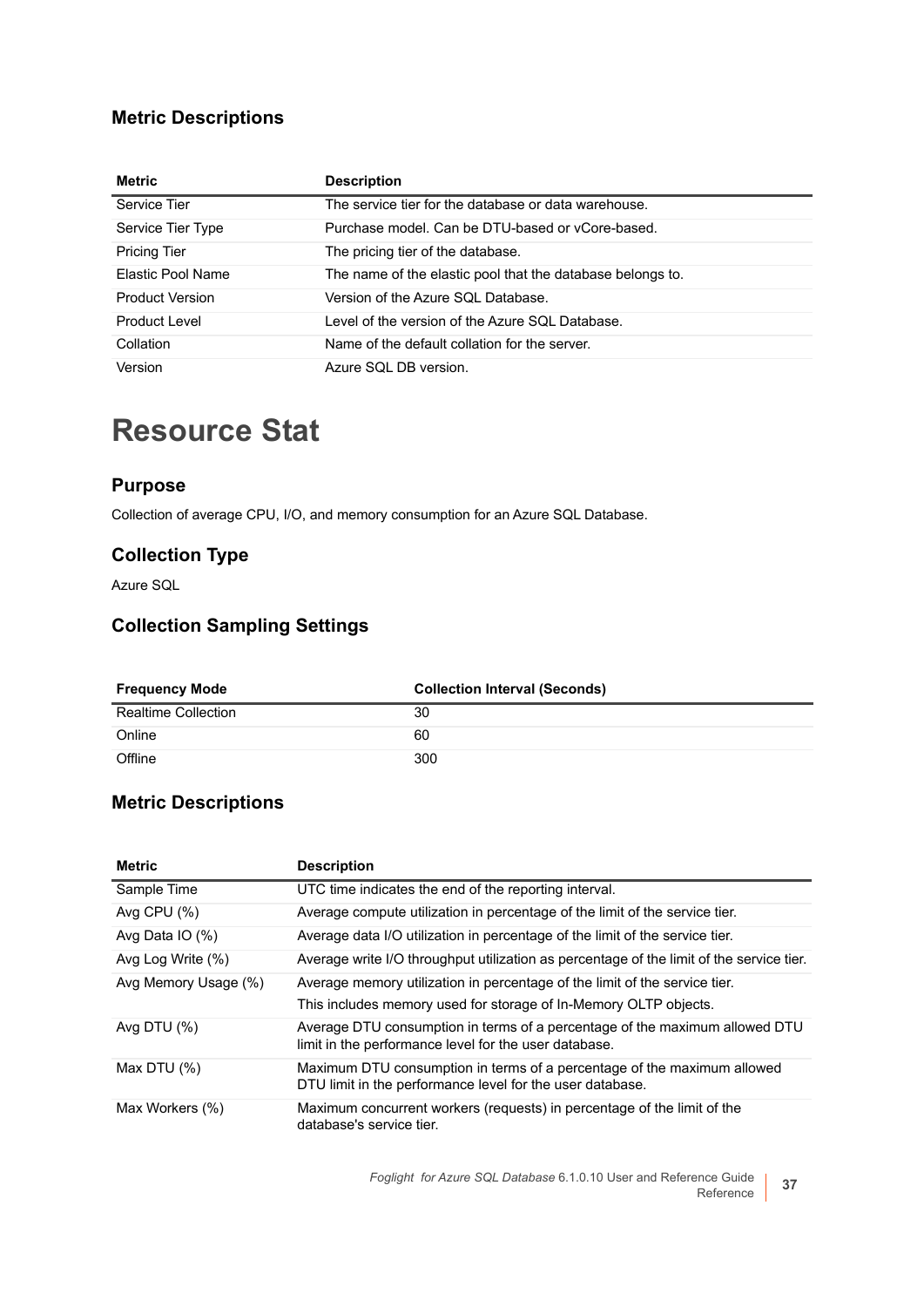### Metric Descriptions

| Metric | Description |
| --- | --- |
| Service Tier | The service tier for the database or data warehouse. |
| Service Tier Type | Purchase model. Can be DTU-based or vCore-based. |
| Pricing Tier | The pricing tier of the database. |
| Elastic Pool Name | The name of the elastic pool that the database belongs to. |
| Product Version | Version of the Azure SQL Database. |
| Product Level | Level of the version of the Azure SQL Database. |
| Collation | Name of the default collation for the server. |
| Version | Azure SQL DB version. |

# Resource Stat

### Purpose

Collection of average CPU, I/O, and memory consumption for an Azure SQL Database.

### Collection Type

Azure SQL

### Collection Sampling Settings

| Frequency Mode | Collection Interval (Seconds) |
| --- | --- |
| Realtime Collection | 30 |
| Online | 60 |
| Offline | 300 |

### Metric Descriptions

| Metric | Description |
| --- | --- |
| Sample Time | UTC time indicates the end of the reporting interval. |
| Avg CPU (%) | Average compute utilization in percentage of the limit of the service tier. |
| Avg Data IO (%) | Average data I/O utilization in percentage of the limit of the service tier. |
| Avg Log Write (%) | Average write I/O throughput utilization as percentage of the limit of the service tier. |
| Avg Memory Usage (%) | Average memory utilization in percentage of the limit of the service tier.<br>This includes memory used for storage of In-Memory OLTP objects. |
| Avg DTU (%) | Average DTU consumption in terms of a percentage of the maximum allowed DTU limit in the performance level for the user database. |
| Max DTU (%) | Maximum DTU consumption in terms of a percentage of the maximum allowed DTU limit in the performance level for the user database. |
| Max Workers (%) | Maximum concurrent workers (requests) in percentage of the limit of the database's service tier. |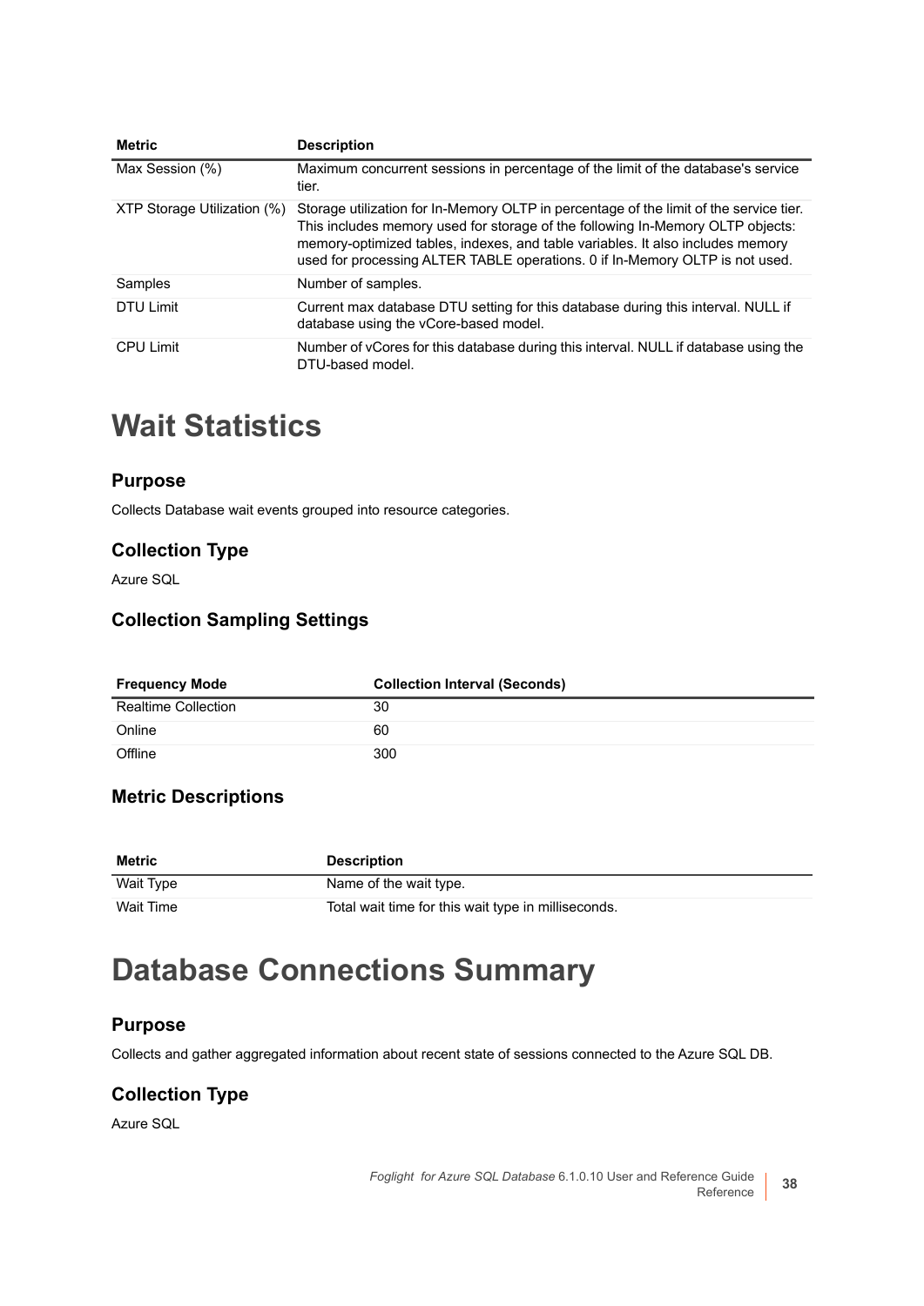| Metric | Description |
| --- | --- |
| Max Session (%) | Maximum concurrent sessions in percentage of the limit of the database's service tier. |
| XTP Storage Utilization (%) | Storage utilization for In-Memory OLTP in percentage of the limit of the service tier. This includes memory used for storage of the following In-Memory OLTP objects: memory-optimized tables, indexes, and table variables. It also includes memory used for processing ALTER TABLE operations. 0 if In-Memory OLTP is not used. |
| Samples | Number of samples. |
| DTU Limit | Current max database DTU setting for this database during this interval. NULL if database using the vCore-based model. |
| CPU Limit | Number of vCores for this database during this interval. NULL if database using the DTU-based model. |

# Wait Statistics

## Purpose

Collects Database wait events grouped into resource categories.

## Collection Type

Azure SQL

## Collection Sampling Settings

| Frequency Mode | Collection Interval (Seconds) |
| --- | --- |
| Realtime Collection | 30 |
| Online | 60 |
| Offline | 300 |

## Metric Descriptions

| Metric | Description |
| --- | --- |
| Wait Type | Name of the wait type. |
| Wait Time | Total wait time for this wait type in milliseconds. |

# Database Connections Summary

## Purpose

Collects and gather aggregated information about recent state of sessions connected to the Azure SQL DB.

## Collection Type

Azure SQL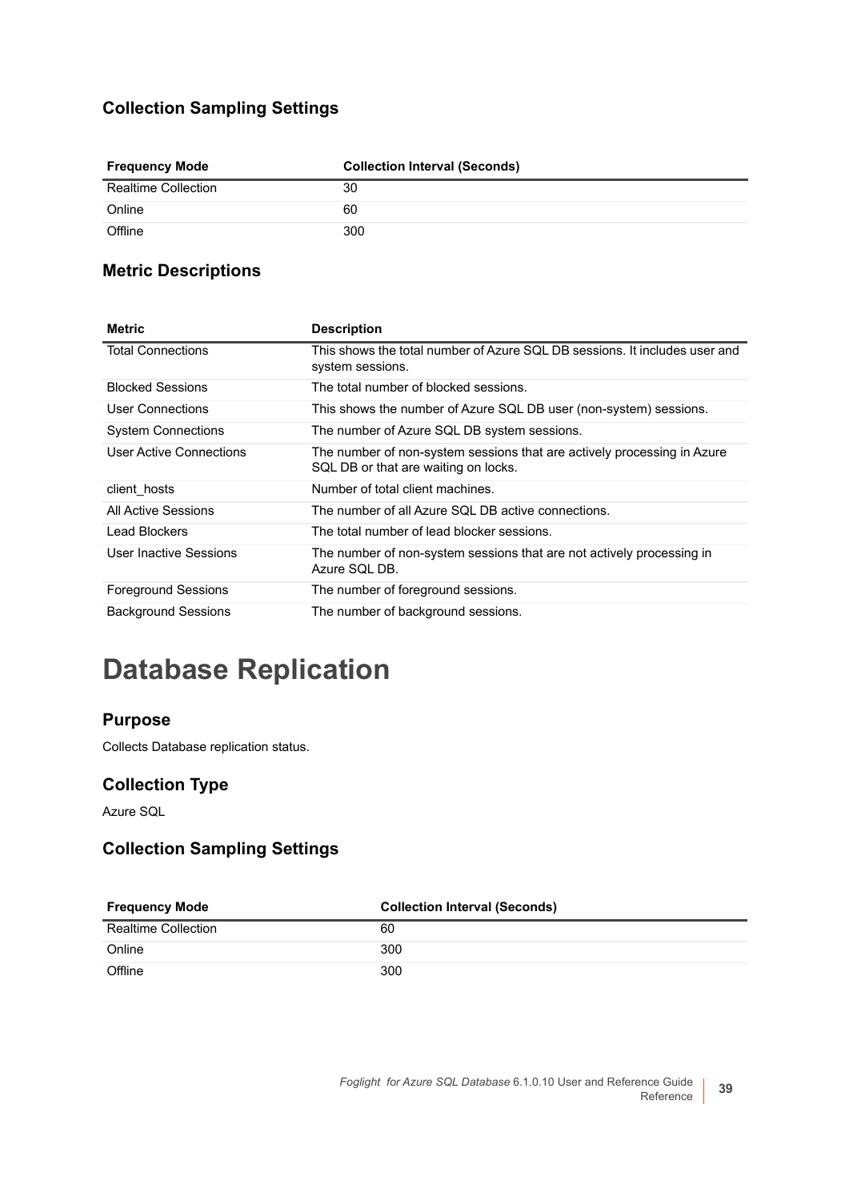### Collection Sampling Settings

| Frequency Mode | Collection Interval (Seconds) |
| --- | --- |
| Realtime Collection | 30 |
| Online | 60 |
| Offline | 300 |

### Metric Descriptions

| Metric | Description |
| --- | --- |
| Total Connections | This shows the total number of Azure SQL DB sessions. It includes user and system sessions. |
| Blocked Sessions | The total number of blocked sessions. |
| User Connections | This shows the number of Azure SQL DB user (non-system) sessions. |
| System Connections | The number of Azure SQL DB system sessions. |
| User Active Connections | The number of non-system sessions that are actively processing in Azure SQL DB or that are waiting on locks. |
| client_hosts | Number of total client machines. |
| All Active Sessions | The number of all Azure SQL DB active connections. |
| Lead Blockers | The total number of lead blocker sessions. |
| User Inactive Sessions | The number of non-system sessions that are not actively processing in Azure SQL DB. |
| Foreground Sessions | The number of foreground sessions. |
| Background Sessions | The number of background sessions. |

# Database Replication

### Purpose

Collects Database replication status.

### Collection Type

Azure SQL

### Collection Sampling Settings

| Frequency Mode | Collection Interval (Seconds) |
| --- | --- |
| Realtime Collection | 60 |
| Online | 300 |
| Offline | 300 |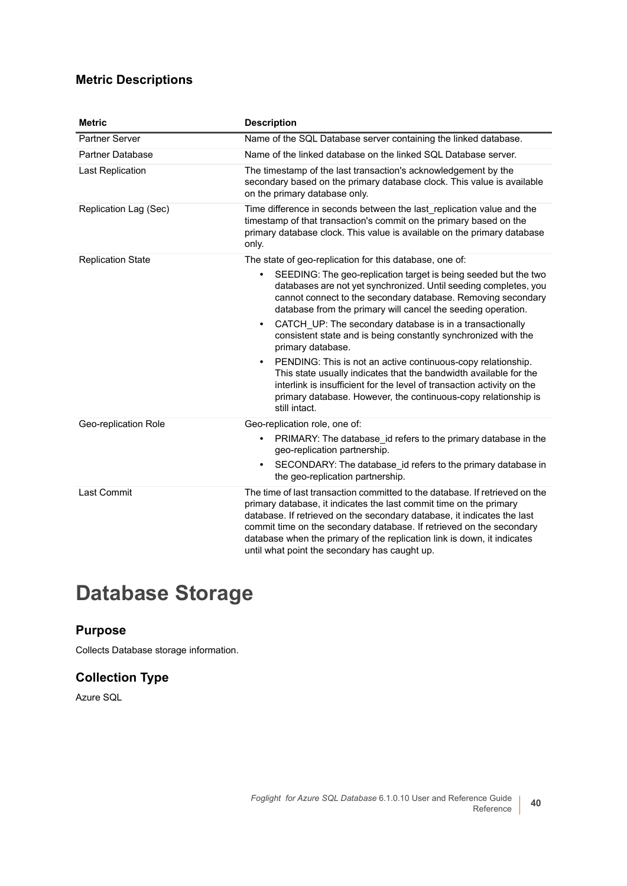### Metric Descriptions

| Metric | Description |
|---|---|
| Partner Server | Name of the SQL Database server containing the linked database. |
| Partner Database | Name of the linked database on the linked SQL Database server. |
| Last Replication | The timestamp of the last transaction's acknowledgement by the secondary based on the primary database clock. This value is available on the primary database only. |
| Replication Lag (Sec) | Time difference in seconds between the last_replication value and the timestamp of that transaction's commit on the primary based on the primary database clock. This value is available on the primary database only. |
| Replication State | The state of geo-replication for this database, one of:<br>• SEEDING: The geo-replication target is being seeded but the two databases are not yet synchronized. Until seeding completes, you cannot connect to the secondary database. Removing secondary database from the primary will cancel the seeding operation.<br>• CATCH_UP: The secondary database is in a transactionally consistent state and is being constantly synchronized with the primary database.<br>• PENDING: This is not an active continuous-copy relationship. This state usually indicates that the bandwidth available for the interlink is insufficient for the level of transaction activity on the primary database. However, the continuous-copy relationship is still intact. |
| Geo-replication Role | Geo-replication role, one of:<br>• PRIMARY: The database_id refers to the primary database in the geo-replication partnership.<br>• SECONDARY: The database_id refers to the primary database in the geo-replication partnership. |
| Last Commit | The time of last transaction committed to the database. If retrieved on the primary database, it indicates the last commit time on the primary database. If retrieved on the secondary database, it indicates the last commit time on the secondary database. If retrieved on the secondary database when the primary of the replication link is down, it indicates until what point the secondary has caught up. |

# Database Storage

### Purpose

Collects Database storage information.

### Collection Type

Azure SQL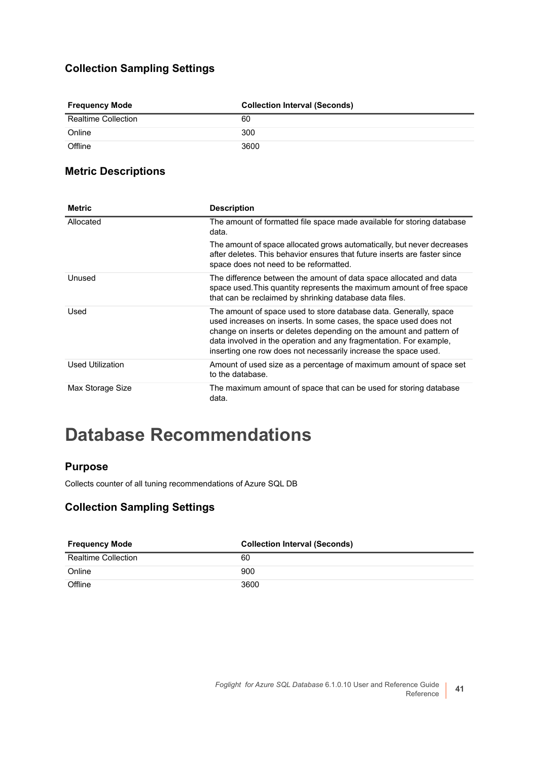### Collection Sampling Settings

| Frequency Mode | Collection Interval (Seconds) |
|---|---|
| Realtime Collection | 60 |
| Online | 300 |
| Offline | 3600 |

### Metric Descriptions

| Metric | Description |
|---|---|
| Allocated | The amount of formatted file space made available for storing database data.<br><br>The amount of space allocated grows automatically, but never decreases after deletes. This behavior ensures that future inserts are faster since space does not need to be reformatted. |
| Unused | The difference between the amount of data space allocated and data space used.This quantity represents the maximum amount of free space that can be reclaimed by shrinking database data files. |
| Used | The amount of space used to store database data. Generally, space used increases on inserts. In some cases, the space used does not change on inserts or deletes depending on the amount and pattern of data involved in the operation and any fragmentation. For example, inserting one row does not necessarily increase the space used. |
| Used Utilization | Amount of used size as a percentage of maximum amount of space set to the database. |
| Max Storage Size | The maximum amount of space that can be used for storing database data. |

# Database Recommendations

### Purpose

Collects counter of all tuning recommendations of Azure SQL DB

### Collection Sampling Settings

| Frequency Mode | Collection Interval (Seconds) |
|---|---|
| Realtime Collection | 60 |
| Online | 900 |
| Offline | 3600 |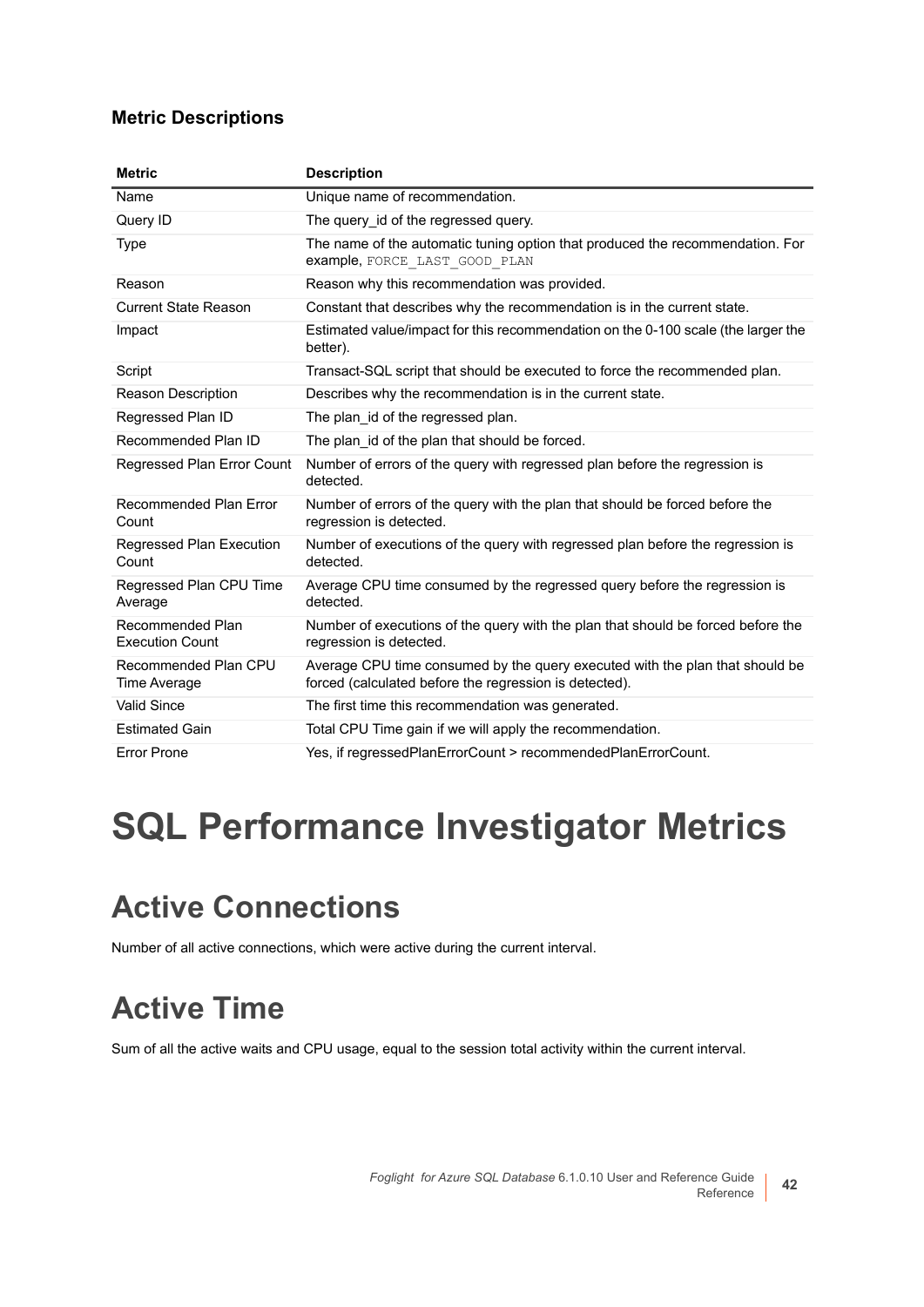### Metric Descriptions

| Metric | Description |
| --- | --- |
| Name | Unique name of recommendation. |
| Query ID | The query_id of the regressed query. |
| Type | The name of the automatic tuning option that produced the recommendation. For example, `FORCE_LAST_GOOD_PLAN` |
| Reason | Reason why this recommendation was provided. |
| Current State Reason | Constant that describes why the recommendation is in the current state. |
| Impact | Estimated value/impact for this recommendation on the 0-100 scale (the larger the better). |
| Script | Transact-SQL script that should be executed to force the recommended plan. |
| Reason Description | Describes why the recommendation is in the current state. |
| Regressed Plan ID | The plan_id of the regressed plan. |
| Recommended Plan ID | The plan_id of the plan that should be forced. |
| Regressed Plan Error Count | Number of errors of the query with regressed plan before the regression is detected. |
| Recommended Plan Error Count | Number of errors of the query with the plan that should be forced before the regression is detected. |
| Regressed Plan Execution Count | Number of executions of the query with regressed plan before the regression is detected. |
| Regressed Plan CPU Time Average | Average CPU time consumed by the regressed query before the regression is detected. |
| Recommended Plan Execution Count | Number of executions of the query with the plan that should be forced before the regression is detected. |
| Recommended Plan CPU Time Average | Average CPU time consumed by the query executed with the plan that should be forced (calculated before the regression is detected). |
| Valid Since | The first time this recommendation was generated. |
| Estimated Gain | Total CPU Time gain if we will apply the recommendation. |
| Error Prone | Yes, if regressedPlanErrorCount > recommendedPlanErrorCount. |

# SQL Performance Investigator Metrics

## Active Connections

Number of all active connections, which were active during the current interval.

## Active Time

Sum of all the active waits and CPU usage, equal to the session total activity within the current interval.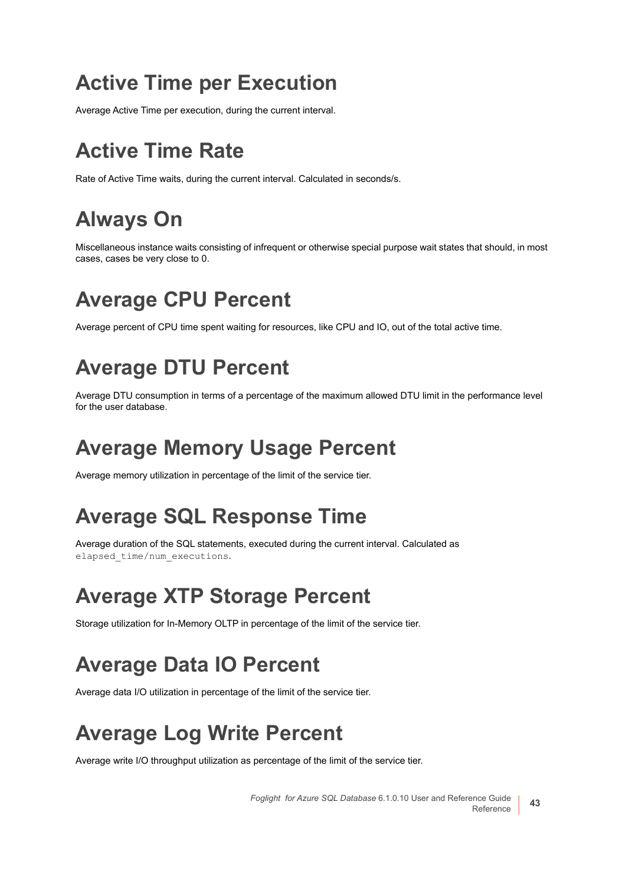# Active Time per Execution

Average Active Time per execution, during the current interval.

# Active Time Rate

Rate of Active Time waits, during the current interval. Calculated in seconds/s.

# Always On

Miscellaneous instance waits consisting of infrequent or otherwise special purpose wait states that should, in most cases, cases be very close to 0.

# Average CPU Percent

Average percent of CPU time spent waiting for resources, like CPU and IO, out of the total active time.

# Average DTU Percent

Average DTU consumption in terms of a percentage of the maximum allowed DTU limit in the performance level for the user database.

# Average Memory Usage Percent

Average memory utilization in percentage of the limit of the service tier.

# Average SQL Response Time

Average duration of the SQL statements, executed during the current interval. Calculated as `elapsed_time/num_executions`.

# Average XTP Storage Percent

Storage utilization for In-Memory OLTP in percentage of the limit of the service tier.

# Average Data IO Percent

Average data I/O utilization in percentage of the limit of the service tier.

# Average Log Write Percent

Average write I/O throughput utilization as percentage of the limit of the service tier.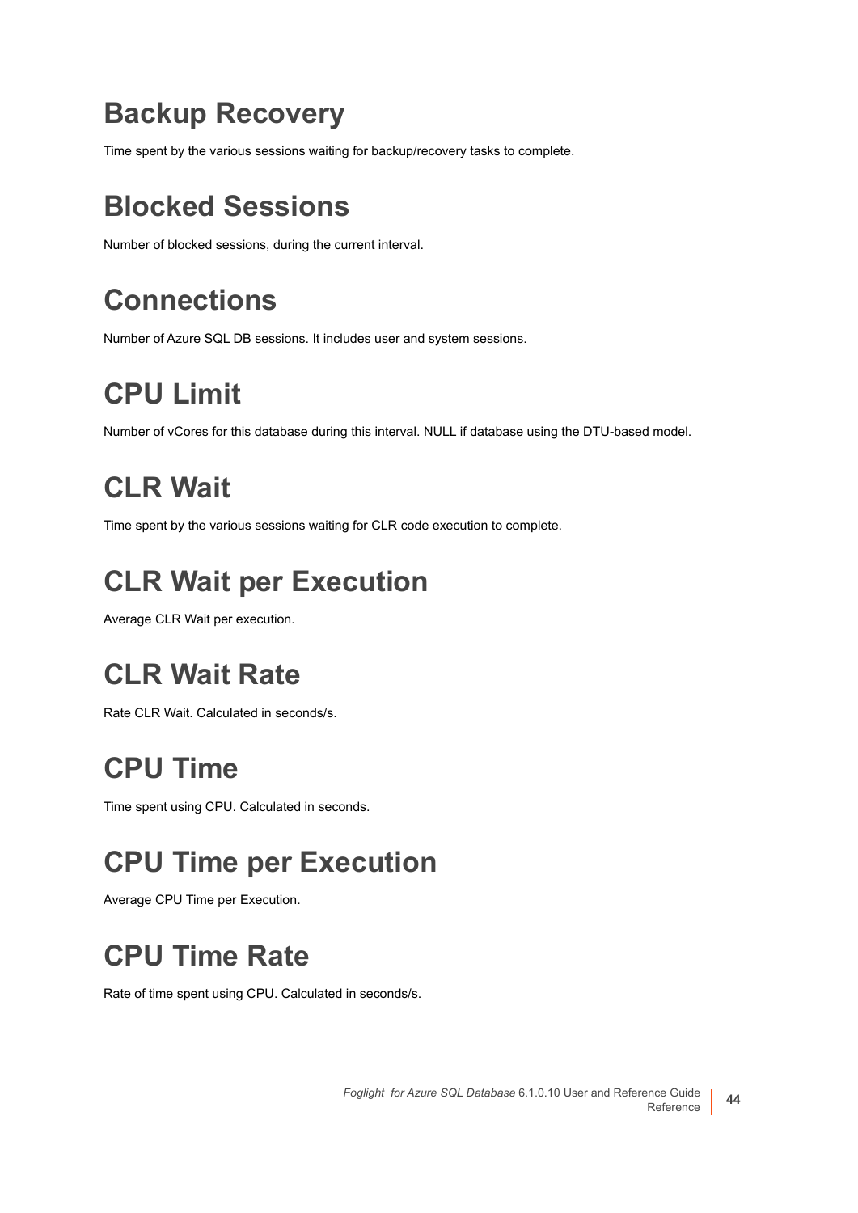# Backup Recovery

Time spent by the various sessions waiting for backup/recovery tasks to complete.

# Blocked Sessions

Number of blocked sessions, during the current interval.

# Connections

Number of Azure SQL DB sessions. It includes user and system sessions.

# CPU Limit

Number of vCores for this database during this interval. NULL if database using the DTU-based model.

# CLR Wait

Time spent by the various sessions waiting for CLR code execution to complete.

# CLR Wait per Execution

Average CLR Wait per execution.

# CLR Wait Rate

Rate CLR Wait. Calculated in seconds/s.

# CPU Time

Time spent using CPU. Calculated in seconds.

# CPU Time per Execution

Average CPU Time per Execution.

# CPU Time Rate

Rate of time spent using CPU. Calculated in seconds/s.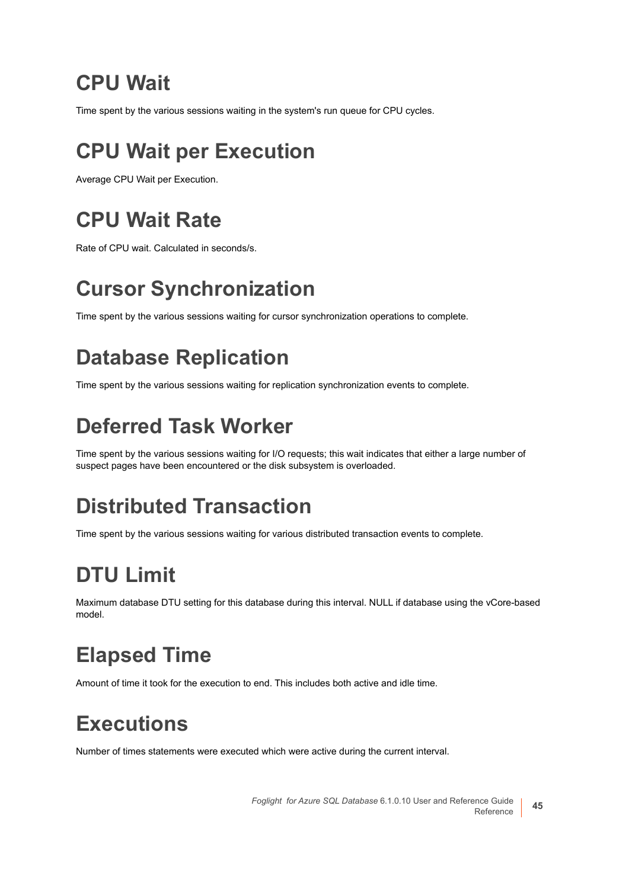# CPU Wait

Time spent by the various sessions waiting in the system's run queue for CPU cycles.

# CPU Wait per Execution

Average CPU Wait per Execution.

# CPU Wait Rate

Rate of CPU wait. Calculated in seconds/s.

# Cursor Synchronization

Time spent by the various sessions waiting for cursor synchronization operations to complete.

# Database Replication

Time spent by the various sessions waiting for replication synchronization events to complete.

# Deferred Task Worker

Time spent by the various sessions waiting for I/O requests; this wait indicates that either a large number of suspect pages have been encountered or the disk subsystem is overloaded.

# Distributed Transaction

Time spent by the various sessions waiting for various distributed transaction events to complete.

# DTU Limit

Maximum database DTU setting for this database during this interval. NULL if database using the vCore-based model.

# Elapsed Time

Amount of time it took for the execution to end. This includes both active and idle time.

# Executions

Number of times statements were executed which were active during the current interval.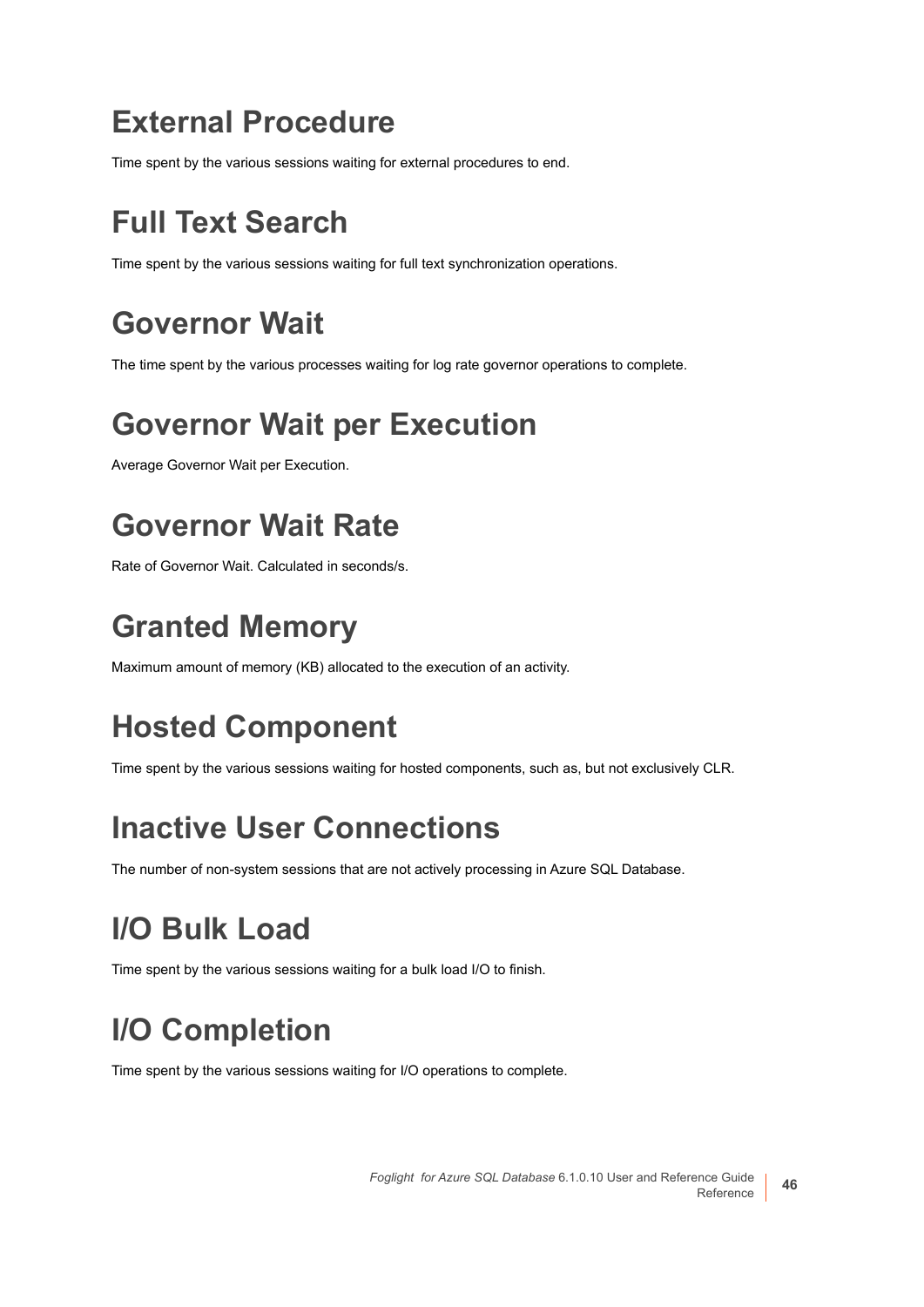# External Procedure

Time spent by the various sessions waiting for external procedures to end.

# Full Text Search

Time spent by the various sessions waiting for full text synchronization operations.

# Governor Wait

The time spent by the various processes waiting for log rate governor operations to complete.

# Governor Wait per Execution

Average Governor Wait per Execution.

# Governor Wait Rate

Rate of Governor Wait. Calculated in seconds/s.

# Granted Memory

Maximum amount of memory (KB) allocated to the execution of an activity.

# Hosted Component

Time spent by the various sessions waiting for hosted components, such as, but not exclusively CLR.

# Inactive User Connections

The number of non-system sessions that are not actively processing in Azure SQL Database.

# I/O Bulk Load

Time spent by the various sessions waiting for a bulk load I/O to finish.

# I/O Completion

Time spent by the various sessions waiting for I/O operations to complete.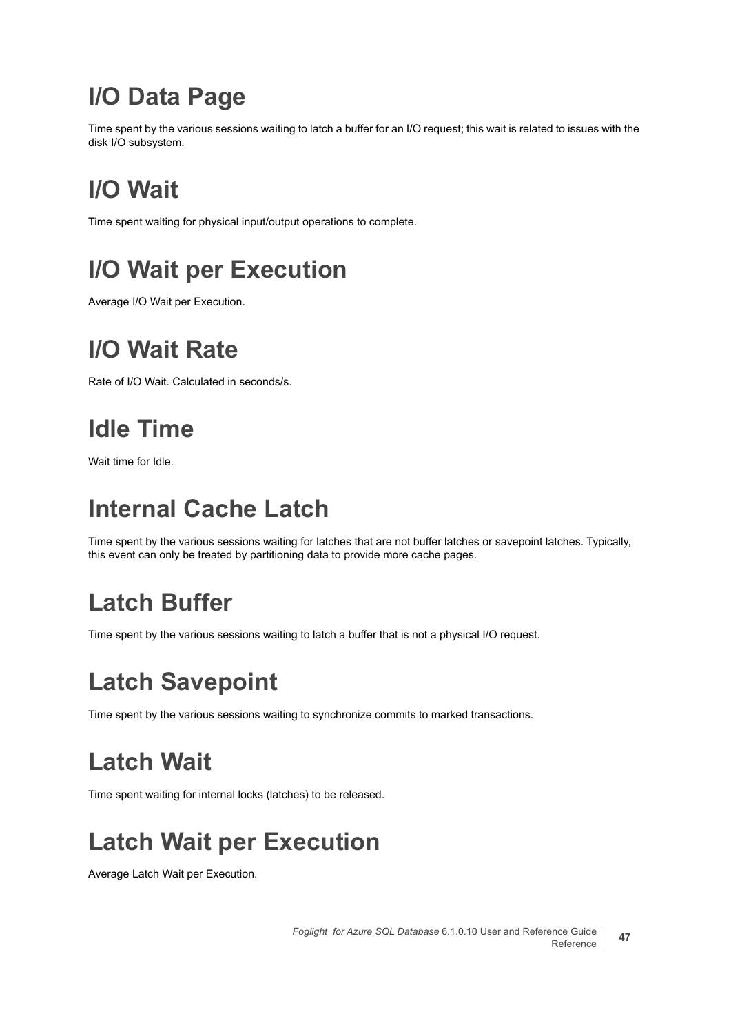# I/O Data Page

Time spent by the various sessions waiting to latch a buffer for an I/O request; this wait is related to issues with the disk I/O subsystem.

# I/O Wait

Time spent waiting for physical input/output operations to complete.

# I/O Wait per Execution

Average I/O Wait per Execution.

# I/O Wait Rate

Rate of I/O Wait. Calculated in seconds/s.

# Idle Time

Wait time for Idle.

# Internal Cache Latch

Time spent by the various sessions waiting for latches that are not buffer latches or savepoint latches. Typically, this event can only be treated by partitioning data to provide more cache pages.

# Latch Buffer

Time spent by the various sessions waiting to latch a buffer that is not a physical I/O request.

# Latch Savepoint

Time spent by the various sessions waiting to synchronize commits to marked transactions.

# Latch Wait

Time spent waiting for internal locks (latches) to be released.

# Latch Wait per Execution

Average Latch Wait per Execution.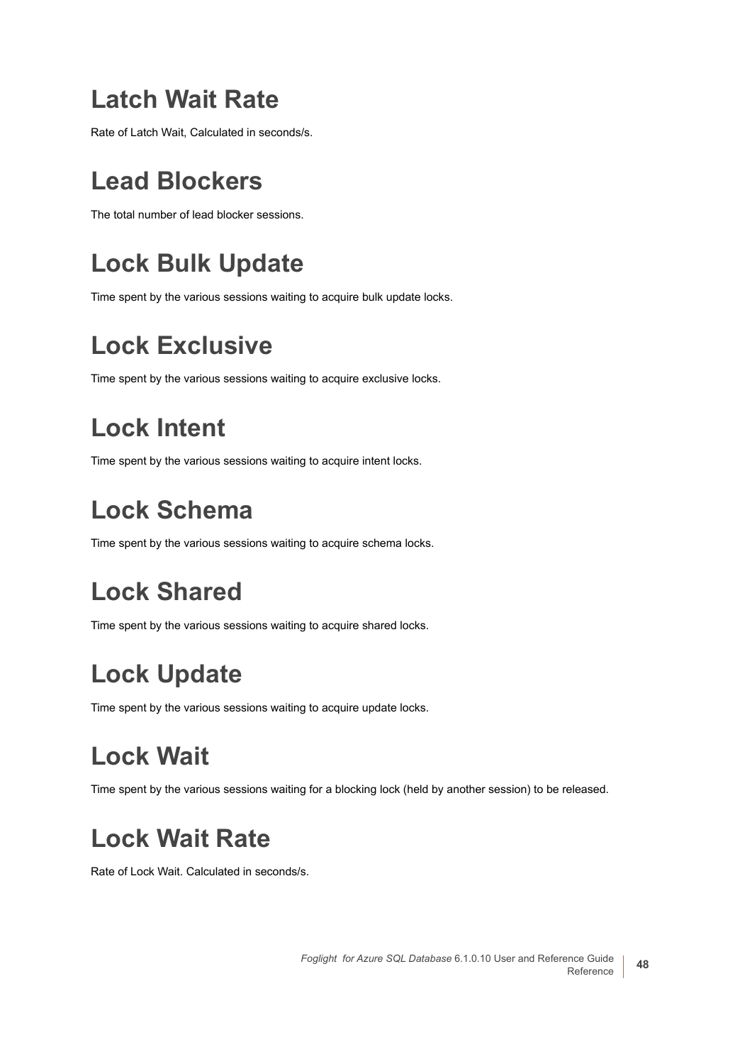# Latch Wait Rate

Rate of Latch Wait, Calculated in seconds/s.

# Lead Blockers

The total number of lead blocker sessions.

# Lock Bulk Update

Time spent by the various sessions waiting to acquire bulk update locks.

# Lock Exclusive

Time spent by the various sessions waiting to acquire exclusive locks.

# Lock Intent

Time spent by the various sessions waiting to acquire intent locks.

# Lock Schema

Time spent by the various sessions waiting to acquire schema locks.

# Lock Shared

Time spent by the various sessions waiting to acquire shared locks.

# Lock Update

Time spent by the various sessions waiting to acquire update locks.

# Lock Wait

Time spent by the various sessions waiting for a blocking lock (held by another session) to be released.

# Lock Wait Rate

Rate of Lock Wait. Calculated in seconds/s.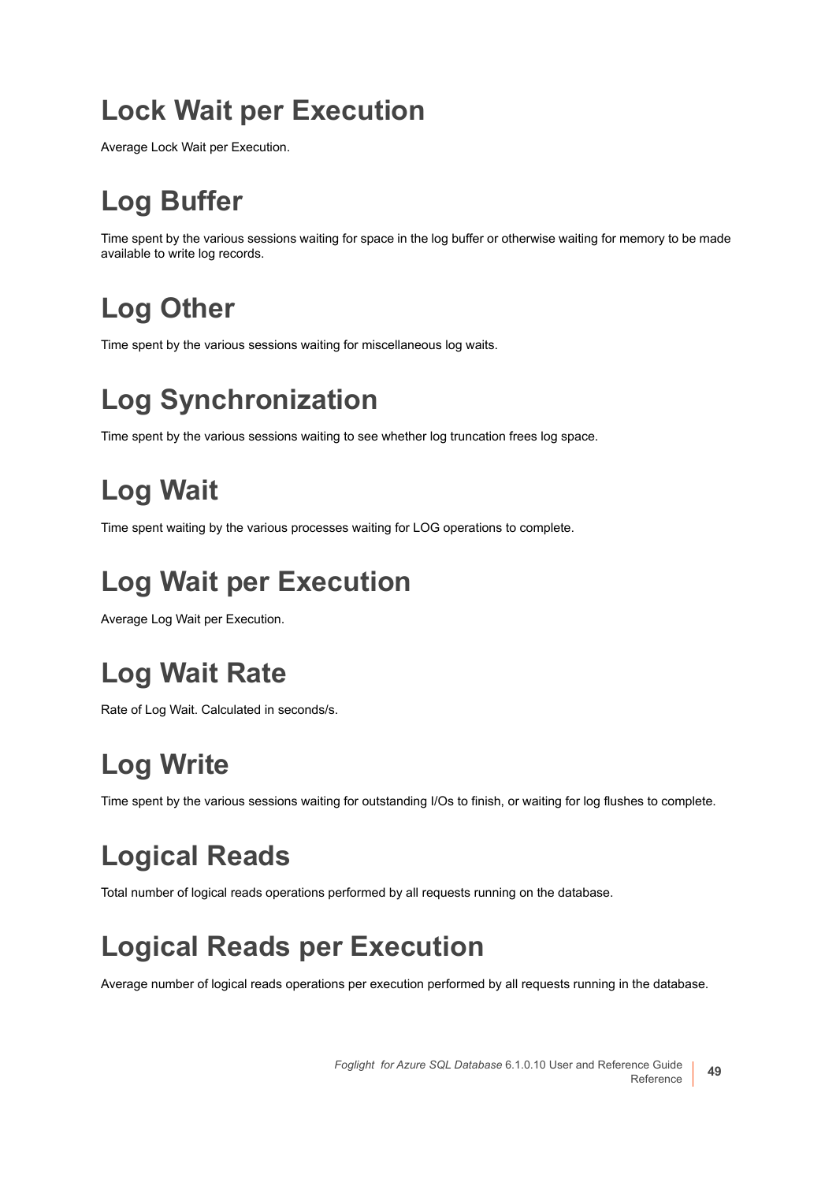# Lock Wait per Execution

Average Lock Wait per Execution.

# Log Buffer

Time spent by the various sessions waiting for space in the log buffer or otherwise waiting for memory to be made available to write log records.

# Log Other

Time spent by the various sessions waiting for miscellaneous log waits.

# Log Synchronization

Time spent by the various sessions waiting to see whether log truncation frees log space.

# Log Wait

Time spent waiting by the various processes waiting for LOG operations to complete.

# Log Wait per Execution

Average Log Wait per Execution.

# Log Wait Rate

Rate of Log Wait. Calculated in seconds/s.

# Log Write

Time spent by the various sessions waiting for outstanding I/Os to finish, or waiting for log flushes to complete.

# Logical Reads

Total number of logical reads operations performed by all requests running on the database.

# Logical Reads per Execution

Average number of logical reads operations per execution performed by all requests running in the database.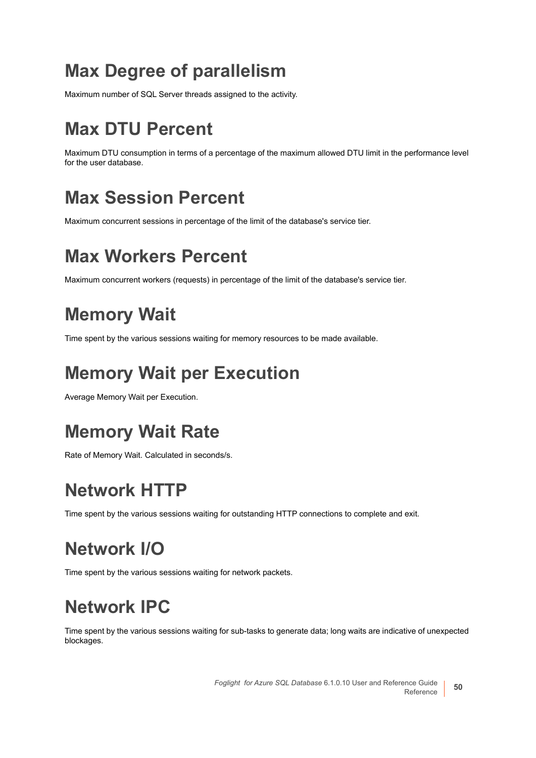# Max Degree of parallelism

Maximum number of SQL Server threads assigned to the activity.

# Max DTU Percent

Maximum DTU consumption in terms of a percentage of the maximum allowed DTU limit in the performance level for the user database.

# Max Session Percent

Maximum concurrent sessions in percentage of the limit of the database's service tier.

# Max Workers Percent

Maximum concurrent workers (requests) in percentage of the limit of the database's service tier.

# Memory Wait

Time spent by the various sessions waiting for memory resources to be made available.

# Memory Wait per Execution

Average Memory Wait per Execution.

# Memory Wait Rate

Rate of Memory Wait. Calculated in seconds/s.

# Network HTTP

Time spent by the various sessions waiting for outstanding HTTP connections to complete and exit.

# Network I/O

Time spent by the various sessions waiting for network packets.

# Network IPC

Time spent by the various sessions waiting for sub-tasks to generate data; long waits are indicative of unexpected blockages.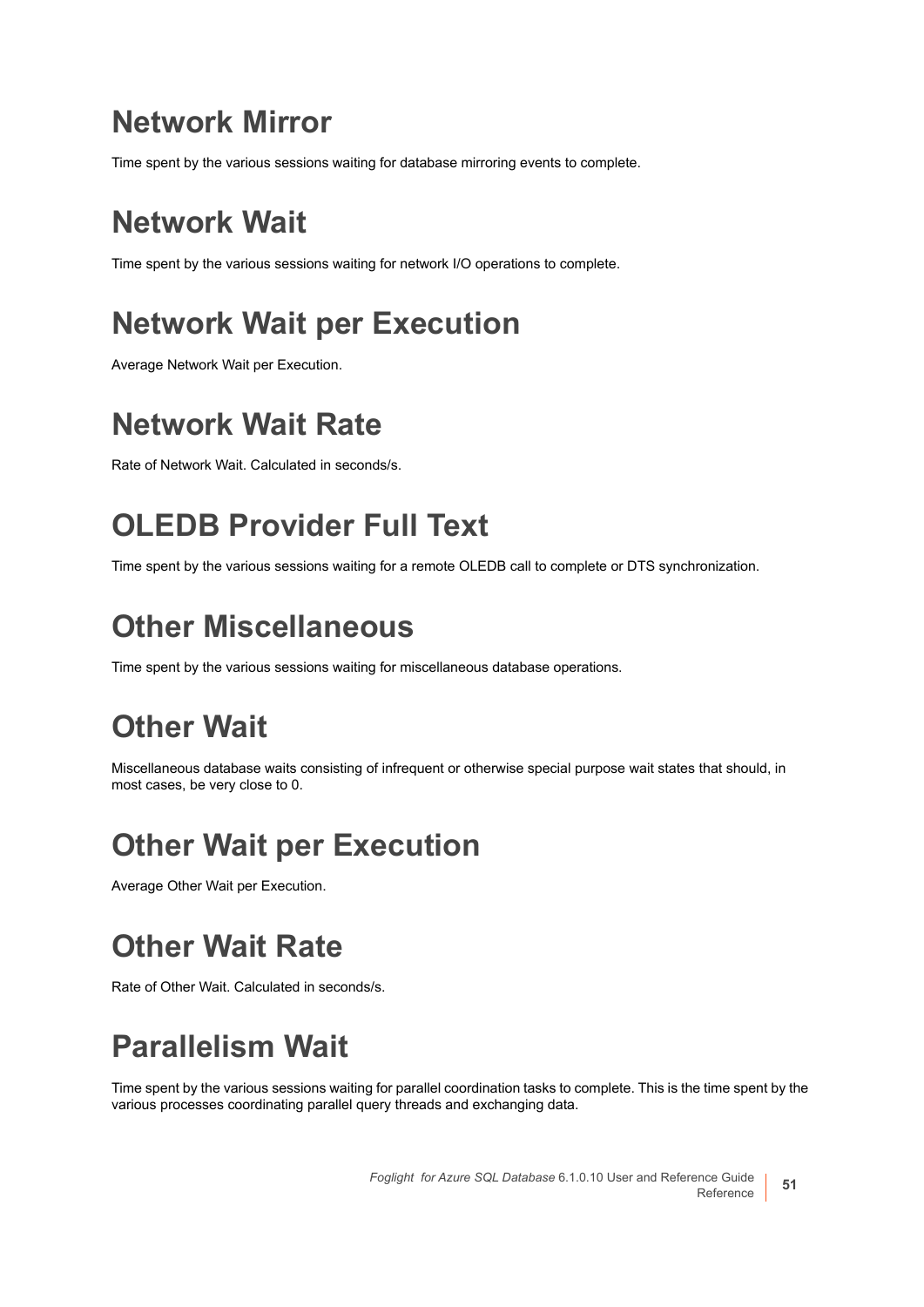# Network Mirror

Time spent by the various sessions waiting for database mirroring events to complete.

# Network Wait

Time spent by the various sessions waiting for network I/O operations to complete.

# Network Wait per Execution

Average Network Wait per Execution.

# Network Wait Rate

Rate of Network Wait. Calculated in seconds/s.

# OLEDB Provider Full Text

Time spent by the various sessions waiting for a remote OLEDB call to complete or DTS synchronization.

# Other Miscellaneous

Time spent by the various sessions waiting for miscellaneous database operations.

# Other Wait

Miscellaneous database waits consisting of infrequent or otherwise special purpose wait states that should, in most cases, be very close to 0.

# Other Wait per Execution

Average Other Wait per Execution.

# Other Wait Rate

Rate of Other Wait. Calculated in seconds/s.

# Parallelism Wait

Time spent by the various sessions waiting for parallel coordination tasks to complete. This is the time spent by the various processes coordinating parallel query threads and exchanging data.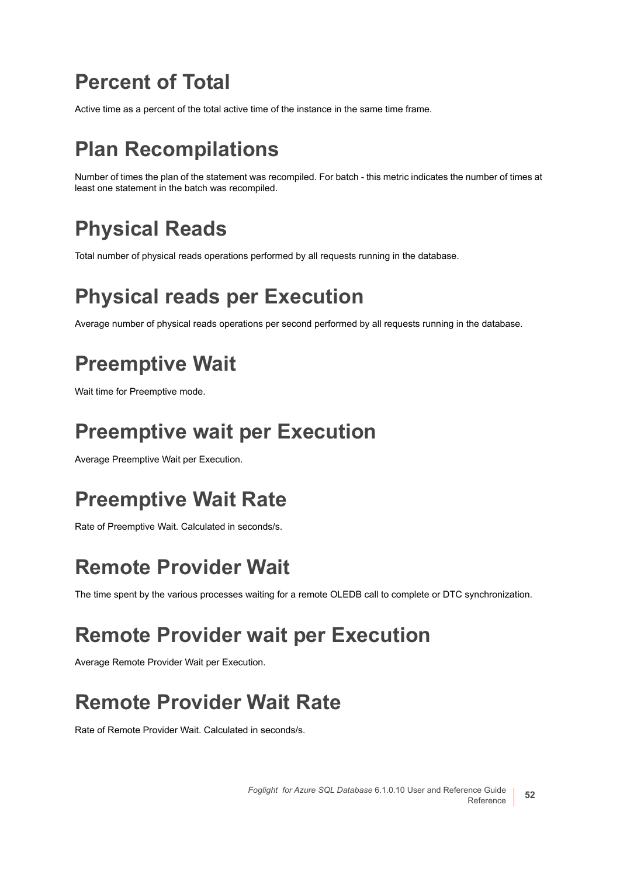# Percent of Total

Active time as a percent of the total active time of the instance in the same time frame.

# Plan Recompilations

Number of times the plan of the statement was recompiled. For batch - this metric indicates the number of times at least one statement in the batch was recompiled.

# Physical Reads

Total number of physical reads operations performed by all requests running in the database.

# Physical reads per Execution

Average number of physical reads operations per second performed by all requests running in the database.

# Preemptive Wait

Wait time for Preemptive mode.

# Preemptive wait per Execution

Average Preemptive Wait per Execution.

# Preemptive Wait Rate

Rate of Preemptive Wait. Calculated in seconds/s.

# Remote Provider Wait

The time spent by the various processes waiting for a remote OLEDB call to complete or DTC synchronization.

# Remote Provider wait per Execution

Average Remote Provider Wait per Execution.

# Remote Provider Wait Rate

Rate of Remote Provider Wait. Calculated in seconds/s.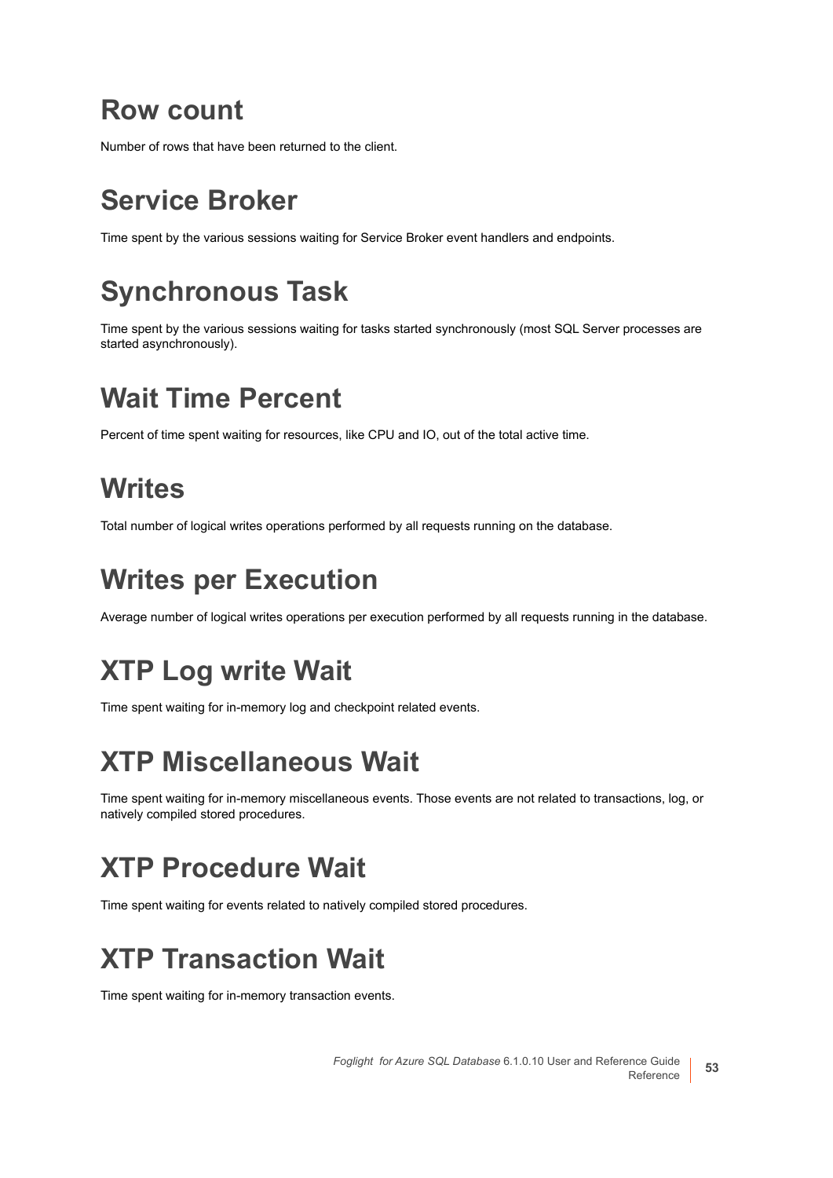# Row count

Number of rows that have been returned to the client.

# Service Broker

Time spent by the various sessions waiting for Service Broker event handlers and endpoints.

# Synchronous Task

Time spent by the various sessions waiting for tasks started synchronously (most SQL Server processes are started asynchronously).

# Wait Time Percent

Percent of time spent waiting for resources, like CPU and IO, out of the total active time.

# Writes

Total number of logical writes operations performed by all requests running on the database.

# Writes per Execution

Average number of logical writes operations per execution performed by all requests running in the database.

# XTP Log write Wait

Time spent waiting for in-memory log and checkpoint related events.

# XTP Miscellaneous Wait

Time spent waiting for in-memory miscellaneous events. Those events are not related to transactions, log, or natively compiled stored procedures.

# XTP Procedure Wait

Time spent waiting for events related to natively compiled stored procedures.

# XTP Transaction Wait

Time spent waiting for in-memory transaction events.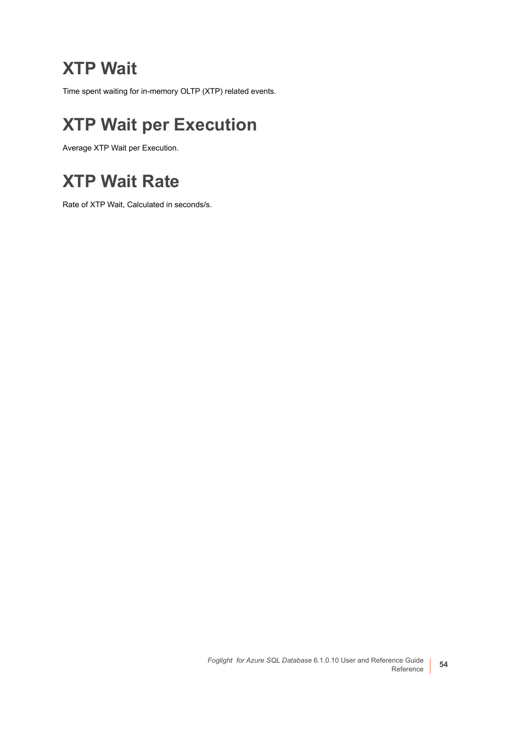# XTP Wait

Time spent waiting for in-memory OLTP (XTP) related events.

# XTP Wait per Execution

Average XTP Wait per Execution.

# XTP Wait Rate

Rate of XTP Wait, Calculated in seconds/s.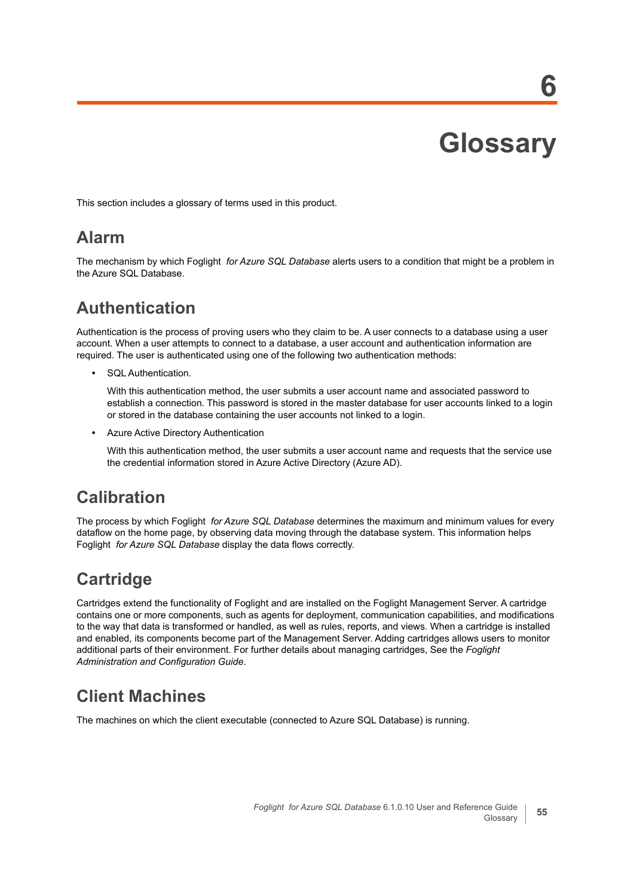# 6 Glossary

This section includes a glossary of terms used in this product.

## Alarm

The mechanism by which Foglight *for Azure SQL Database* alerts users to a condition that might be a problem in the Azure SQL Database.

## Authentication

Authentication is the process of proving users who they claim to be. A user connects to a database using a user account. When a user attempts to connect to a database, a user account and authentication information are required. The user is authenticated using one of the following two authentication methods:

- SQL Authentication.

  With this authentication method, the user submits a user account name and associated password to establish a connection. This password is stored in the master database for user accounts linked to a login or stored in the database containing the user accounts not linked to a login.

- Azure Active Directory Authentication

  With this authentication method, the user submits a user account name and requests that the service use the credential information stored in Azure Active Directory (Azure AD).

## Calibration

The process by which Foglight *for Azure SQL Database* determines the maximum and minimum values for every dataflow on the home page, by observing data moving through the database system. This information helps Foglight *for Azure SQL Database* display the data flows correctly.

## Cartridge

Cartridges extend the functionality of Foglight and are installed on the Foglight Management Server. A cartridge contains one or more components, such as agents for deployment, communication capabilities, and modifications to the way that data is transformed or handled, as well as rules, reports, and views. When a cartridge is installed and enabled, its components become part of the Management Server. Adding cartridges allows users to monitor additional parts of their environment. For further details about managing cartridges, See the *Foglight Administration and Configuration Guide*.

## Client Machines

The machines on which the client executable (connected to Azure SQL Database) is running.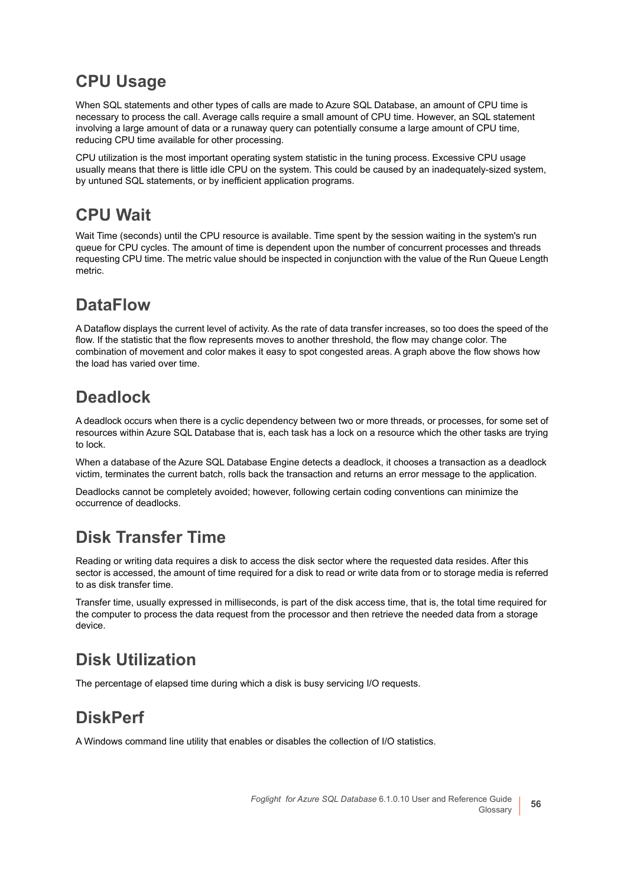## CPU Usage

When SQL statements and other types of calls are made to Azure SQL Database, an amount of CPU time is necessary to process the call. Average calls require a small amount of CPU time. However, an SQL statement involving a large amount of data or a runaway query can potentially consume a large amount of CPU time, reducing CPU time available for other processing.

CPU utilization is the most important operating system statistic in the tuning process. Excessive CPU usage usually means that there is little idle CPU on the system. This could be caused by an inadequately-sized system, by untuned SQL statements, or by inefficient application programs.

## CPU Wait

Wait Time (seconds) until the CPU resource is available. Time spent by the session waiting in the system's run queue for CPU cycles. The amount of time is dependent upon the number of concurrent processes and threads requesting CPU time. The metric value should be inspected in conjunction with the value of the Run Queue Length metric.

## DataFlow

A Dataflow displays the current level of activity. As the rate of data transfer increases, so too does the speed of the flow. If the statistic that the flow represents moves to another threshold, the flow may change color. The combination of movement and color makes it easy to spot congested areas. A graph above the flow shows how the load has varied over time.

## Deadlock

A deadlock occurs when there is a cyclic dependency between two or more threads, or processes, for some set of resources within Azure SQL Database that is, each task has a lock on a resource which the other tasks are trying to lock.

When a database of the Azure SQL Database Engine detects a deadlock, it chooses a transaction as a deadlock victim, terminates the current batch, rolls back the transaction and returns an error message to the application.

Deadlocks cannot be completely avoided; however, following certain coding conventions can minimize the occurrence of deadlocks.

## Disk Transfer Time

Reading or writing data requires a disk to access the disk sector where the requested data resides. After this sector is accessed, the amount of time required for a disk to read or write data from or to storage media is referred to as disk transfer time.

Transfer time, usually expressed in milliseconds, is part of the disk access time, that is, the total time required for the computer to process the data request from the processor and then retrieve the needed data from a storage device.

## Disk Utilization

The percentage of elapsed time during which a disk is busy servicing I/O requests.

## DiskPerf

A Windows command line utility that enables or disables the collection of I/O statistics.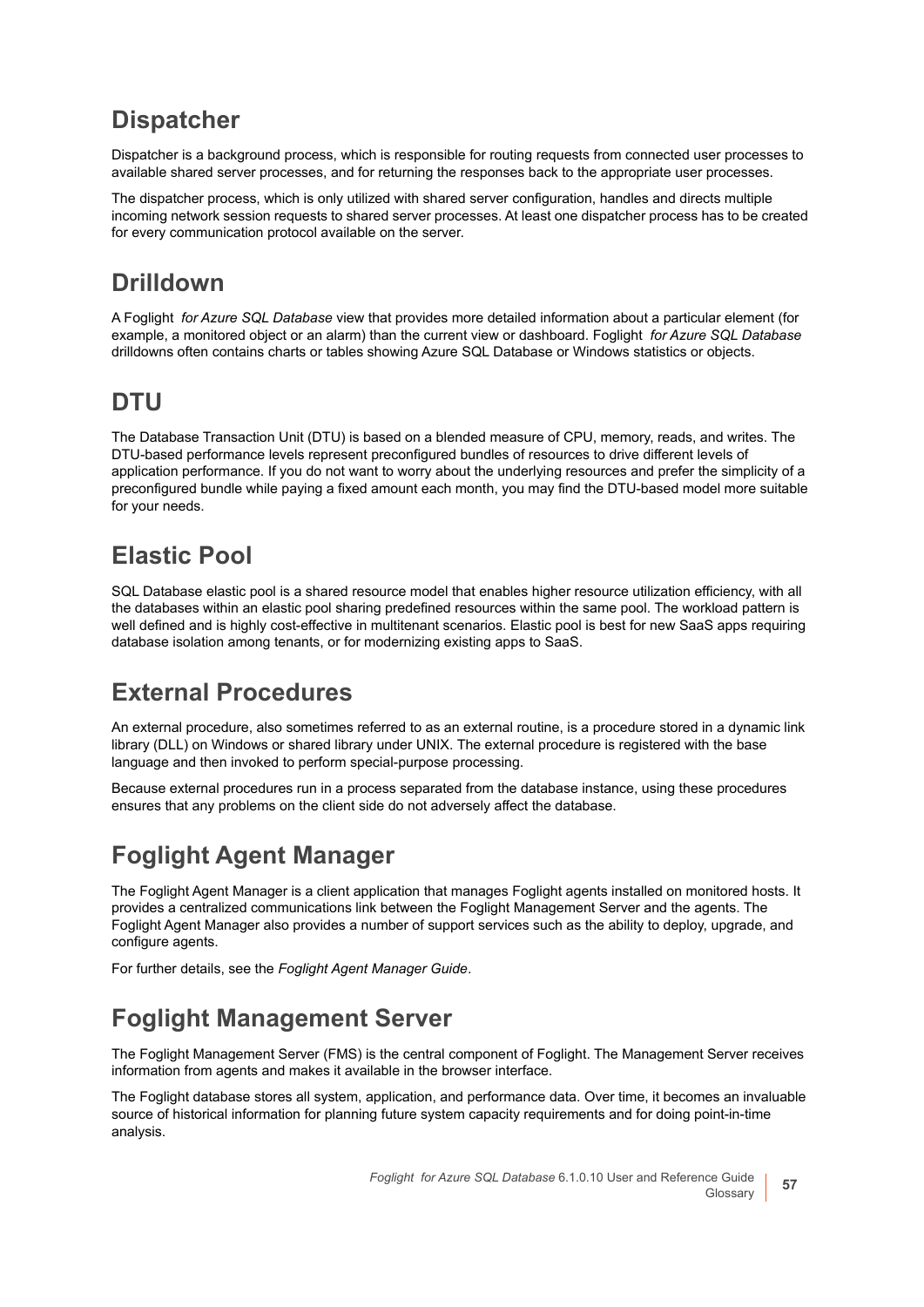## Dispatcher

Dispatcher is a background process, which is responsible for routing requests from connected user processes to available shared server processes, and for returning the responses back to the appropriate user processes.

The dispatcher process, which is only utilized with shared server configuration, handles and directs multiple incoming network session requests to shared server processes. At least one dispatcher process has to be created for every communication protocol available on the server.

## Drilldown

A Foglight *for Azure SQL Database* view that provides more detailed information about a particular element (for example, a monitored object or an alarm) than the current view or dashboard. Foglight *for Azure SQL Database* drilldowns often contains charts or tables showing Azure SQL Database or Windows statistics or objects.

## DTU

The Database Transaction Unit (DTU) is based on a blended measure of CPU, memory, reads, and writes. The DTU-based performance levels represent preconfigured bundles of resources to drive different levels of application performance. If you do not want to worry about the underlying resources and prefer the simplicity of a preconfigured bundle while paying a fixed amount each month, you may find the DTU-based model more suitable for your needs.

## Elastic Pool

SQL Database elastic pool is a shared resource model that enables higher resource utilization efficiency, with all the databases within an elastic pool sharing predefined resources within the same pool. The workload pattern is well defined and is highly cost-effective in multitenant scenarios. Elastic pool is best for new SaaS apps requiring database isolation among tenants, or for modernizing existing apps to SaaS.

## External Procedures

An external procedure, also sometimes referred to as an external routine, is a procedure stored in a dynamic link library (DLL) on Windows or shared library under UNIX. The external procedure is registered with the base language and then invoked to perform special-purpose processing.

Because external procedures run in a process separated from the database instance, using these procedures ensures that any problems on the client side do not adversely affect the database.

## Foglight Agent Manager

The Foglight Agent Manager is a client application that manages Foglight agents installed on monitored hosts. It provides a centralized communications link between the Foglight Management Server and the agents. The Foglight Agent Manager also provides a number of support services such as the ability to deploy, upgrade, and configure agents.

For further details, see the *Foglight Agent Manager Guide*.

## Foglight Management Server

The Foglight Management Server (FMS) is the central component of Foglight. The Management Server receives information from agents and makes it available in the browser interface.

The Foglight database stores all system, application, and performance data. Over time, it becomes an invaluable source of historical information for planning future system capacity requirements and for doing point-in-time analysis.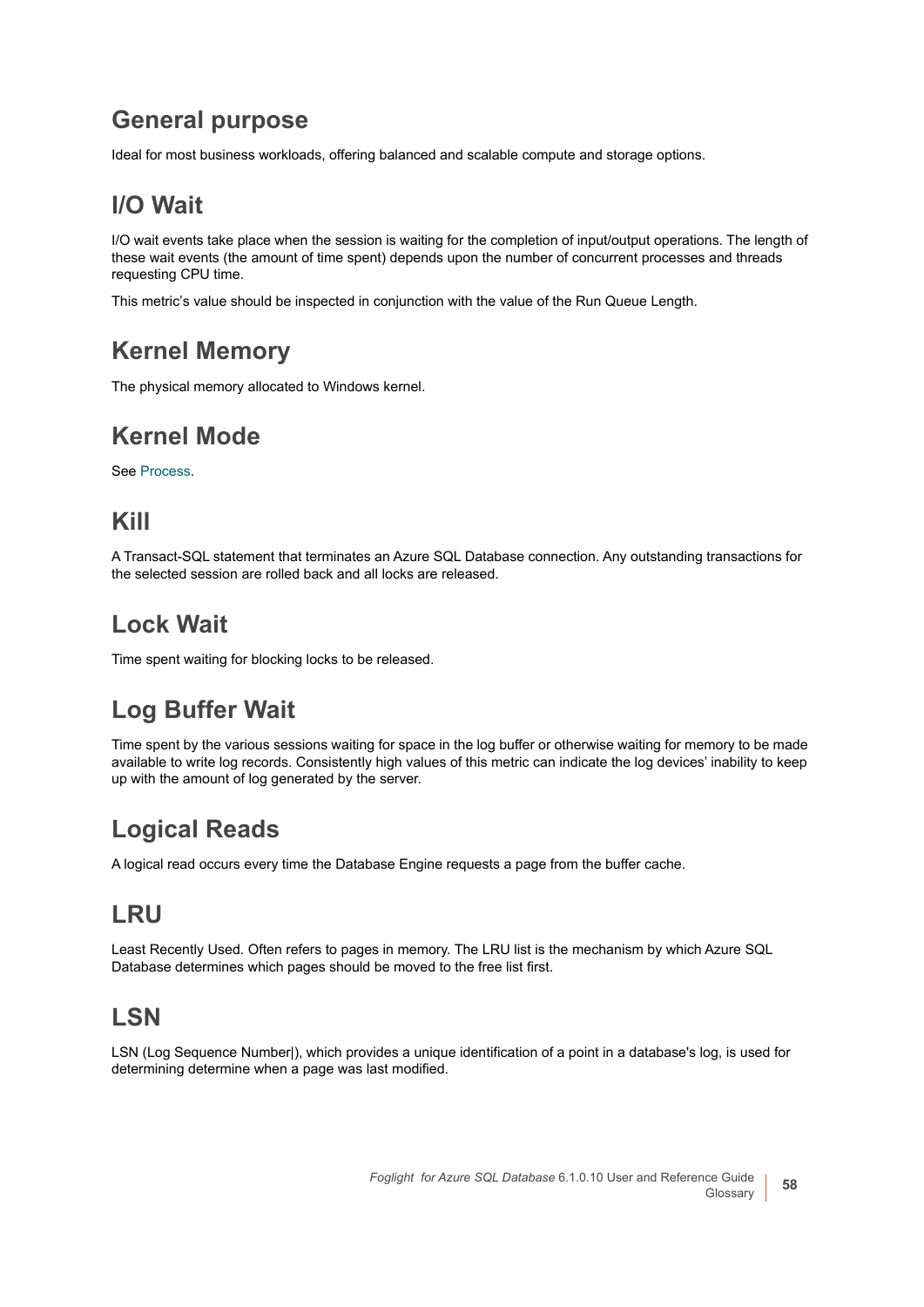## General purpose

Ideal for most business workloads, offering balanced and scalable compute and storage options.

## I/O Wait

I/O wait events take place when the session is waiting for the completion of input/output operations. The length of these wait events (the amount of time spent) depends upon the number of concurrent processes and threads requesting CPU time.

This metric's value should be inspected in conjunction with the value of the Run Queue Length.

## Kernel Memory

The physical memory allocated to Windows kernel.

## Kernel Mode

See Process.

## Kill

A Transact-SQL statement that terminates an Azure SQL Database connection. Any outstanding transactions for the selected session are rolled back and all locks are released.

## Lock Wait

Time spent waiting for blocking locks to be released.

## Log Buffer Wait

Time spent by the various sessions waiting for space in the log buffer or otherwise waiting for memory to be made available to write log records. Consistently high values of this metric can indicate the log devices' inability to keep up with the amount of log generated by the server.

## Logical Reads

A logical read occurs every time the Database Engine requests a page from the buffer cache.

## LRU

Least Recently Used. Often refers to pages in memory. The LRU list is the mechanism by which Azure SQL Database determines which pages should be moved to the free list first.

## LSN

LSN (Log Sequence Number|), which provides a unique identification of a point in a database's log, is used for determining determine when a page was last modified.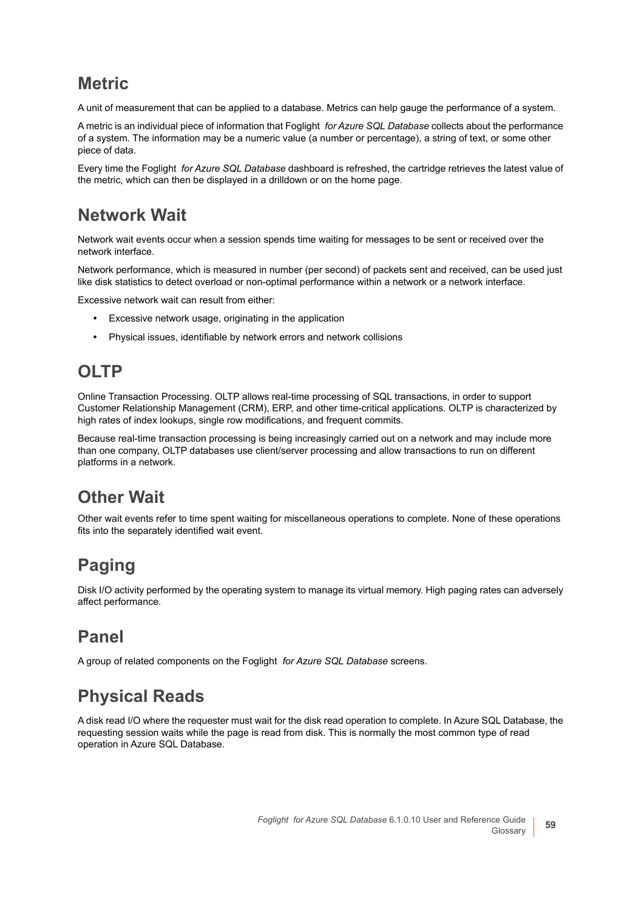## Metric

A unit of measurement that can be applied to a database. Metrics can help gauge the performance of a system.

A metric is an individual piece of information that Foglight *for Azure SQL Database* collects about the performance of a system. The information may be a numeric value (a number or percentage), a string of text, or some other piece of data.

Every time the Foglight *for Azure SQL Database* dashboard is refreshed, the cartridge retrieves the latest value of the metric, which can then be displayed in a drilldown or on the home page.

## Network Wait

Network wait events occur when a session spends time waiting for messages to be sent or received over the network interface.

Network performance, which is measured in number (per second) of packets sent and received, can be used just like disk statistics to detect overload or non-optimal performance within a network or a network interface.

Excessive network wait can result from either:

- Excessive network usage, originating in the application
- Physical issues, identifiable by network errors and network collisions

## OLTP

Online Transaction Processing. OLTP allows real-time processing of SQL transactions, in order to support Customer Relationship Management (CRM), ERP, and other time-critical applications. OLTP is characterized by high rates of index lookups, single row modifications, and frequent commits.

Because real-time transaction processing is being increasingly carried out on a network and may include more than one company, OLTP databases use client/server processing and allow transactions to run on different platforms in a network.

## Other Wait

Other wait events refer to time spent waiting for miscellaneous operations to complete. None of these operations fits into the separately identified wait event.

## Paging

Disk I/O activity performed by the operating system to manage its virtual memory. High paging rates can adversely affect performance.

## Panel

A group of related components on the Foglight *for Azure SQL Database* screens.

## Physical Reads

A disk read I/O where the requester must wait for the disk read operation to complete. In Azure SQL Database, the requesting session waits while the page is read from disk. This is normally the most common type of read operation in Azure SQL Database.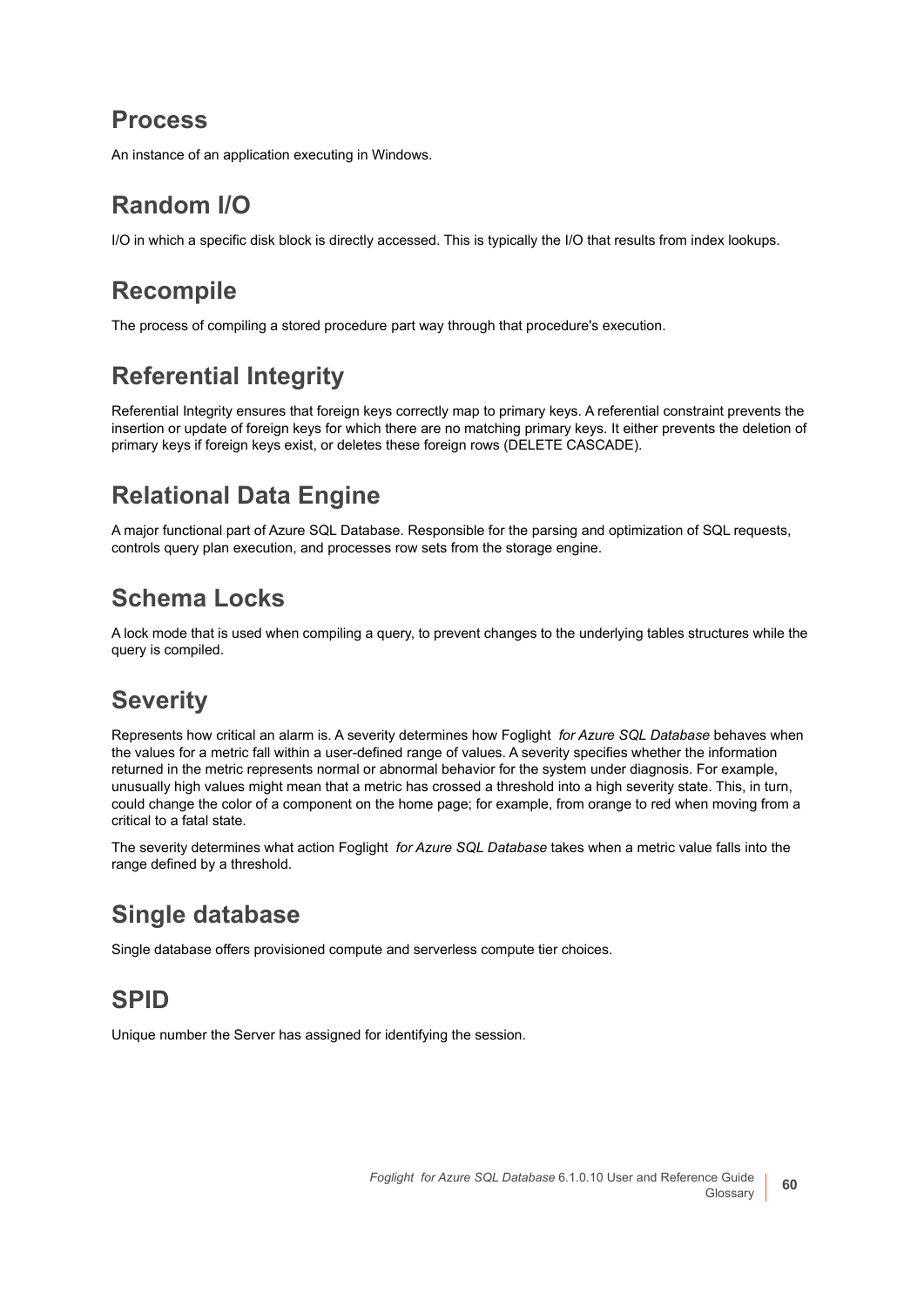## Process

An instance of an application executing in Windows.

## Random I/O

I/O in which a specific disk block is directly accessed. This is typically the I/O that results from index lookups.

## Recompile

The process of compiling a stored procedure part way through that procedure's execution.

## Referential Integrity

Referential Integrity ensures that foreign keys correctly map to primary keys. A referential constraint prevents the insertion or update of foreign keys for which there are no matching primary keys. It either prevents the deletion of primary keys if foreign keys exist, or deletes these foreign rows (DELETE CASCADE).

## Relational Data Engine

A major functional part of Azure SQL Database. Responsible for the parsing and optimization of SQL requests, controls query plan execution, and processes row sets from the storage engine.

## Schema Locks

A lock mode that is used when compiling a query, to prevent changes to the underlying tables structures while the query is compiled.

## Severity

Represents how critical an alarm is. A severity determines how Foglight *for Azure SQL Database* behaves when the values for a metric fall within a user-defined range of values. A severity specifies whether the information returned in the metric represents normal or abnormal behavior for the system under diagnosis. For example, unusually high values might mean that a metric has crossed a threshold into a high severity state. This, in turn, could change the color of a component on the home page; for example, from orange to red when moving from a critical to a fatal state.

The severity determines what action Foglight *for Azure SQL Database* takes when a metric value falls into the range defined by a threshold.

## Single database

Single database offers provisioned compute and serverless compute tier choices.

## SPID

Unique number the Server has assigned for identifying the session.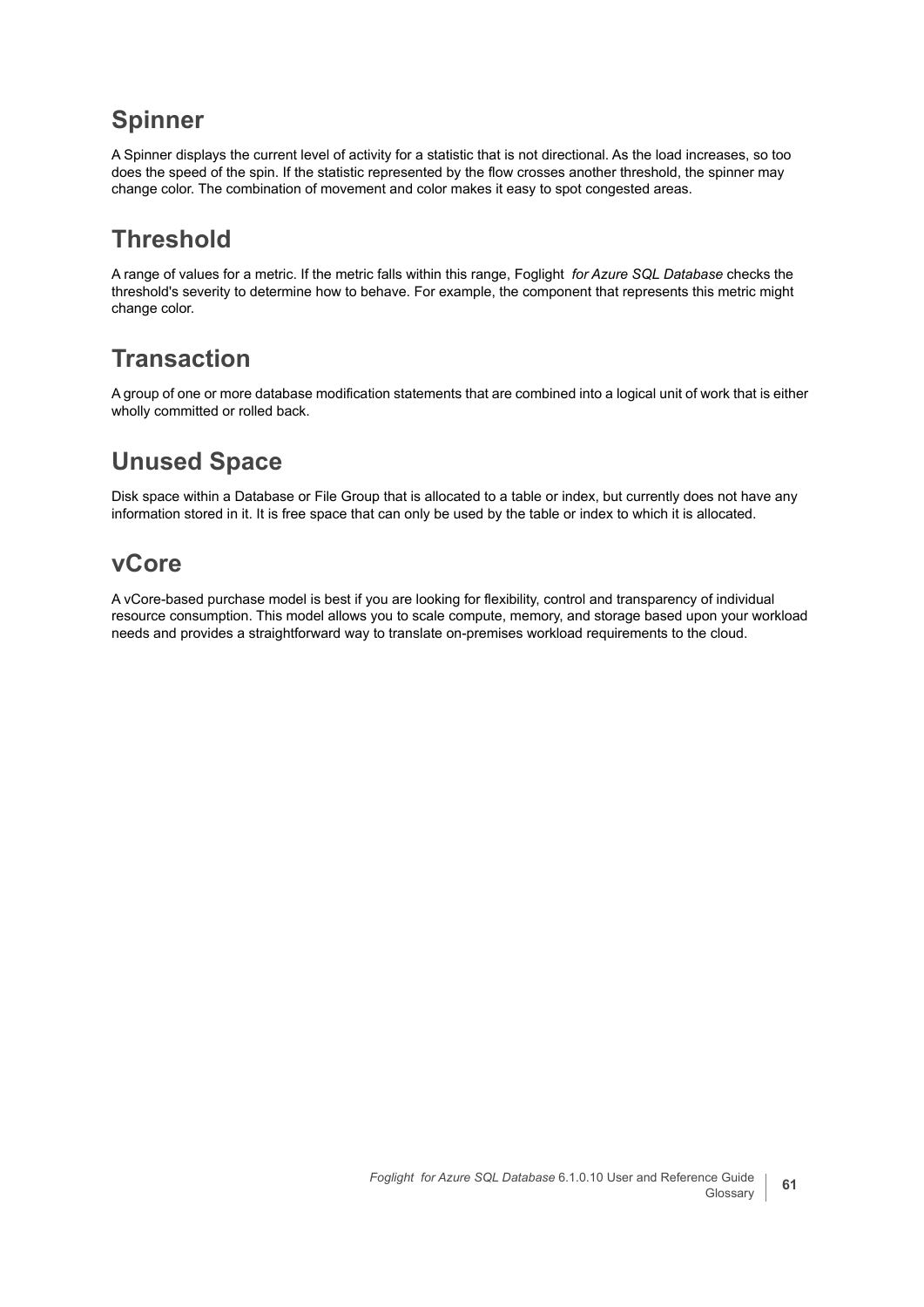## Spinner

A Spinner displays the current level of activity for a statistic that is not directional. As the load increases, so too does the speed of the spin. If the statistic represented by the flow crosses another threshold, the spinner may change color. The combination of movement and color makes it easy to spot congested areas.

## Threshold

A range of values for a metric. If the metric falls within this range, Foglight *for Azure SQL Database* checks the threshold's severity to determine how to behave. For example, the component that represents this metric might change color.

## Transaction

A group of one or more database modification statements that are combined into a logical unit of work that is either wholly committed or rolled back.

## Unused Space

Disk space within a Database or File Group that is allocated to a table or index, but currently does not have any information stored in it. It is free space that can only be used by the table or index to which it is allocated.

## vCore

A vCore-based purchase model is best if you are looking for flexibility, control and transparency of individual resource consumption. This model allows you to scale compute, memory, and storage based upon your workload needs and provides a straightforward way to translate on-premises workload requirements to the cloud.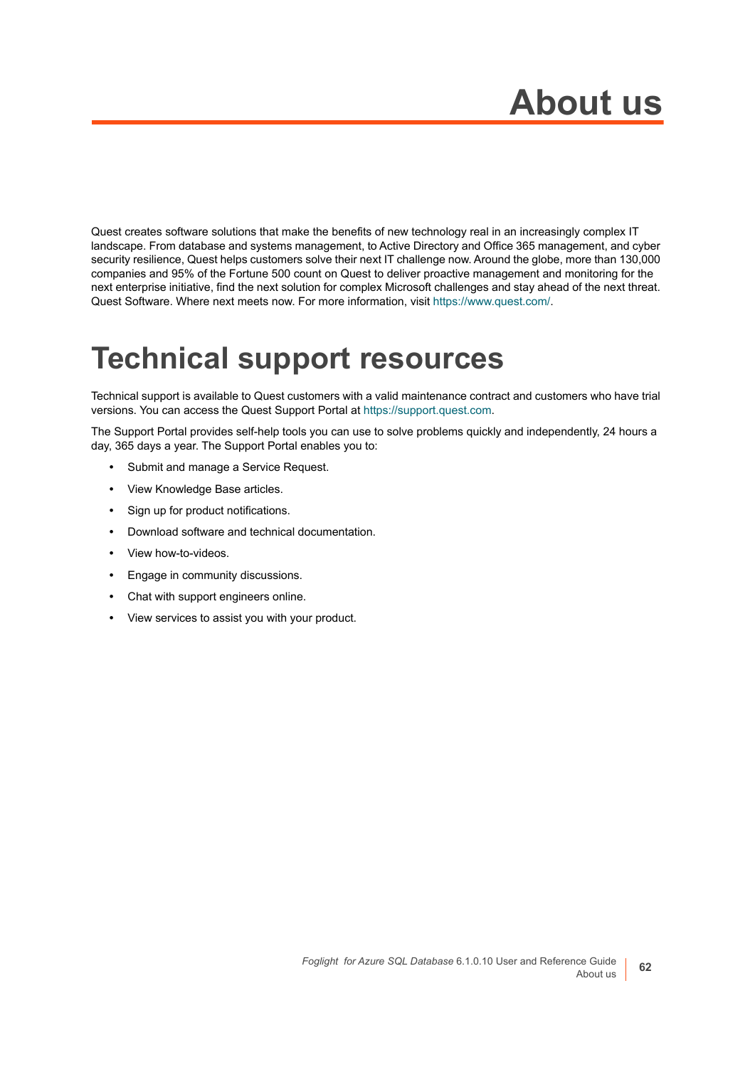# About us

Quest creates software solutions that make the benefits of new technology real in an increasingly complex IT landscape. From database and systems management, to Active Directory and Office 365 management, and cyber security resilience, Quest helps customers solve their next IT challenge now. Around the globe, more than 130,000 companies and 95% of the Fortune 500 count on Quest to deliver proactive management and monitoring for the next enterprise initiative, find the next solution for complex Microsoft challenges and stay ahead of the next threat. Quest Software. Where next meets now. For more information, visit https://www.quest.com/.

# Technical support resources

Technical support is available to Quest customers with a valid maintenance contract and customers who have trial versions. You can access the Quest Support Portal at https://support.quest.com.

The Support Portal provides self-help tools you can use to solve problems quickly and independently, 24 hours a day, 365 days a year. The Support Portal enables you to:

- Submit and manage a Service Request.
- View Knowledge Base articles.
- Sign up for product notifications.
- Download software and technical documentation.
- View how-to-videos.
- Engage in community discussions.
- Chat with support engineers online.
- View services to assist you with your product.